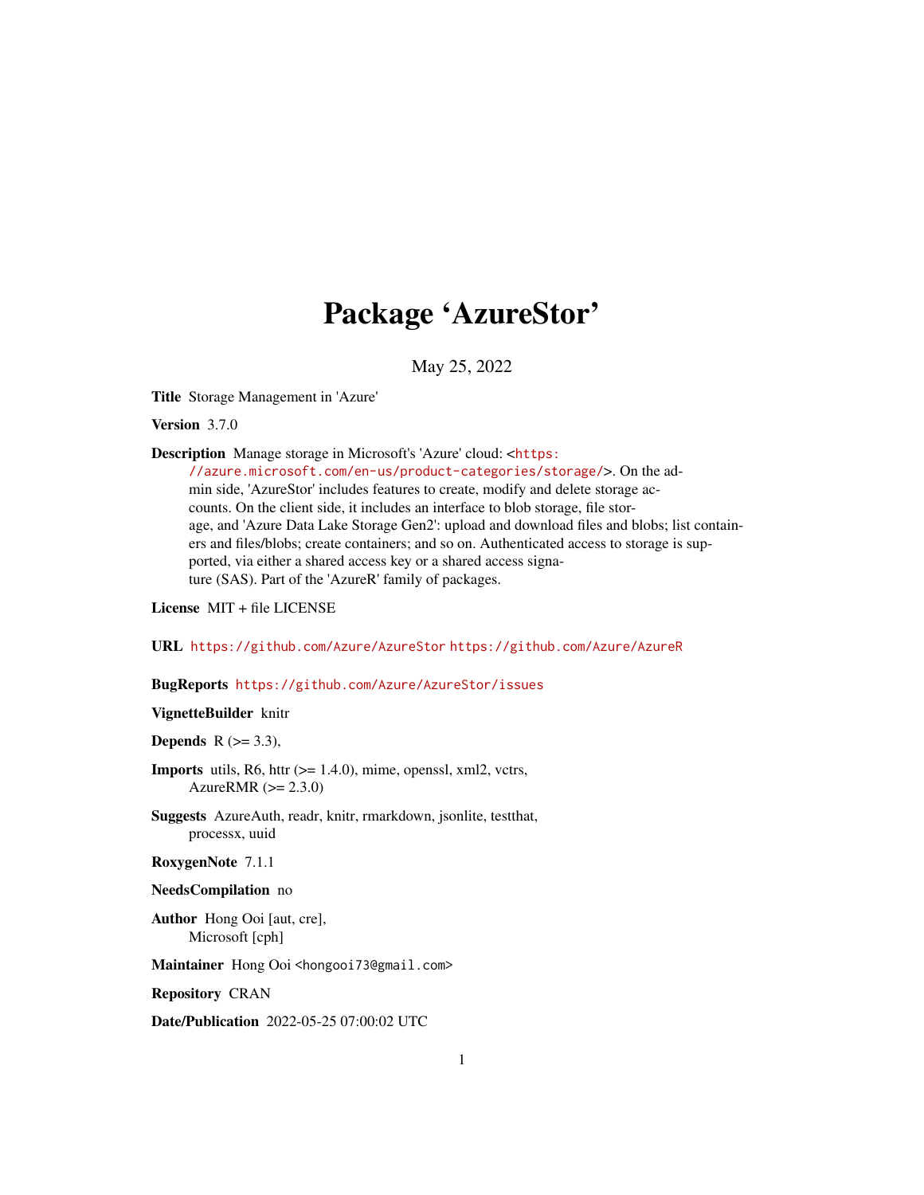# Package 'AzureStor'

May 25, 2022

**Title** Storage Management in 'Azure'

**Version** 3.7.0

**Description** Manage storage in Microsoft's 'Azure' cloud: <https://azure.microsoft.com/en-us/product-categories/storage/>. On the admin side, 'AzureStor' includes features to create, modify and delete storage accounts. On the client side, it includes an interface to blob storage, file storage, and 'Azure Data Lake Storage Gen2': upload and download files and blobs; list containers and files/blobs; create containers; and so on. Authenticated access to storage is supported, via either a shared access key or a shared access signature (SAS). Part of the 'AzureR' family of packages.

**License** MIT + file LICENSE

**URL** https://github.com/Azure/AzureStor https://github.com/Azure/AzureR

**BugReports** https://github.com/Azure/AzureStor/issues

**VignetteBuilder** knitr

**Depends** R (>= 3.3),

**Imports** utils, R6, httr (>= 1.4.0), mime, openssl, xml2, vctrs, AzureRMR (>= 2.3.0)

**Suggests** AzureAuth, readr, knitr, rmarkdown, jsonlite, testthat, processx, uuid

**RoxygenNote** 7.1.1

**NeedsCompilation** no

**Author** Hong Ooi [aut, cre], Microsoft [cph]

**Maintainer** Hong Ooi <hongooi73@gmail.com>

**Repository** CRAN

**Date/Publication** 2022-05-25 07:00:02 UTC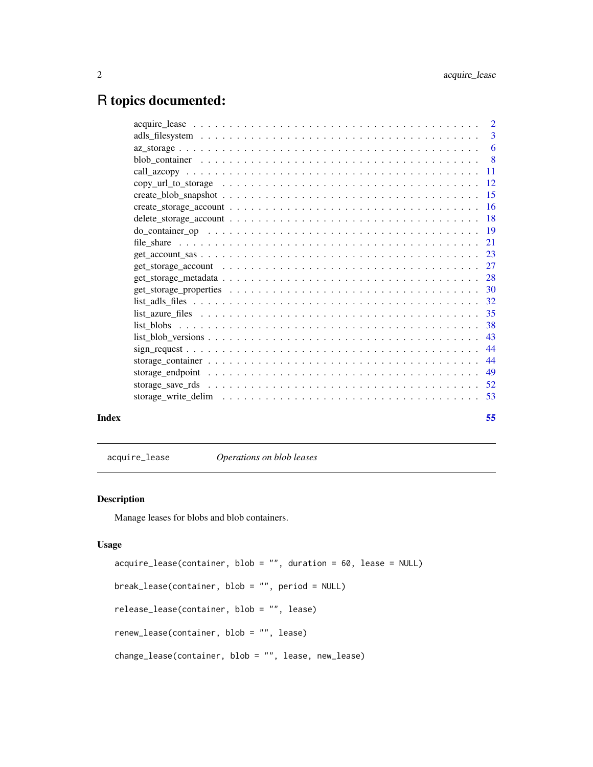# R topics documented:

| | |
|---|---|
| acquire_lease | 2 |
| adls_filesystem | 3 |
| az_storage | 6 |
| blob_container | 8 |
| call_azcopy | 11 |
| copy_url_to_storage | 12 |
| create_blob_snapshot | 15 |
| create_storage_account | 16 |
| delete_storage_account | 18 |
| do_container_op | 19 |
| file_share | 21 |
| get_account_sas | 23 |
| get_storage_account | 27 |
| get_storage_metadata | 28 |
| get_storage_properties | 30 |
| list_adls_files | 32 |
| list_azure_files | 35 |
| list_blobs | 38 |
| list_blob_versions | 43 |
| sign_request | 44 |
| storage_container | 44 |
| storage_endpoint | 49 |
| storage_save_rds | 52 |
| storage_write_delim | 53 |

**Index** 55

---

`acquire_lease` *Operations on blob leases*

---

## Description

Manage leases for blobs and blob containers.

## Usage

```
acquire_lease(container, blob = "", duration = 60, lease = NULL)

break_lease(container, blob = "", period = NULL)

release_lease(container, blob = "", lease)

renew_lease(container, blob = "", lease)

change_lease(container, blob = "", lease, new_lease)
```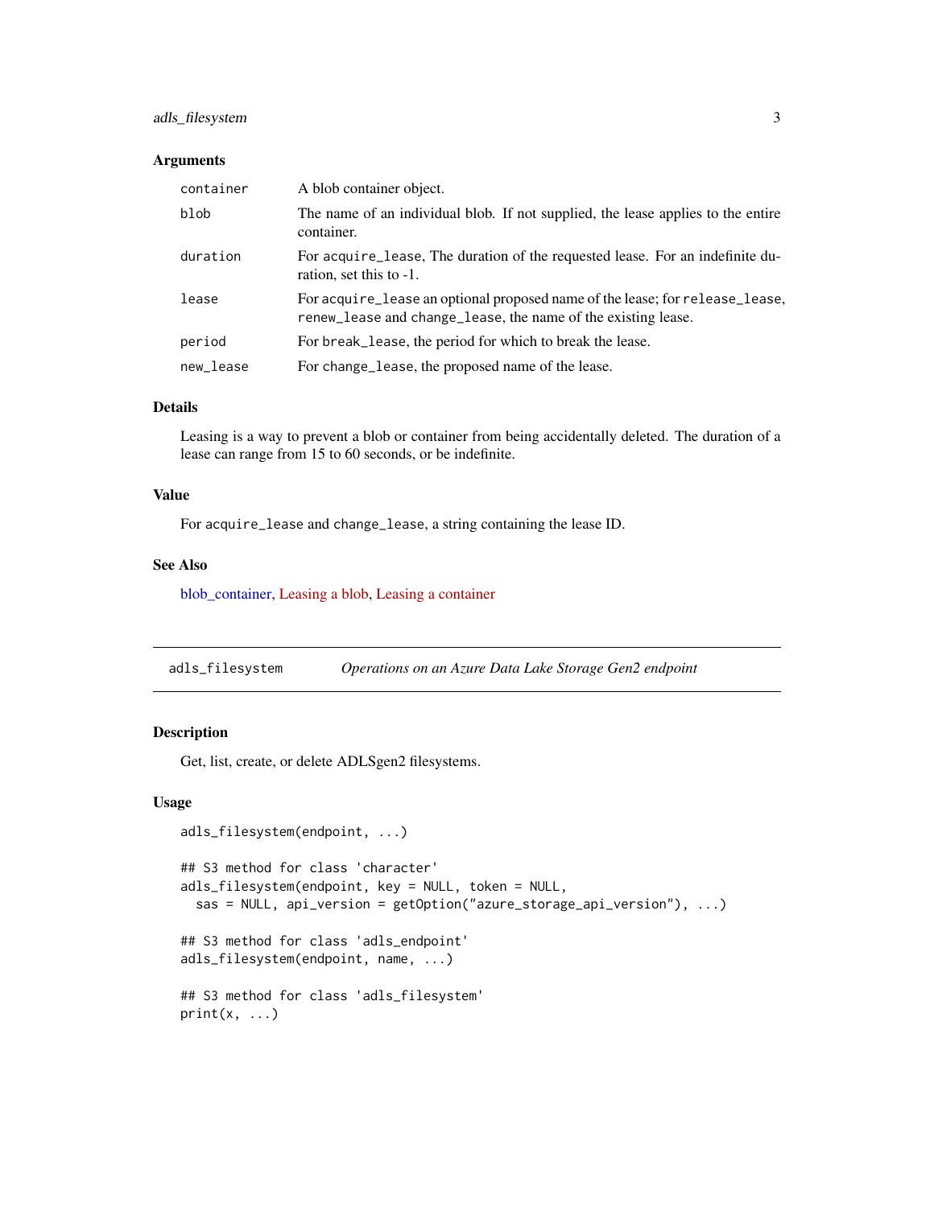### Arguments

| | |
|---|---|
| `container` | A blob container object. |
| `blob` | The name of an individual blob. If not supplied, the lease applies to the entire container. |
| `duration` | For `acquire_lease`, The duration of the requested lease. For an indefinite duration, set this to -1. |
| `lease` | For `acquire_lease` an optional proposed name of the lease; for `release_lease`, `renew_lease` and `change_lease`, the name of the existing lease. |
| `period` | For `break_lease`, the period for which to break the lease. |
| `new_lease` | For `change_lease`, the proposed name of the lease. |

### Details

Leasing is a way to prevent a blob or container from being accidentally deleted. The duration of a lease can range from 15 to 60 seconds, or be indefinite.

### Value

For `acquire_lease` and `change_lease`, a string containing the lease ID.

### See Also

blob_container, Leasing a blob, Leasing a container

---

## `adls_filesystem` *Operations on an Azure Data Lake Storage Gen2 endpoint*

### Description

Get, list, create, or delete ADLSgen2 filesystems.

### Usage

```
adls_filesystem(endpoint, ...)

## S3 method for class 'character'
adls_filesystem(endpoint, key = NULL, token = NULL,
  sas = NULL, api_version = getOption("azure_storage_api_version"), ...)

## S3 method for class 'adls_endpoint'
adls_filesystem(endpoint, name, ...)

## S3 method for class 'adls_filesystem'
print(x, ...)
```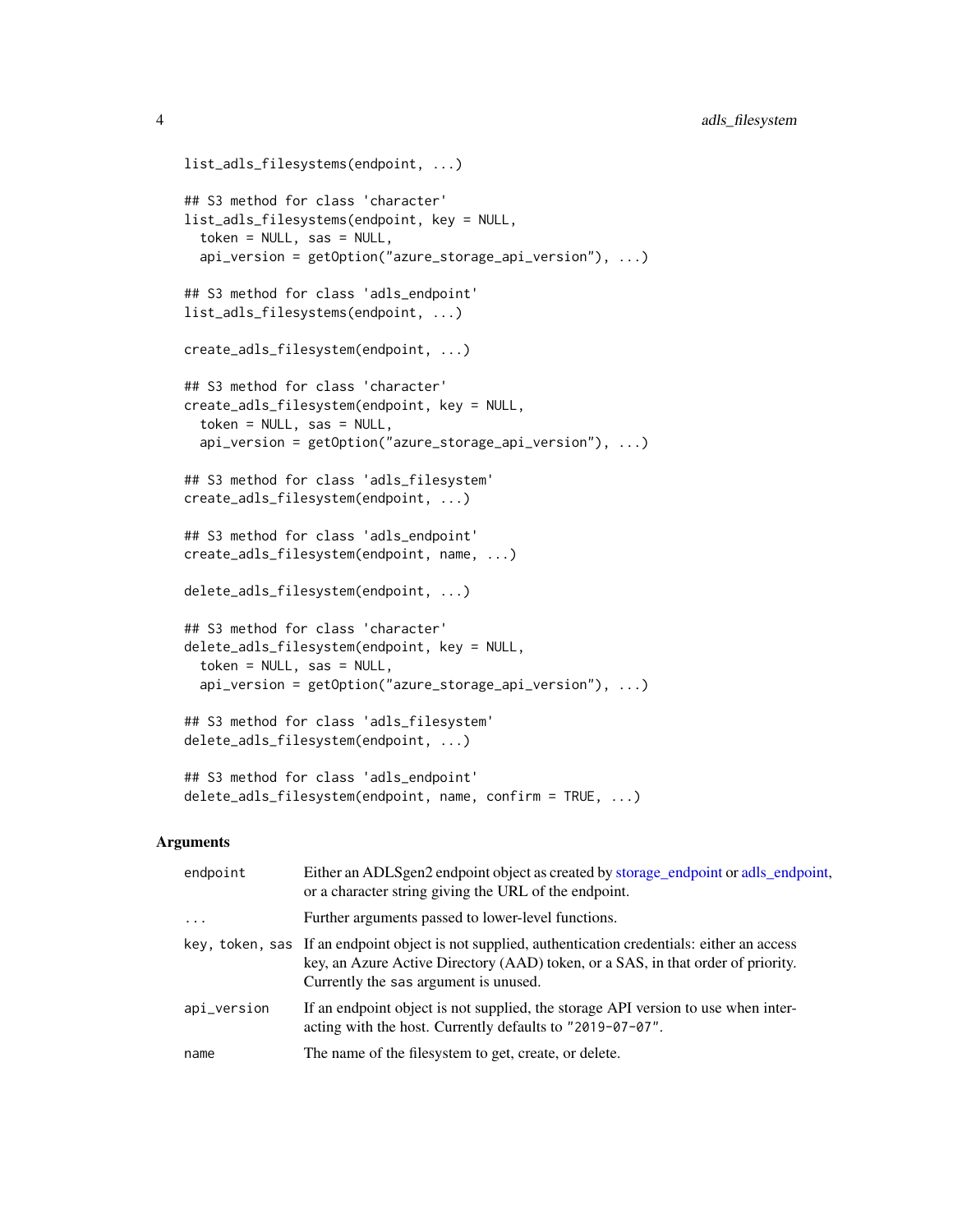```
list_adls_filesystems(endpoint, ...)

## S3 method for class 'character'
list_adls_filesystems(endpoint, key = NULL,
  token = NULL, sas = NULL,
  api_version = getOption("azure_storage_api_version"), ...)

## S3 method for class 'adls_endpoint'
list_adls_filesystems(endpoint, ...)

create_adls_filesystem(endpoint, ...)

## S3 method for class 'character'
create_adls_filesystem(endpoint, key = NULL,
  token = NULL, sas = NULL,
  api_version = getOption("azure_storage_api_version"), ...)

## S3 method for class 'adls_filesystem'
create_adls_filesystem(endpoint, ...)

## S3 method for class 'adls_endpoint'
create_adls_filesystem(endpoint, name, ...)

delete_adls_filesystem(endpoint, ...)

## S3 method for class 'character'
delete_adls_filesystem(endpoint, key = NULL,
  token = NULL, sas = NULL,
  api_version = getOption("azure_storage_api_version"), ...)

## S3 method for class 'adls_filesystem'
delete_adls_filesystem(endpoint, ...)

## S3 method for class 'adls_endpoint'
delete_adls_filesystem(endpoint, name, confirm = TRUE, ...)
```

## Arguments

| | |
|---|---|
| `endpoint` | Either an ADLSgen2 endpoint object as created by storage_endpoint or adls_endpoint, or a character string giving the URL of the endpoint. |
| `...` | Further arguments passed to lower-level functions. |
| `key, token, sas` | If an endpoint object is not supplied, authentication credentials: either an access key, an Azure Active Directory (AAD) token, or a SAS, in that order of priority. Currently the `sas` argument is unused. |
| `api_version` | If an endpoint object is not supplied, the storage API version to use when interacting with the host. Currently defaults to `"2019-07-07"`. |
| `name` | The name of the filesystem to get, create, or delete. |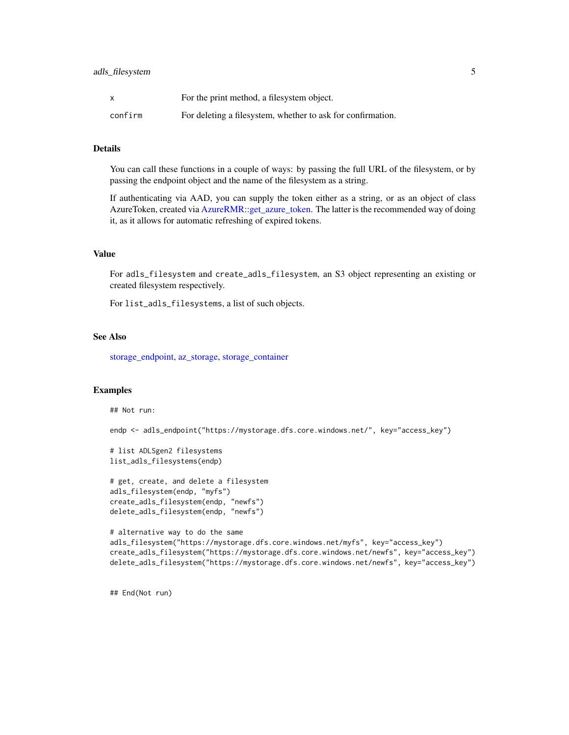| | |
|---|---|
| x | For the print method, a filesystem object. |
| confirm | For deleting a filesystem, whether to ask for confirmation. |

## Details

You can call these functions in a couple of ways: by passing the full URL of the filesystem, or by passing the endpoint object and the name of the filesystem as a string.

If authenticating via AAD, you can supply the token either as a string, or as an object of class AzureToken, created via AzureRMR::get_azure_token. The latter is the recommended way of doing it, as it allows for automatic refreshing of expired tokens.

## Value

For adls_filesystem and create_adls_filesystem, an S3 object representing an existing or created filesystem respectively.

For list_adls_filesystems, a list of such objects.

## See Also

storage_endpoint, az_storage, storage_container

## Examples

```
## Not run:

endp <- adls_endpoint("https://mystorage.dfs.core.windows.net/", key="access_key")

# list ADLSgen2 filesystems
list_adls_filesystems(endp)

# get, create, and delete a filesystem
adls_filesystem(endp, "myfs")
create_adls_filesystem(endp, "newfs")
delete_adls_filesystem(endp, "newfs")

# alternative way to do the same
adls_filesystem("https://mystorage.dfs.core.windows.net/myfs", key="access_key")
create_adls_filesystem("https://mystorage.dfs.core.windows.net/newfs", key="access_key")
delete_adls_filesystem("https://mystorage.dfs.core.windows.net/newfs", key="access_key")


## End(Not run)
```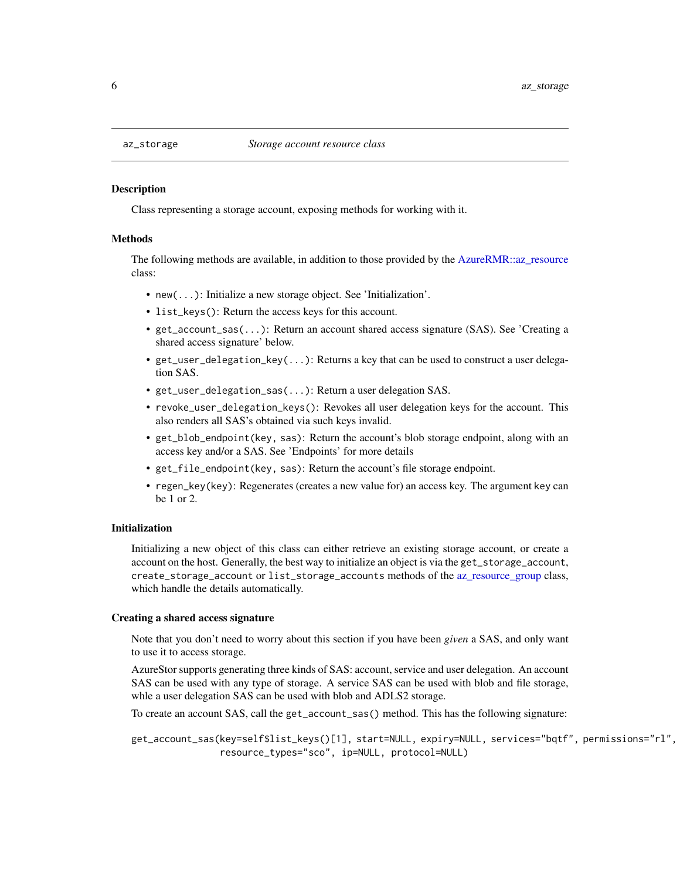# az_storage — *Storage account resource class*

## Description

Class representing a storage account, exposing methods for working with it.

## Methods

The following methods are available, in addition to those provided by the AzureRMR::az_resource class:

- `new(...)`: Initialize a new storage object. See 'Initialization'.
- `list_keys()`: Return the access keys for this account.
- `get_account_sas(...)`: Return an account shared access signature (SAS). See 'Creating a shared access signature' below.
- `get_user_delegation_key(...)`: Returns a key that can be used to construct a user delegation SAS.
- `get_user_delegation_sas(...)`: Return a user delegation SAS.
- `revoke_user_delegation_keys()`: Revokes all user delegation keys for the account. This also renders all SAS's obtained via such keys invalid.
- `get_blob_endpoint(key, sas)`: Return the account's blob storage endpoint, along with an access key and/or a SAS. See 'Endpoints' for more details
- `get_file_endpoint(key, sas)`: Return the account's file storage endpoint.
- `regen_key(key)`: Regenerates (creates a new value for) an access key. The argument `key` can be 1 or 2.

## Initialization

Initializing a new object of this class can either retrieve an existing storage account, or create a account on the host. Generally, the best way to initialize an object is via the `get_storage_account`, `create_storage_account` or `list_storage_accounts` methods of the az_resource_group class, which handle the details automatically.

## Creating a shared access signature

Note that you don't need to worry about this section if you have been *given* a SAS, and only want to use it to access storage.

AzureStor supports generating three kinds of SAS: account, service and user delegation. An account SAS can be used with any type of storage. A service SAS can be used with blob and file storage, whle a user delegation SAS can be used with blob and ADLS2 storage.

To create an account SAS, call the `get_account_sas()` method. This has the following signature:

```
get_account_sas(key=self$list_keys()[1], start=NULL, expiry=NULL, services="bqtf", permissions="rl",
                resource_types="sco", ip=NULL, protocol=NULL)
```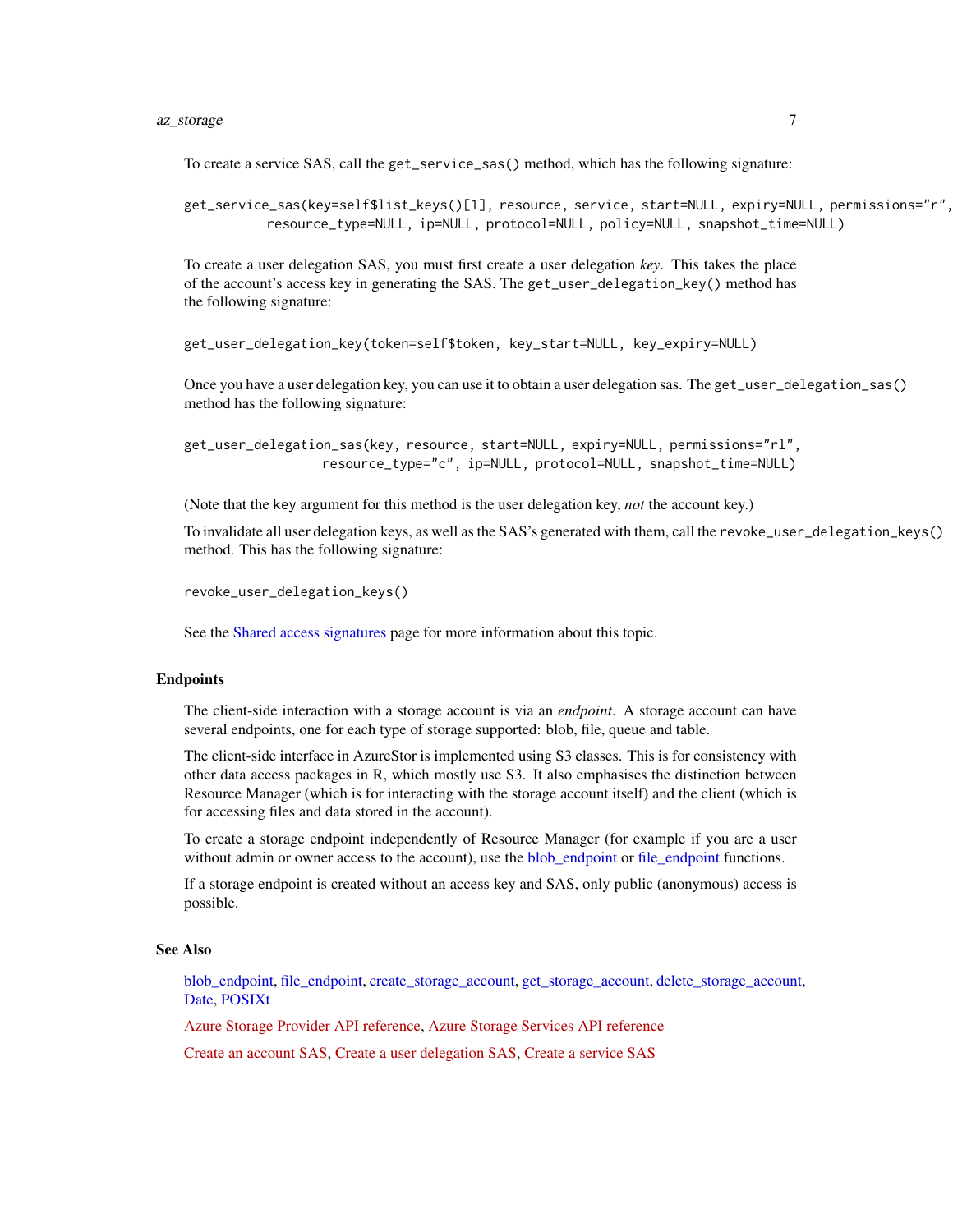To create a service SAS, call the `get_service_sas()` method, which has the following signature:

```
get_service_sas(key=self$list_keys()[1], resource, service, start=NULL, expiry=NULL, permissions="r",
           resource_type=NULL, ip=NULL, protocol=NULL, policy=NULL, snapshot_time=NULL)
```

To create a user delegation SAS, you must first create a user delegation *key*. This takes the place of the account's access key in generating the SAS. The `get_user_delegation_key()` method has the following signature:

```
get_user_delegation_key(token=self$token, key_start=NULL, key_expiry=NULL)
```

Once you have a user delegation key, you can use it to obtain a user delegation sas. The `get_user_delegation_sas()` method has the following signature:

```
get_user_delegation_sas(key, resource, start=NULL, expiry=NULL, permissions="rl",
                   resource_type="c", ip=NULL, protocol=NULL, snapshot_time=NULL)
```

(Note that the `key` argument for this method is the user delegation key, *not* the account key.)

To invalidate all user delegation keys, as well as the SAS's generated with them, call the `revoke_user_delegation_keys()` method. This has the following signature:

```
revoke_user_delegation_keys()
```

See the Shared access signatures page for more information about this topic.

## Endpoints

The client-side interaction with a storage account is via an *endpoint*. A storage account can have several endpoints, one for each type of storage supported: blob, file, queue and table.

The client-side interface in AzureStor is implemented using S3 classes. This is for consistency with other data access packages in R, which mostly use S3. It also emphasises the distinction between Resource Manager (which is for interacting with the storage account itself) and the client (which is for accessing files and data stored in the account).

To create a storage endpoint independently of Resource Manager (for example if you are a user without admin or owner access to the account), use the blob_endpoint or file_endpoint functions.

If a storage endpoint is created without an access key and SAS, only public (anonymous) access is possible.

## See Also

blob_endpoint, file_endpoint, create_storage_account, get_storage_account, delete_storage_account, Date, POSIXt

Azure Storage Provider API reference, Azure Storage Services API reference

Create an account SAS, Create a user delegation SAS, Create a service SAS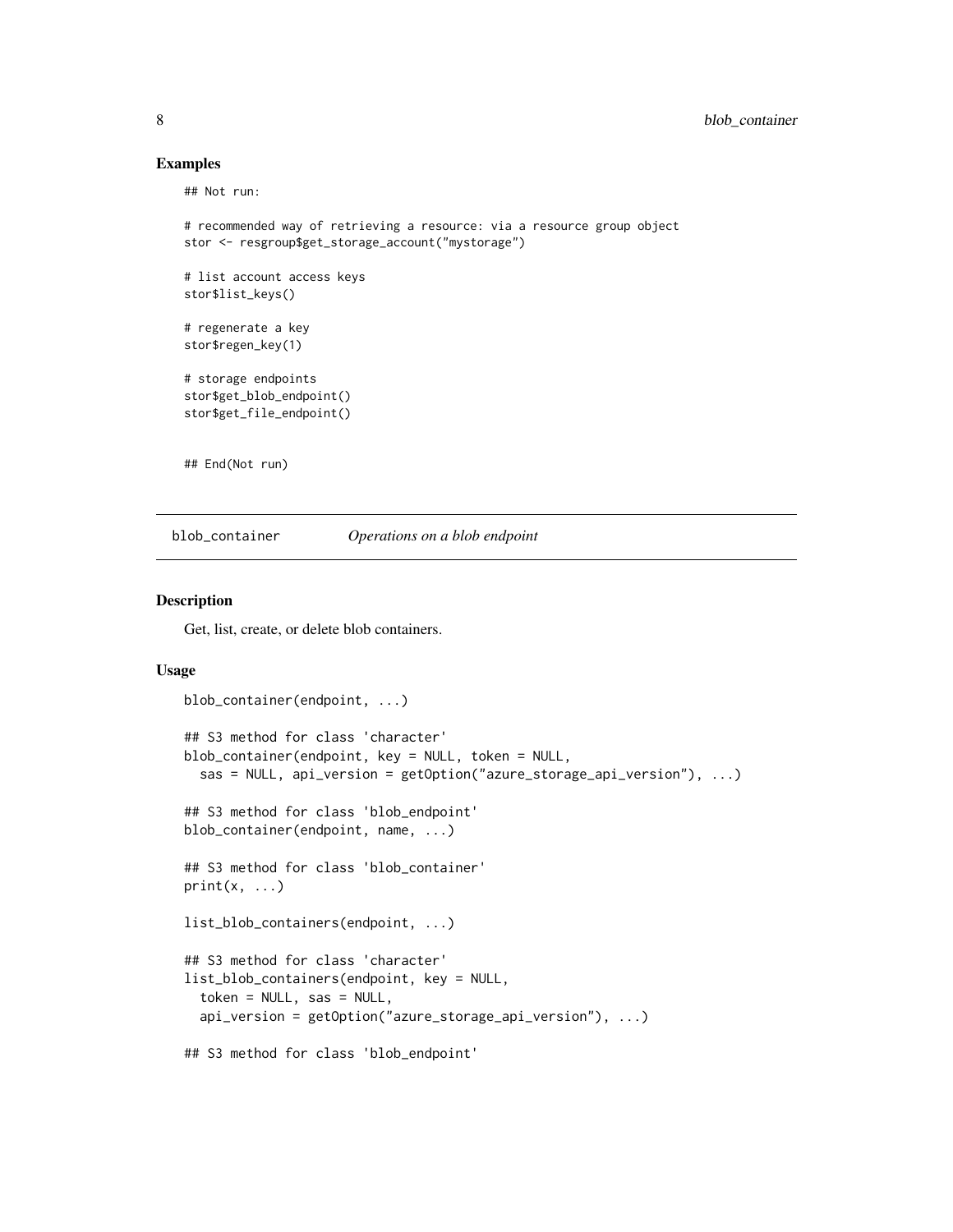### Examples

```
## Not run:

# recommended way of retrieving a resource: via a resource group object
stor <- resgroup$get_storage_account("mystorage")

# list account access keys
stor$list_keys()

# regenerate a key
stor$regen_key(1)

# storage endpoints
stor$get_blob_endpoint()
stor$get_file_endpoint()


## End(Not run)
```

---

## blob_container — *Operations on a blob endpoint*

---

### Description

Get, list, create, or delete blob containers.

### Usage

```
blob_container(endpoint, ...)

## S3 method for class 'character'
blob_container(endpoint, key = NULL, token = NULL,
  sas = NULL, api_version = getOption("azure_storage_api_version"), ...)

## S3 method for class 'blob_endpoint'
blob_container(endpoint, name, ...)

## S3 method for class 'blob_container'
print(x, ...)

list_blob_containers(endpoint, ...)

## S3 method for class 'character'
list_blob_containers(endpoint, key = NULL,
  token = NULL, sas = NULL,
  api_version = getOption("azure_storage_api_version"), ...)

## S3 method for class 'blob_endpoint'
```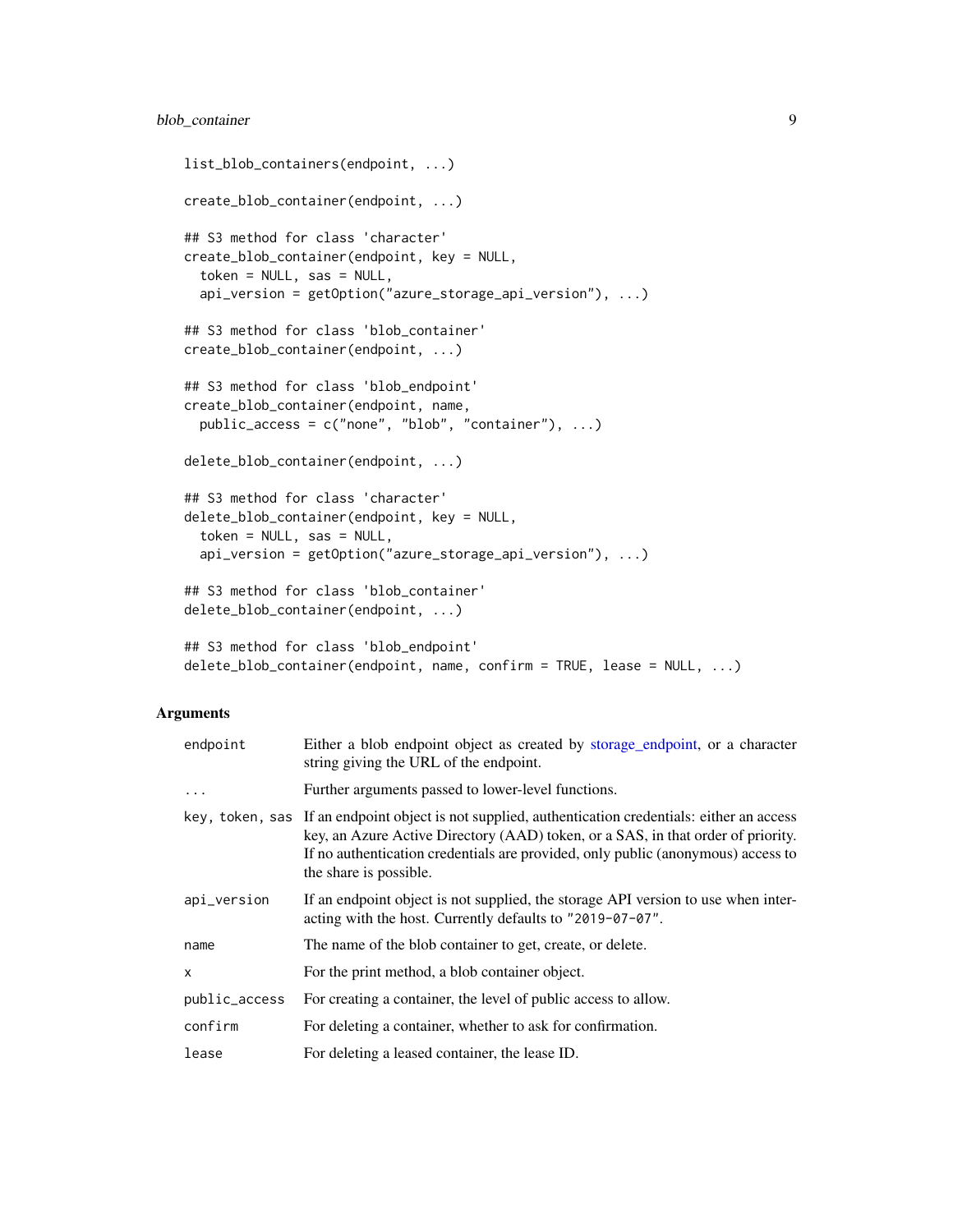```
list_blob_containers(endpoint, ...)

create_blob_container(endpoint, ...)

## S3 method for class 'character'
create_blob_container(endpoint, key = NULL,
  token = NULL, sas = NULL,
  api_version = getOption("azure_storage_api_version"), ...)

## S3 method for class 'blob_container'
create_blob_container(endpoint, ...)

## S3 method for class 'blob_endpoint'
create_blob_container(endpoint, name,
  public_access = c("none", "blob", "container"), ...)

delete_blob_container(endpoint, ...)

## S3 method for class 'character'
delete_blob_container(endpoint, key = NULL,
  token = NULL, sas = NULL,
  api_version = getOption("azure_storage_api_version"), ...)

## S3 method for class 'blob_container'
delete_blob_container(endpoint, ...)

## S3 method for class 'blob_endpoint'
delete_blob_container(endpoint, name, confirm = TRUE, lease = NULL, ...)
```

## Arguments

| | |
|---|---|
| `endpoint` | Either a blob endpoint object as created by storage_endpoint, or a character string giving the URL of the endpoint. |
| `...` | Further arguments passed to lower-level functions. |
| `key, token, sas` | If an endpoint object is not supplied, authentication credentials: either an access key, an Azure Active Directory (AAD) token, or a SAS, in that order of priority. If no authentication credentials are provided, only public (anonymous) access to the share is possible. |
| `api_version` | If an endpoint object is not supplied, the storage API version to use when interacting with the host. Currently defaults to `"2019-07-07"`. |
| `name` | The name of the blob container to get, create, or delete. |
| `x` | For the print method, a blob container object. |
| `public_access` | For creating a container, the level of public access to allow. |
| `confirm` | For deleting a container, whether to ask for confirmation. |
| `lease` | For deleting a leased container, the lease ID. |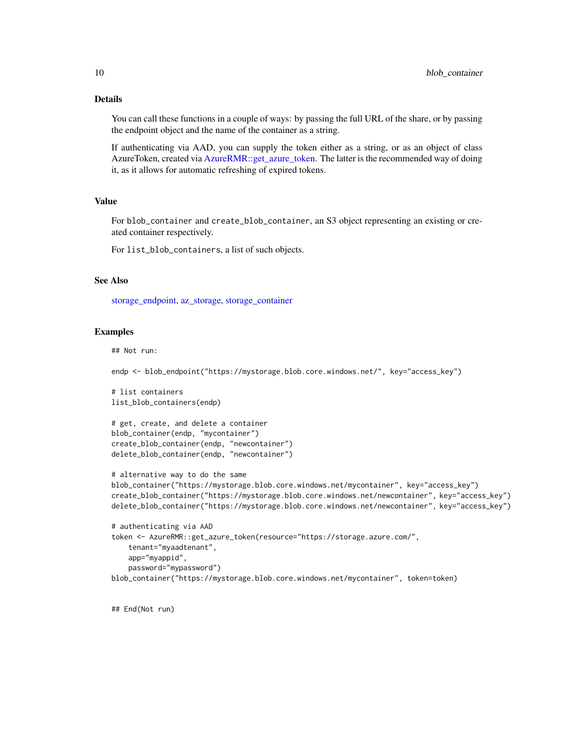### Details

You can call these functions in a couple of ways: by passing the full URL of the share, or by passing the endpoint object and the name of the container as a string.

If authenticating via AAD, you can supply the token either as a string, or as an object of class AzureToken, created via AzureRMR::get_azure_token. The latter is the recommended way of doing it, as it allows for automatic refreshing of expired tokens.

### Value

For `blob_container` and `create_blob_container`, an S3 object representing an existing or created container respectively.

For `list_blob_containers`, a list of such objects.

### See Also

storage_endpoint, az_storage, storage_container

### Examples

```
## Not run:

endp <- blob_endpoint("https://mystorage.blob.core.windows.net/", key="access_key")

# list containers
list_blob_containers(endp)

# get, create, and delete a container
blob_container(endp, "mycontainer")
create_blob_container(endp, "newcontainer")
delete_blob_container(endp, "newcontainer")

# alternative way to do the same
blob_container("https://mystorage.blob.core.windows.net/mycontainer", key="access_key")
create_blob_container("https://mystorage.blob.core.windows.net/newcontainer", key="access_key")
delete_blob_container("https://mystorage.blob.core.windows.net/newcontainer", key="access_key")

# authenticating via AAD
token <- AzureRMR::get_azure_token(resource="https://storage.azure.com/",
    tenant="myaadtenant",
    app="myappid",
    password="mypassword")
blob_container("https://mystorage.blob.core.windows.net/mycontainer", token=token)


## End(Not run)
```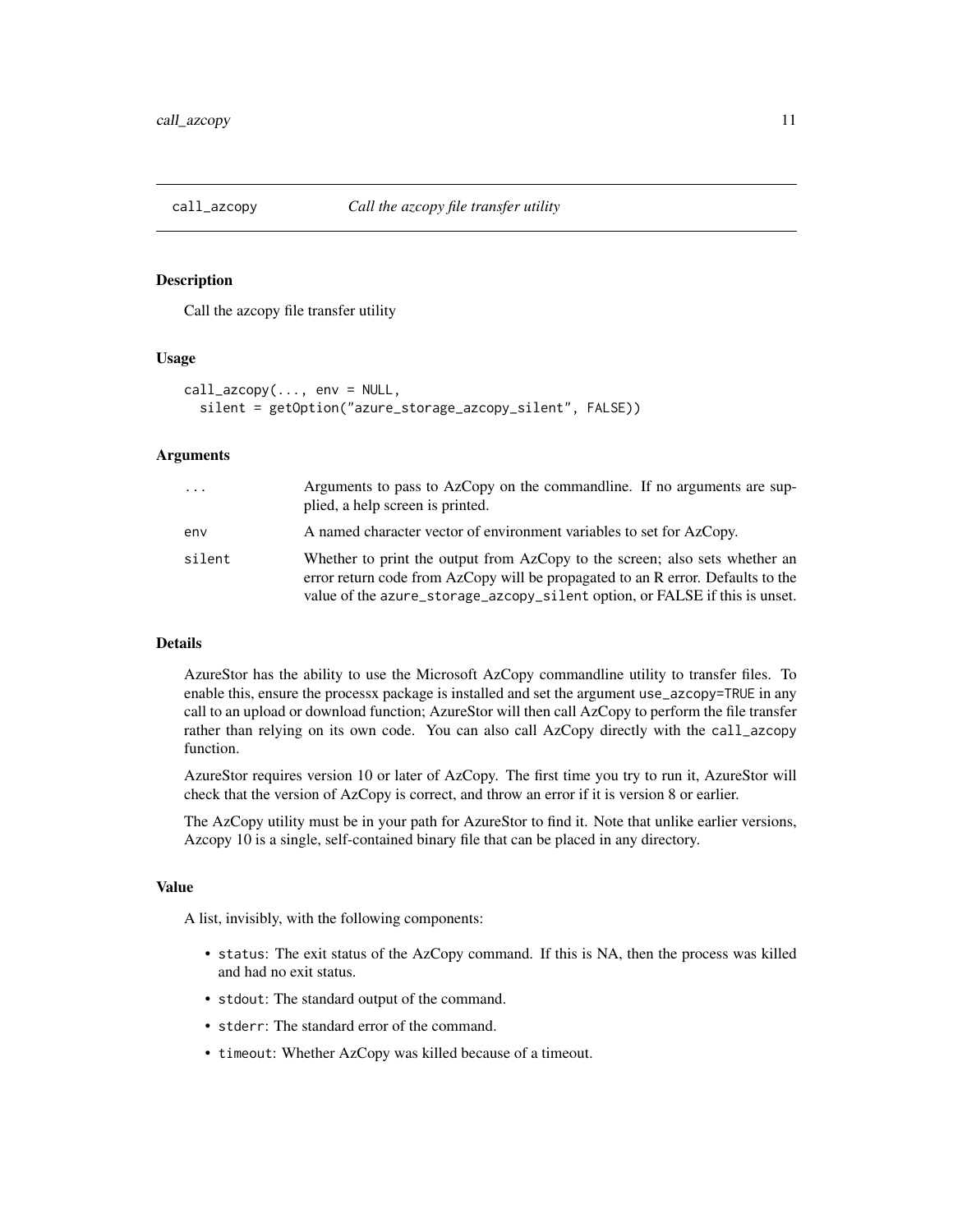## call_azcopy — *Call the azcopy file transfer utility*

### Description

Call the azcopy file transfer utility

### Usage

```
call_azcopy(..., env = NULL,
  silent = getOption("azure_storage_azcopy_silent", FALSE))
```

### Arguments

| | |
|---|---|
| `...` | Arguments to pass to AzCopy on the commandline. If no arguments are supplied, a help screen is printed. |
| `env` | A named character vector of environment variables to set for AzCopy. |
| `silent` | Whether to print the output from AzCopy to the screen; also sets whether an error return code from AzCopy will be propagated to an R error. Defaults to the value of the `azure_storage_azcopy_silent` option, or FALSE if this is unset. |

### Details

AzureStor has the ability to use the Microsoft AzCopy commandline utility to transfer files. To enable this, ensure the processx package is installed and set the argument `use_azcopy=TRUE` in any call to an upload or download function; AzureStor will then call AzCopy to perform the file transfer rather than relying on its own code. You can also call AzCopy directly with the `call_azcopy` function.

AzureStor requires version 10 or later of AzCopy. The first time you try to run it, AzureStor will check that the version of AzCopy is correct, and throw an error if it is version 8 or earlier.

The AzCopy utility must be in your path for AzureStor to find it. Note that unlike earlier versions, Azcopy 10 is a single, self-contained binary file that can be placed in any directory.

### Value

A list, invisibly, with the following components:

- `status`: The exit status of the AzCopy command. If this is NA, then the process was killed and had no exit status.
- `stdout`: The standard output of the command.
- `stderr`: The standard error of the command.
- `timeout`: Whether AzCopy was killed because of a timeout.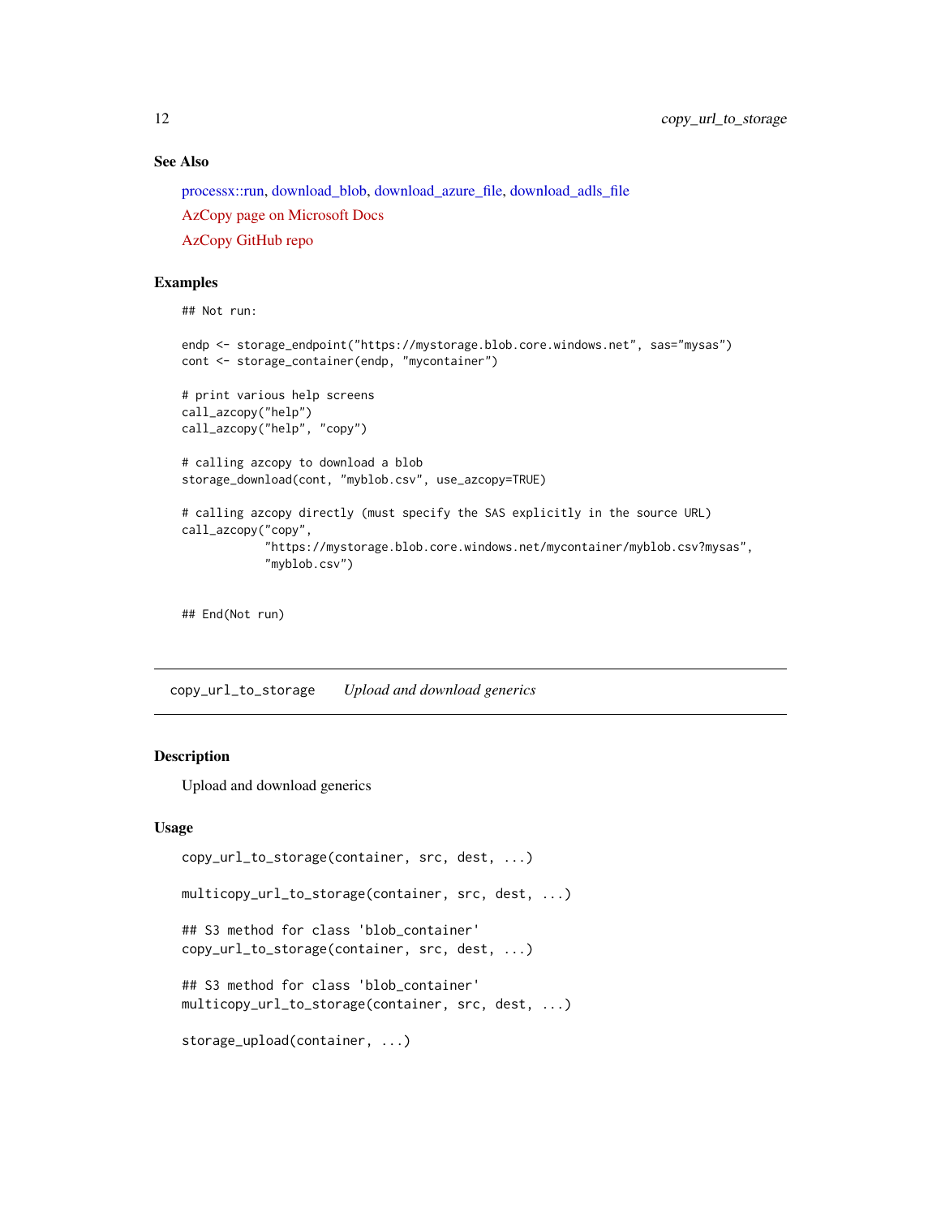### See Also

processx::run, download_blob, download_azure_file, download_adls_file

AzCopy page on Microsoft Docs

AzCopy GitHub repo

### Examples

```
## Not run:

endp <- storage_endpoint("https://mystorage.blob.core.windows.net", sas="mysas")
cont <- storage_container(endp, "mycontainer")

# print various help screens
call_azcopy("help")
call_azcopy("help", "copy")

# calling azcopy to download a blob
storage_download(cont, "myblob.csv", use_azcopy=TRUE)

# calling azcopy directly (must specify the SAS explicitly in the source URL)
call_azcopy("copy",
            "https://mystorage.blob.core.windows.net/mycontainer/myblob.csv?mysas",
            "myblob.csv")


## End(Not run)
```

## copy_url_to_storage *Upload and download generics*

### Description

Upload and download generics

### Usage

```
copy_url_to_storage(container, src, dest, ...)

multicopy_url_to_storage(container, src, dest, ...)

## S3 method for class 'blob_container'
copy_url_to_storage(container, src, dest, ...)

## S3 method for class 'blob_container'
multicopy_url_to_storage(container, src, dest, ...)

storage_upload(container, ...)
```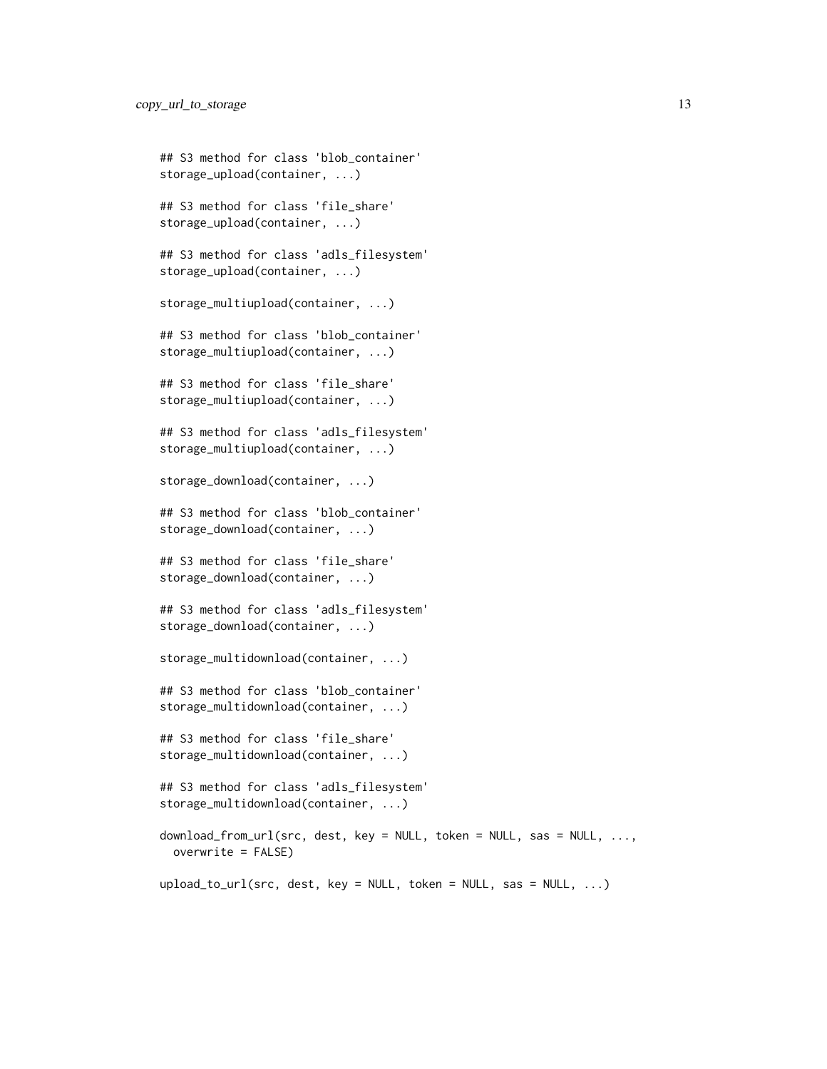```
## S3 method for class 'blob_container'
storage_upload(container, ...)

## S3 method for class 'file_share'
storage_upload(container, ...)

## S3 method for class 'adls_filesystem'
storage_upload(container, ...)

storage_multiupload(container, ...)

## S3 method for class 'blob_container'
storage_multiupload(container, ...)

## S3 method for class 'file_share'
storage_multiupload(container, ...)

## S3 method for class 'adls_filesystem'
storage_multiupload(container, ...)

storage_download(container, ...)

## S3 method for class 'blob_container'
storage_download(container, ...)

## S3 method for class 'file_share'
storage_download(container, ...)

## S3 method for class 'adls_filesystem'
storage_download(container, ...)

storage_multidownload(container, ...)

## S3 method for class 'blob_container'
storage_multidownload(container, ...)

## S3 method for class 'file_share'
storage_multidownload(container, ...)

## S3 method for class 'adls_filesystem'
storage_multidownload(container, ...)

download_from_url(src, dest, key = NULL, token = NULL, sas = NULL, ...,
  overwrite = FALSE)

upload_to_url(src, dest, key = NULL, token = NULL, sas = NULL, ...)
```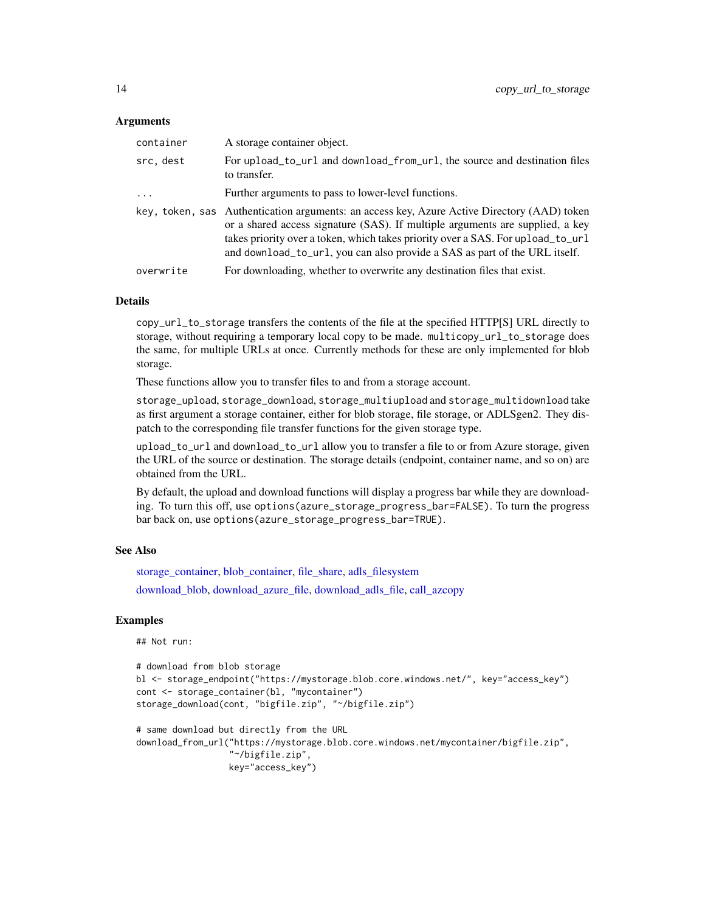### Arguments

| | |
|---|---|
| `container` | A storage container object. |
| `src, dest` | For `upload_to_url` and `download_from_url`, the source and destination files to transfer. |
| `...` | Further arguments to pass to lower-level functions. |
| `key, token, sas` | Authentication arguments: an access key, Azure Active Directory (AAD) token or a shared access signature (SAS). If multiple arguments are supplied, a key takes priority over a token, which takes priority over a SAS. For `upload_to_url` and `download_to_url`, you can also provide a SAS as part of the URL itself. |
| `overwrite` | For downloading, whether to overwrite any destination files that exist. |

### Details

`copy_url_to_storage` transfers the contents of the file at the specified HTTP[S] URL directly to storage, without requiring a temporary local copy to be made. `multicopy_url_to_storage` does the same, for multiple URLs at once. Currently methods for these are only implemented for blob storage.

These functions allow you to transfer files to and from a storage account.

`storage_upload`, `storage_download`, `storage_multiupload` and `storage_multidownload` take as first argument a storage container, either for blob storage, file storage, or ADLSgen2. They dispatch to the corresponding file transfer functions for the given storage type.

`upload_to_url` and `download_to_url` allow you to transfer a file to or from Azure storage, given the URL of the source or destination. The storage details (endpoint, container name, and so on) are obtained from the URL.

By default, the upload and download functions will display a progress bar while they are downloading. To turn this off, use `options(azure_storage_progress_bar=FALSE)`. To turn the progress bar back on, use `options(azure_storage_progress_bar=TRUE)`.

### See Also

storage_container, blob_container, file_share, adls_filesystem

download_blob, download_azure_file, download_adls_file, call_azcopy

### Examples

```
## Not run:

# download from blob storage
bl <- storage_endpoint("https://mystorage.blob.core.windows.net/", key="access_key")
cont <- storage_container(bl, "mycontainer")
storage_download(cont, "bigfile.zip", "~/bigfile.zip")

# same download but directly from the URL
download_from_url("https://mystorage.blob.core.windows.net/mycontainer/bigfile.zip",
                  "~/bigfile.zip",
                  key="access_key")
```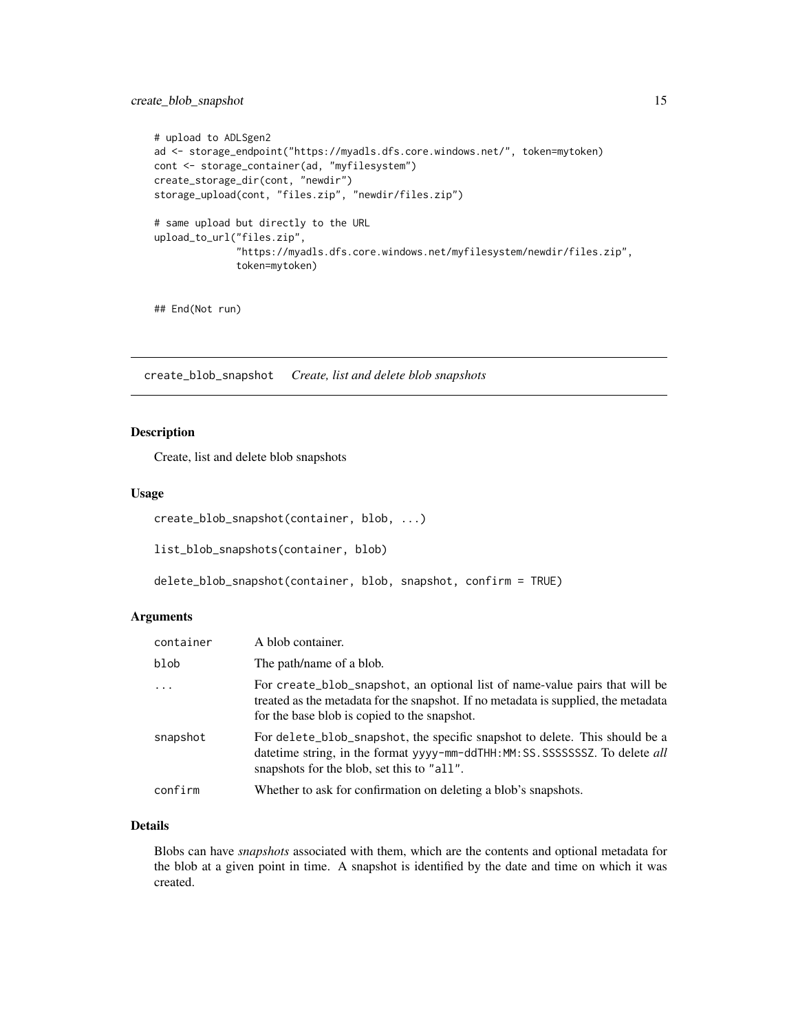```
# upload to ADLSgen2
ad <- storage_endpoint("https://myadls.dfs.core.windows.net/", token=mytoken)
cont <- storage_container(ad, "myfilesystem")
create_storage_dir(cont, "newdir")
storage_upload(cont, "files.zip", "newdir/files.zip")

# same upload but directly to the URL
upload_to_url("files.zip",
              "https://myadls.dfs.core.windows.net/myfilesystem/newdir/files.zip",
              token=mytoken)


## End(Not run)
```

---

## create_blob_snapshot *Create, list and delete blob snapshots*

---

### Description

Create, list and delete blob snapshots

### Usage

```
create_blob_snapshot(container, blob, ...)

list_blob_snapshots(container, blob)

delete_blob_snapshot(container, blob, snapshot, confirm = TRUE)
```

### Arguments

| | |
|---|---|
| `container` | A blob container. |
| `blob` | The path/name of a blob. |
| `...` | For `create_blob_snapshot`, an optional list of name-value pairs that will be treated as the metadata for the snapshot. If no metadata is supplied, the metadata for the base blob is copied to the snapshot. |
| `snapshot` | For `delete_blob_snapshot`, the specific snapshot to delete. This should be a datetime string, in the format `yyyy-mm-ddTHH:MM:SS.SSSSSSSZ`. To delete *all* snapshots for the blob, set this to `"all"`. |
| `confirm` | Whether to ask for confirmation on deleting a blob's snapshots. |

### Details

Blobs can have *snapshots* associated with them, which are the contents and optional metadata for the blob at a given point in time. A snapshot is identified by the date and time on which it was created.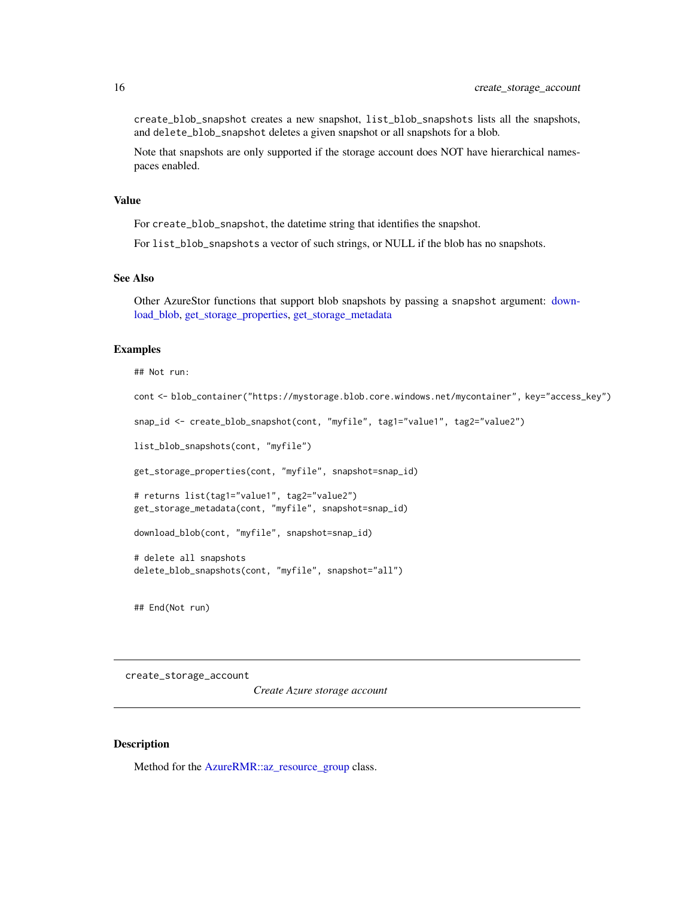create_blob_snapshot creates a new snapshot, list_blob_snapshots lists all the snapshots, and delete_blob_snapshot deletes a given snapshot or all snapshots for a blob.

Note that snapshots are only supported if the storage account does NOT have hierarchical namespaces enabled.

### Value

For create_blob_snapshot, the datetime string that identifies the snapshot.

For list_blob_snapshots a vector of such strings, or NULL if the blob has no snapshots.

### See Also

Other AzureStor functions that support blob snapshots by passing a snapshot argument: download_blob, get_storage_properties, get_storage_metadata

### Examples

```
## Not run:

cont <- blob_container("https://mystorage.blob.core.windows.net/mycontainer", key="access_key")

snap_id <- create_blob_snapshot(cont, "myfile", tag1="value1", tag2="value2")

list_blob_snapshots(cont, "myfile")

get_storage_properties(cont, "myfile", snapshot=snap_id)

# returns list(tag1="value1", tag2="value2")
get_storage_metadata(cont, "myfile", snapshot=snap_id)

download_blob(cont, "myfile", snapshot=snap_id)

# delete all snapshots
delete_blob_snapshots(cont, "myfile", snapshot="all")


## End(Not run)
```

---

## create_storage_account

*Create Azure storage account*

---

### Description

Method for the AzureRMR::az_resource_group class.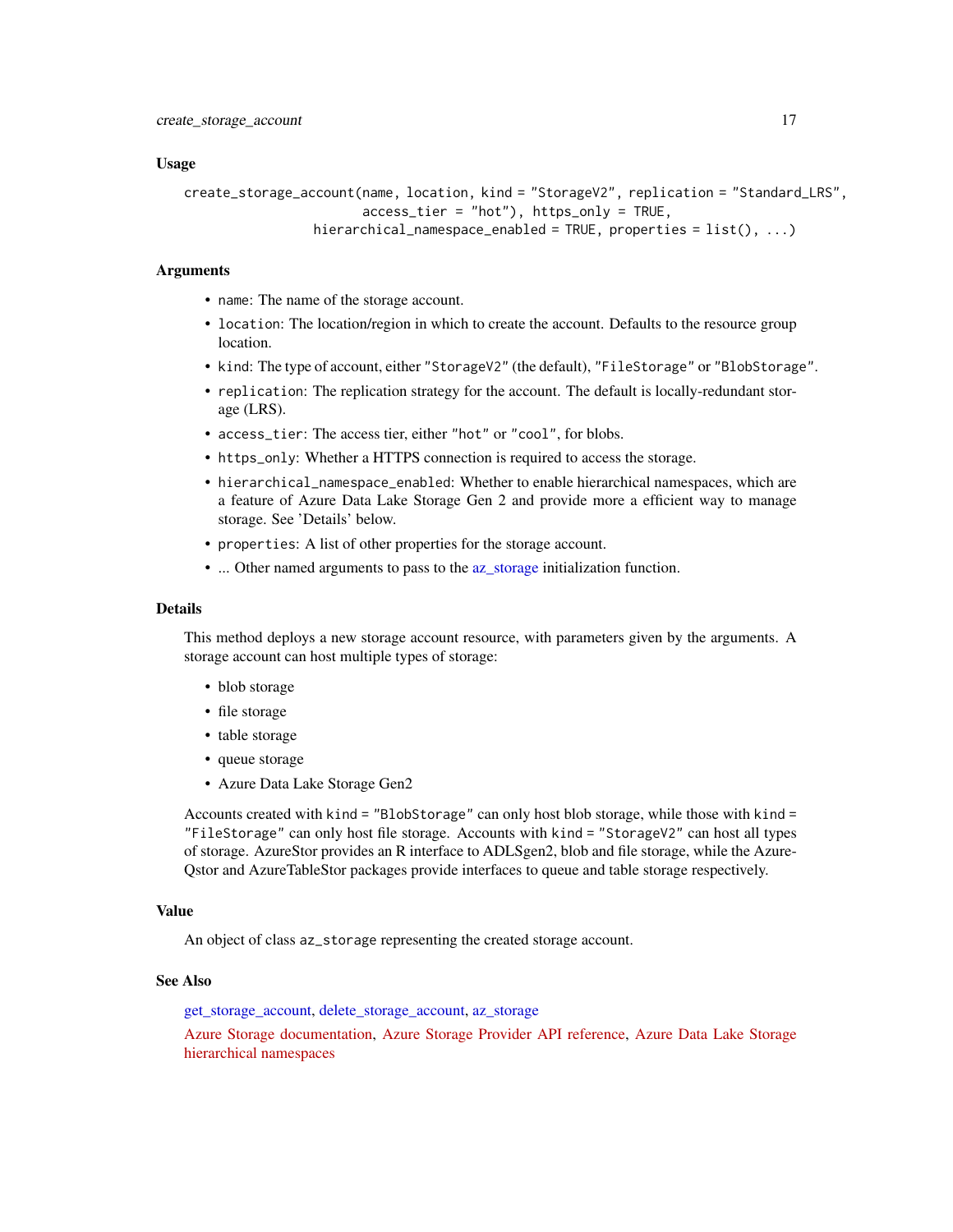### Usage

```
create_storage_account(name, location, kind = "StorageV2", replication = "Standard_LRS",
                       access_tier = "hot"), https_only = TRUE,
                  hierarchical_namespace_enabled = TRUE, properties = list(), ...)
```

### Arguments

- `name`: The name of the storage account.
- `location`: The location/region in which to create the account. Defaults to the resource group location.
- `kind`: The type of account, either `"StorageV2"` (the default), `"FileStorage"` or `"BlobStorage"`.
- `replication`: The replication strategy for the account. The default is locally-redundant storage (LRS).
- `access_tier`: The access tier, either `"hot"` or `"cool"`, for blobs.
- `https_only`: Whether a HTTPS connection is required to access the storage.
- `hierarchical_namespace_enabled`: Whether to enable hierarchical namespaces, which are a feature of Azure Data Lake Storage Gen 2 and provide more a efficient way to manage storage. See 'Details' below.
- `properties`: A list of other properties for the storage account.
- ... Other named arguments to pass to the az_storage initialization function.

### Details

This method deploys a new storage account resource, with parameters given by the arguments. A storage account can host multiple types of storage:

- blob storage
- file storage
- table storage
- queue storage
- Azure Data Lake Storage Gen2

Accounts created with `kind = "BlobStorage"` can only host blob storage, while those with `kind = "FileStorage"` can only host file storage. Accounts with `kind = "StorageV2"` can host all types of storage. AzureStor provides an R interface to ADLSgen2, blob and file storage, while the AzureQstor and AzureTableStor packages provide interfaces to queue and table storage respectively.

### Value

An object of class `az_storage` representing the created storage account.

### See Also

get_storage_account, delete_storage_account, az_storage

Azure Storage documentation, Azure Storage Provider API reference, Azure Data Lake Storage hierarchical namespaces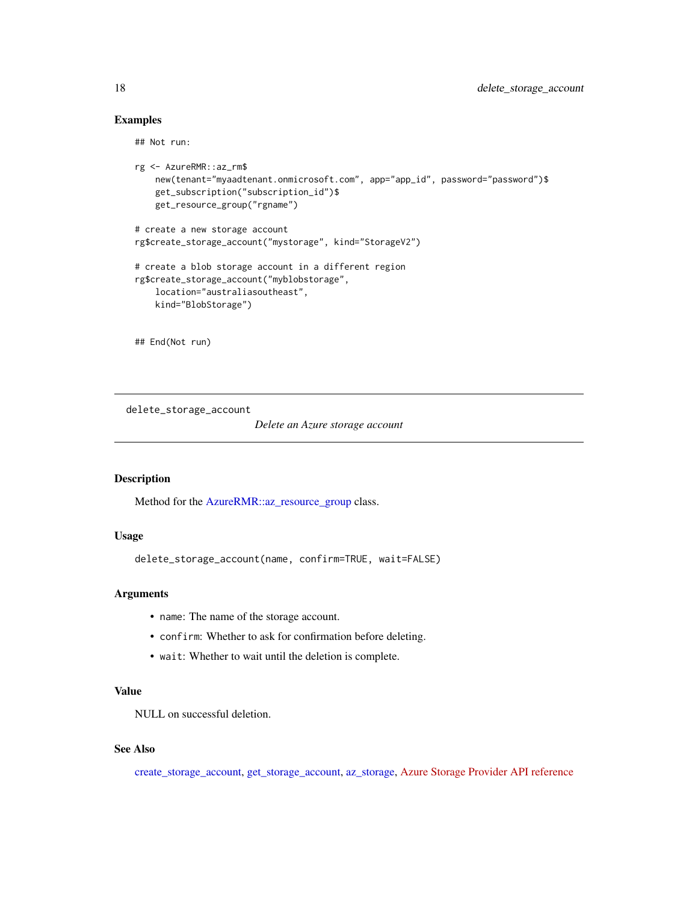## Examples

```
## Not run:

rg <- AzureRMR::az_rm$
    new(tenant="myaadtenant.onmicrosoft.com", app="app_id", password="password")$
    get_subscription("subscription_id")$
    get_resource_group("rgname")

# create a new storage account
rg$create_storage_account("mystorage", kind="StorageV2")

# create a blob storage account in a different region
rg$create_storage_account("myblobstorage",
    location="australiasoutheast",
    kind="BlobStorage")


## End(Not run)
```

---

# delete_storage_account

*Delete an Azure storage account*

---

## Description

Method for the AzureRMR::az_resource_group class.

## Usage

```
delete_storage_account(name, confirm=TRUE, wait=FALSE)
```

## Arguments

- `name`: The name of the storage account.
- `confirm`: Whether to ask for confirmation before deleting.
- `wait`: Whether to wait until the deletion is complete.

## Value

NULL on successful deletion.

## See Also

create_storage_account, get_storage_account, az_storage, Azure Storage Provider API reference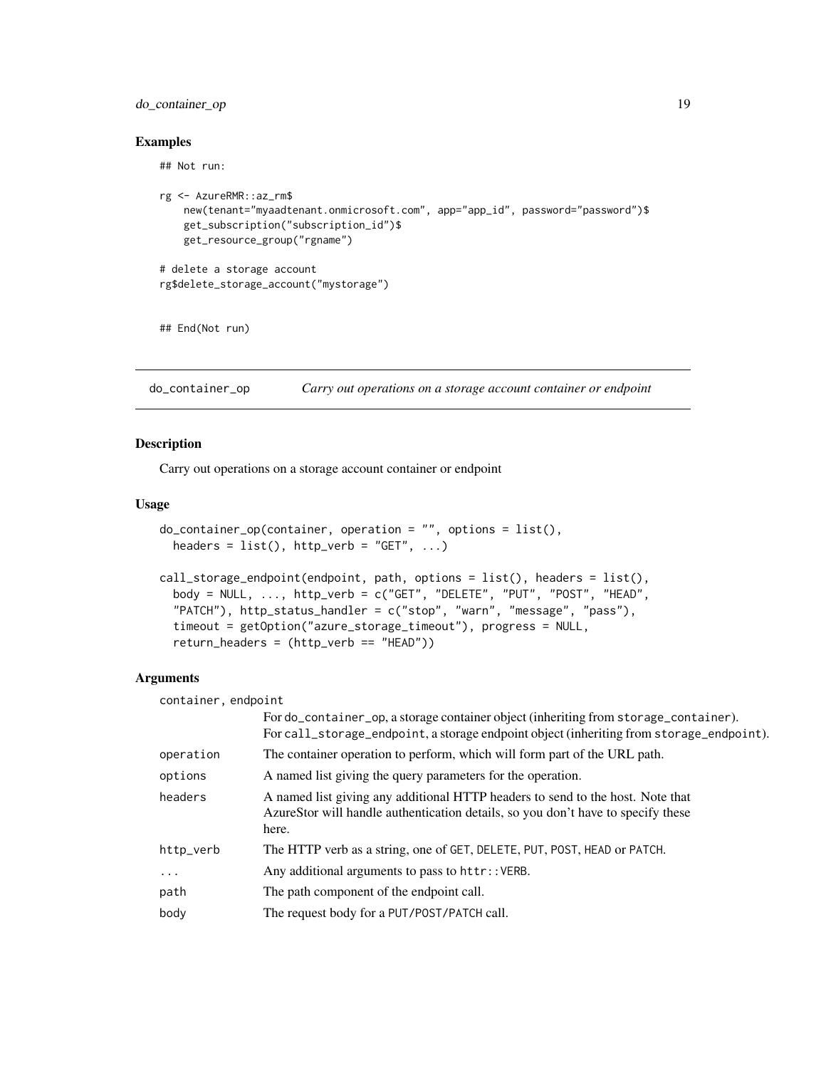## Examples

```
## Not run:

rg <- AzureRMR::az_rm$
    new(tenant="myaadtenant.onmicrosoft.com", app="app_id", password="password")$
    get_subscription("subscription_id")$
    get_resource_group("rgname")

# delete a storage account
rg$delete_storage_account("mystorage")


## End(Not run)
```

---

# do_container_op — *Carry out operations on a storage account container or endpoint*

## Description

Carry out operations on a storage account container or endpoint

## Usage

```
do_container_op(container, operation = "", options = list(),
  headers = list(), http_verb = "GET", ...)

call_storage_endpoint(endpoint, path, options = list(), headers = list(),
  body = NULL, ..., http_verb = c("GET", "DELETE", "PUT", "POST", "HEAD",
  "PATCH"), http_status_handler = c("stop", "warn", "message", "pass"),
  timeout = getOption("azure_storage_timeout"), progress = NULL,
  return_headers = (http_verb == "HEAD"))
```

## Arguments

| Argument | Description |
|---|---|
| container, endpoint | For `do_container_op`, a storage container object (inheriting from `storage_container`). For `call_storage_endpoint`, a storage endpoint object (inheriting from `storage_endpoint`). |
| operation | The container operation to perform, which will form part of the URL path. |
| options | A named list giving the query parameters for the operation. |
| headers | A named list giving any additional HTTP headers to send to the host. Note that AzureStor will handle authentication details, so you don't have to specify these here. |
| http_verb | The HTTP verb as a string, one of `GET`, `DELETE`, `PUT`, `POST`, `HEAD` or `PATCH`. |
| ... | Any additional arguments to pass to `httr::VERB`. |
| path | The path component of the endpoint call. |
| body | The request body for a `PUT/POST/PATCH` call. |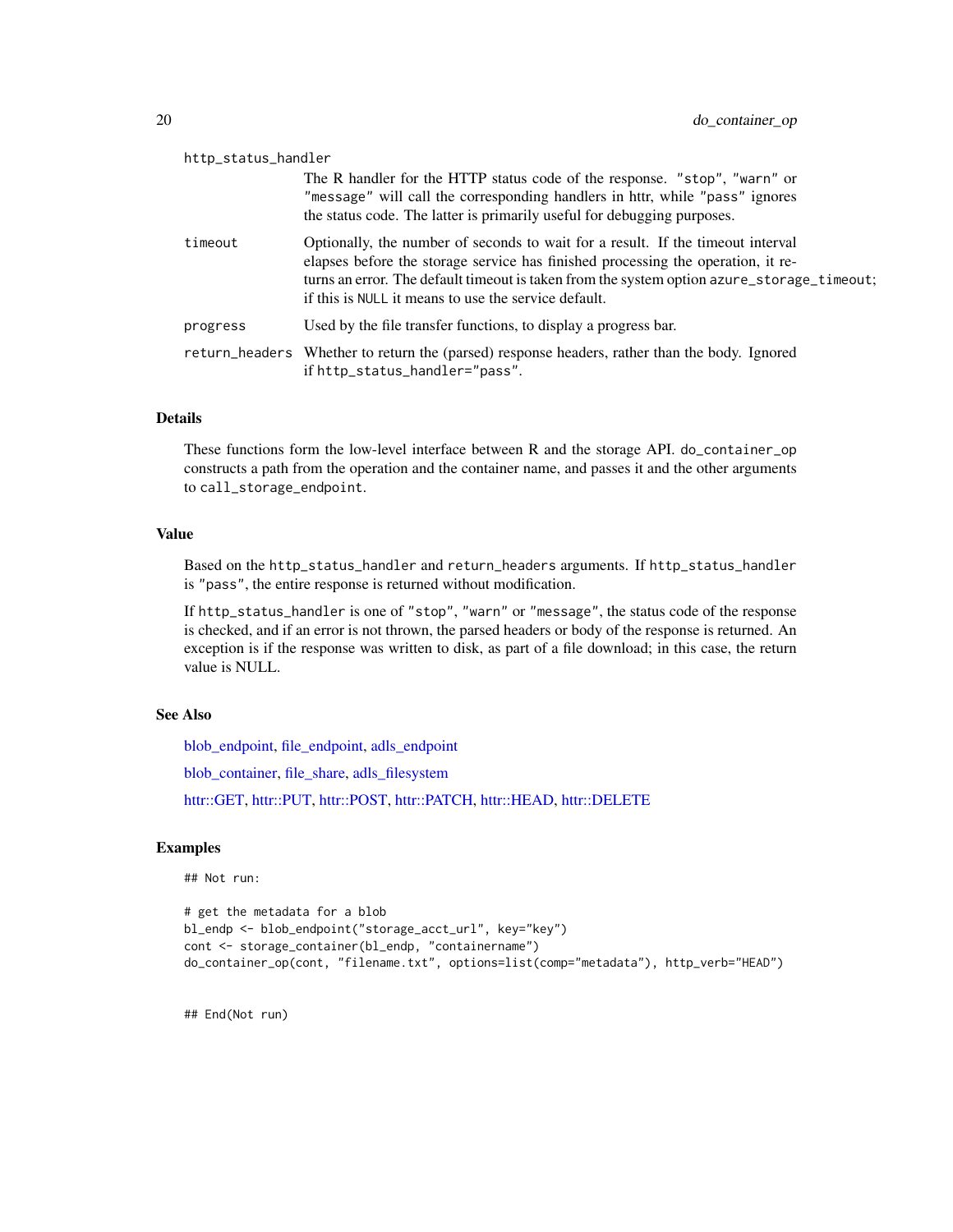http_status_handler
: The R handler for the HTTP status code of the response. "stop", "warn" or "message" will call the corresponding handlers in httr, while "pass" ignores the status code. The latter is primarily useful for debugging purposes.

timeout
: Optionally, the number of seconds to wait for a result. If the timeout interval elapses before the storage service has finished processing the operation, it returns an error. The default timeout is taken from the system option `azure_storage_timeout`; if this is `NULL` it means to use the service default.

progress
: Used by the file transfer functions, to display a progress bar.

return_headers
: Whether to return the (parsed) response headers, rather than the body. Ignored if `http_status_handler="pass"`.

### Details

These functions form the low-level interface between R and the storage API. `do_container_op` constructs a path from the operation and the container name, and passes it and the other arguments to `call_storage_endpoint`.

### Value

Based on the `http_status_handler` and `return_headers` arguments. If `http_status_handler` is "pass", the entire response is returned without modification.

If `http_status_handler` is one of "stop", "warn" or "message", the status code of the response is checked, and if an error is not thrown, the parsed headers or body of the response is returned. An exception is if the response was written to disk, as part of a file download; in this case, the return value is NULL.

### See Also

blob_endpoint, file_endpoint, adls_endpoint

blob_container, file_share, adls_filesystem

httr::GET, httr::PUT, httr::POST, httr::PATCH, httr::HEAD, httr::DELETE

### Examples

```
## Not run:

# get the metadata for a blob
bl_endp <- blob_endpoint("storage_acct_url", key="key")
cont <- storage_container(bl_endp, "containername")
do_container_op(cont, "filename.txt", options=list(comp="metadata"), http_verb="HEAD")


## End(Not run)
```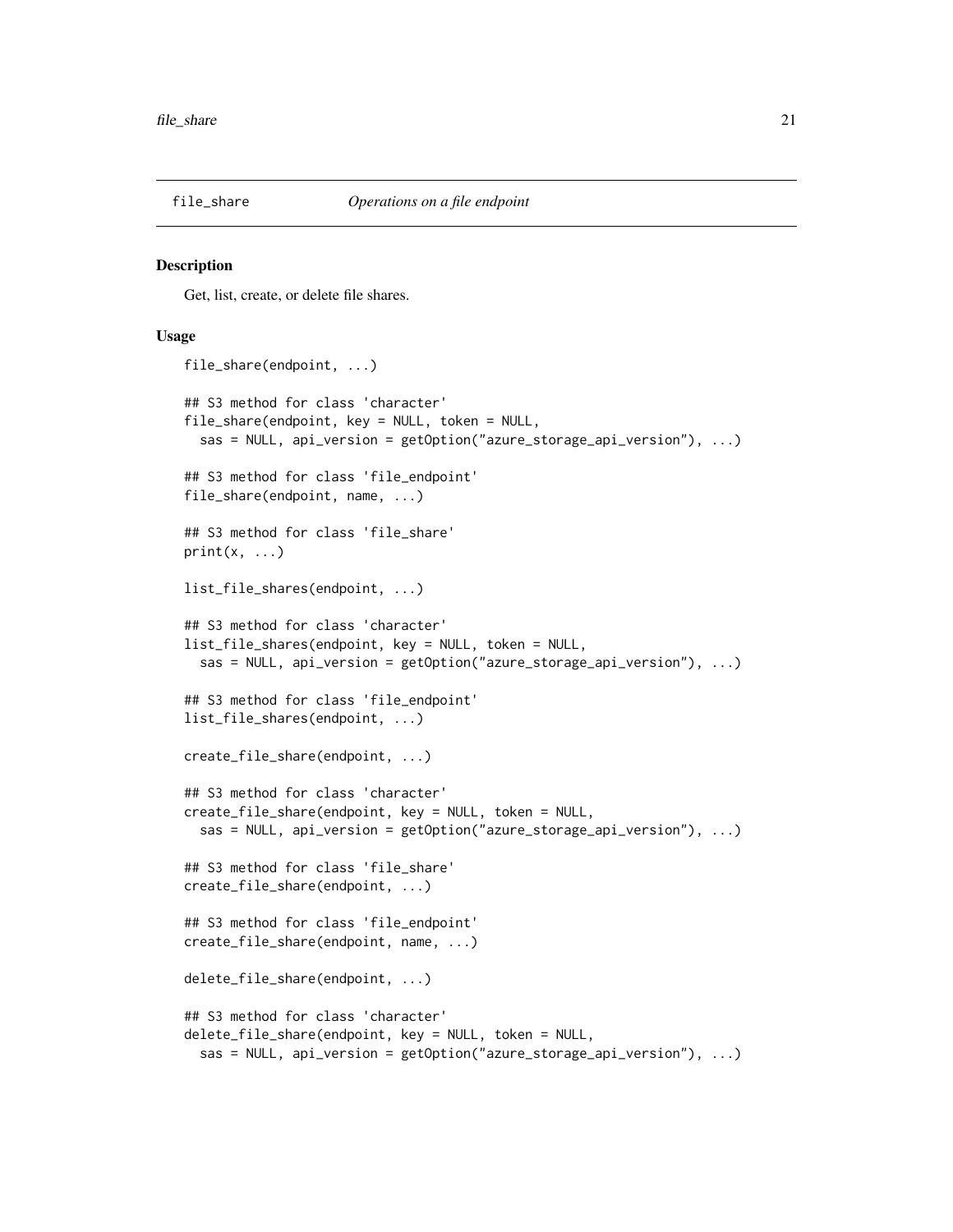`file_share` *Operations on a file endpoint*

## Description

Get, list, create, or delete file shares.

## Usage

```
file_share(endpoint, ...)

## S3 method for class 'character'
file_share(endpoint, key = NULL, token = NULL,
  sas = NULL, api_version = getOption("azure_storage_api_version"), ...)

## S3 method for class 'file_endpoint'
file_share(endpoint, name, ...)

## S3 method for class 'file_share'
print(x, ...)

list_file_shares(endpoint, ...)

## S3 method for class 'character'
list_file_shares(endpoint, key = NULL, token = NULL,
  sas = NULL, api_version = getOption("azure_storage_api_version"), ...)

## S3 method for class 'file_endpoint'
list_file_shares(endpoint, ...)

create_file_share(endpoint, ...)

## S3 method for class 'character'
create_file_share(endpoint, key = NULL, token = NULL,
  sas = NULL, api_version = getOption("azure_storage_api_version"), ...)

## S3 method for class 'file_share'
create_file_share(endpoint, ...)

## S3 method for class 'file_endpoint'
create_file_share(endpoint, name, ...)

delete_file_share(endpoint, ...)

## S3 method for class 'character'
delete_file_share(endpoint, key = NULL, token = NULL,
  sas = NULL, api_version = getOption("azure_storage_api_version"), ...)
```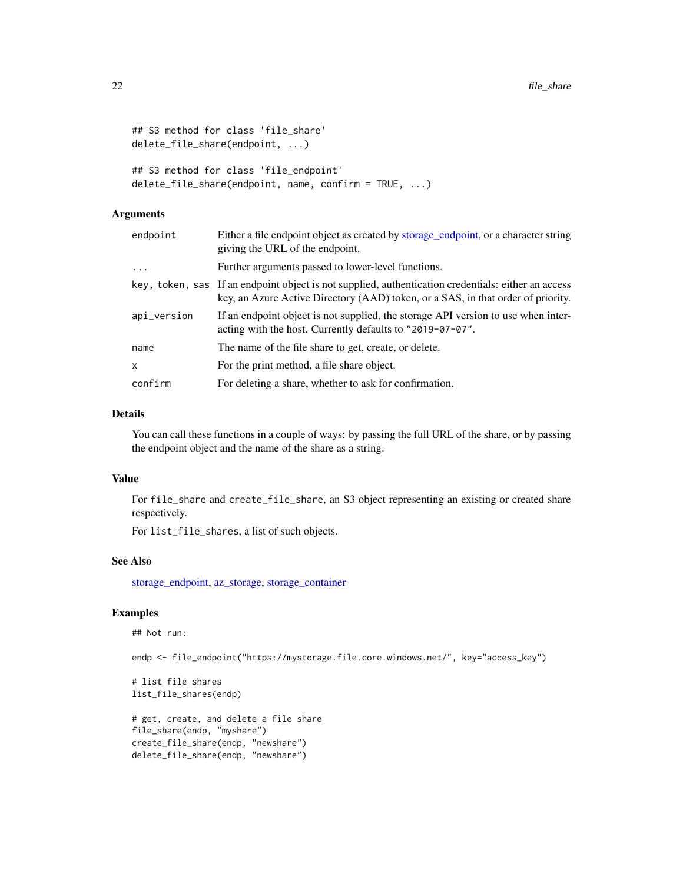```
## S3 method for class 'file_share'
delete_file_share(endpoint, ...)

## S3 method for class 'file_endpoint'
delete_file_share(endpoint, name, confirm = TRUE, ...)
```

### Arguments

| | |
|---|---|
| `endpoint` | Either a file endpoint object as created by storage_endpoint, or a character string giving the URL of the endpoint. |
| `...` | Further arguments passed to lower-level functions. |
| `key, token, sas` | If an endpoint object is not supplied, authentication credentials: either an access key, an Azure Active Directory (AAD) token, or a SAS, in that order of priority. |
| `api_version` | If an endpoint object is not supplied, the storage API version to use when interacting with the host. Currently defaults to `"2019-07-07"`. |
| `name` | The name of the file share to get, create, or delete. |
| `x` | For the print method, a file share object. |
| `confirm` | For deleting a share, whether to ask for confirmation. |

### Details

You can call these functions in a couple of ways: by passing the full URL of the share, or by passing the endpoint object and the name of the share as a string.

### Value

For `file_share` and `create_file_share`, an S3 object representing an existing or created share respectively.

For `list_file_shares`, a list of such objects.

### See Also

storage_endpoint, az_storage, storage_container

### Examples

```
## Not run:

endp <- file_endpoint("https://mystorage.file.core.windows.net/", key="access_key")

# list file shares
list_file_shares(endp)

# get, create, and delete a file share
file_share(endp, "myshare")
create_file_share(endp, "newshare")
delete_file_share(endp, "newshare")
```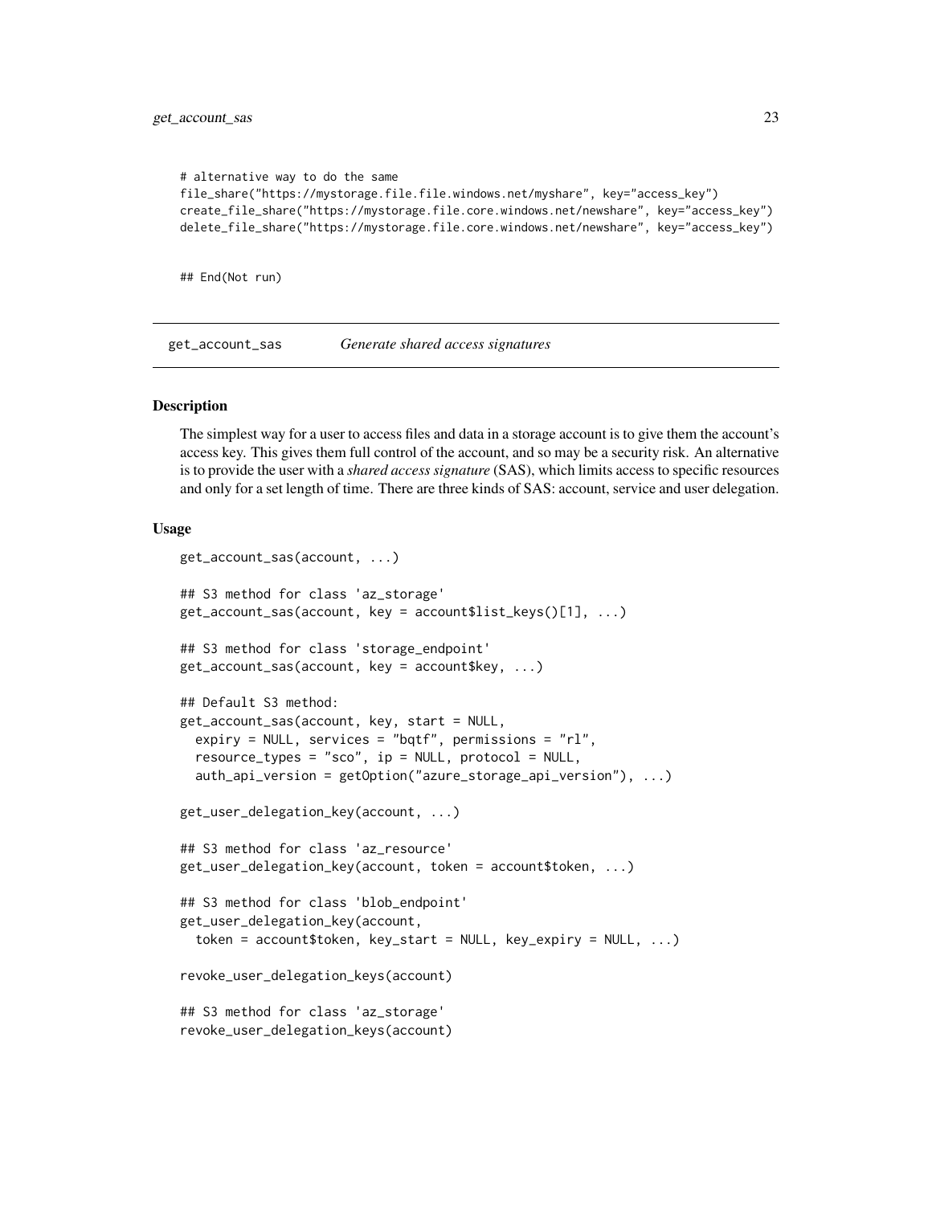```
# alternative way to do the same
file_share("https://mystorage.file.file.windows.net/myshare", key="access_key")
create_file_share("https://mystorage.file.core.windows.net/newshare", key="access_key")
delete_file_share("https://mystorage.file.core.windows.net/newshare", key="access_key")


## End(Not run)
```

## get_account_sas *Generate shared access signatures*

### Description

The simplest way for a user to access files and data in a storage account is to give them the account's access key. This gives them full control of the account, and so may be a security risk. An alternative is to provide the user with a *shared access signature* (SAS), which limits access to specific resources and only for a set length of time. There are three kinds of SAS: account, service and user delegation.

### Usage

```
get_account_sas(account, ...)

## S3 method for class 'az_storage'
get_account_sas(account, key = account$list_keys()[1], ...)

## S3 method for class 'storage_endpoint'
get_account_sas(account, key = account$key, ...)

## Default S3 method:
get_account_sas(account, key, start = NULL,
  expiry = NULL, services = "bqtf", permissions = "rl",
  resource_types = "sco", ip = NULL, protocol = NULL,
  auth_api_version = getOption("azure_storage_api_version"), ...)

get_user_delegation_key(account, ...)

## S3 method for class 'az_resource'
get_user_delegation_key(account, token = account$token, ...)

## S3 method for class 'blob_endpoint'
get_user_delegation_key(account,
  token = account$token, key_start = NULL, key_expiry = NULL, ...)

revoke_user_delegation_keys(account)

## S3 method for class 'az_storage'
revoke_user_delegation_keys(account)
```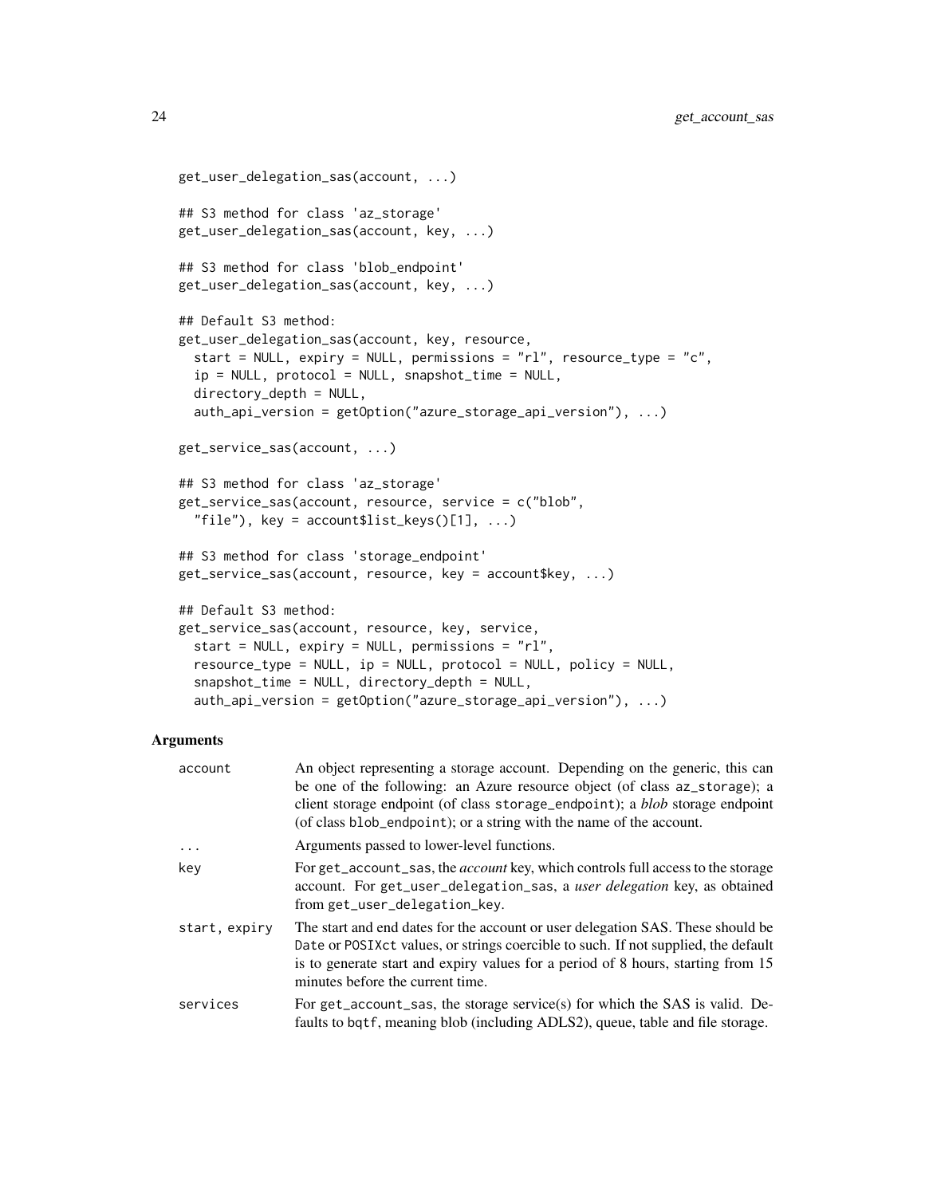```
get_user_delegation_sas(account, ...)

## S3 method for class 'az_storage'
get_user_delegation_sas(account, key, ...)

## S3 method for class 'blob_endpoint'
get_user_delegation_sas(account, key, ...)

## Default S3 method:
get_user_delegation_sas(account, key, resource,
  start = NULL, expiry = NULL, permissions = "rl", resource_type = "c",
  ip = NULL, protocol = NULL, snapshot_time = NULL,
  directory_depth = NULL,
  auth_api_version = getOption("azure_storage_api_version"), ...)

get_service_sas(account, ...)

## S3 method for class 'az_storage'
get_service_sas(account, resource, service = c("blob",
  "file"), key = account$list_keys()[1], ...)

## S3 method for class 'storage_endpoint'
get_service_sas(account, resource, key = account$key, ...)

## Default S3 method:
get_service_sas(account, resource, key, service,
  start = NULL, expiry = NULL, permissions = "rl",
  resource_type = NULL, ip = NULL, protocol = NULL, policy = NULL,
  snapshot_time = NULL, directory_depth = NULL,
  auth_api_version = getOption("azure_storage_api_version"), ...)
```

## Arguments

| | |
|---|---|
| `account` | An object representing a storage account. Depending on the generic, this can be one of the following: an Azure resource object (of class `az_storage`); a client storage endpoint (of class `storage_endpoint`); a *blob* storage endpoint (of class `blob_endpoint`); or a string with the name of the account. |
| `...` | Arguments passed to lower-level functions. |
| `key` | For `get_account_sas`, the *account* key, which controls full access to the storage account. For `get_user_delegation_sas`, a *user delegation* key, as obtained from `get_user_delegation_key`. |
| `start, expiry` | The start and end dates for the account or user delegation SAS. These should be `Date` or `POSIXct` values, or strings coercible to such. If not supplied, the default is to generate start and expiry values for a period of 8 hours, starting from 15 minutes before the current time. |
| `services` | For `get_account_sas`, the storage service(s) for which the SAS is valid. Defaults to `bqtf`, meaning blob (including ADLS2), queue, table and file storage. |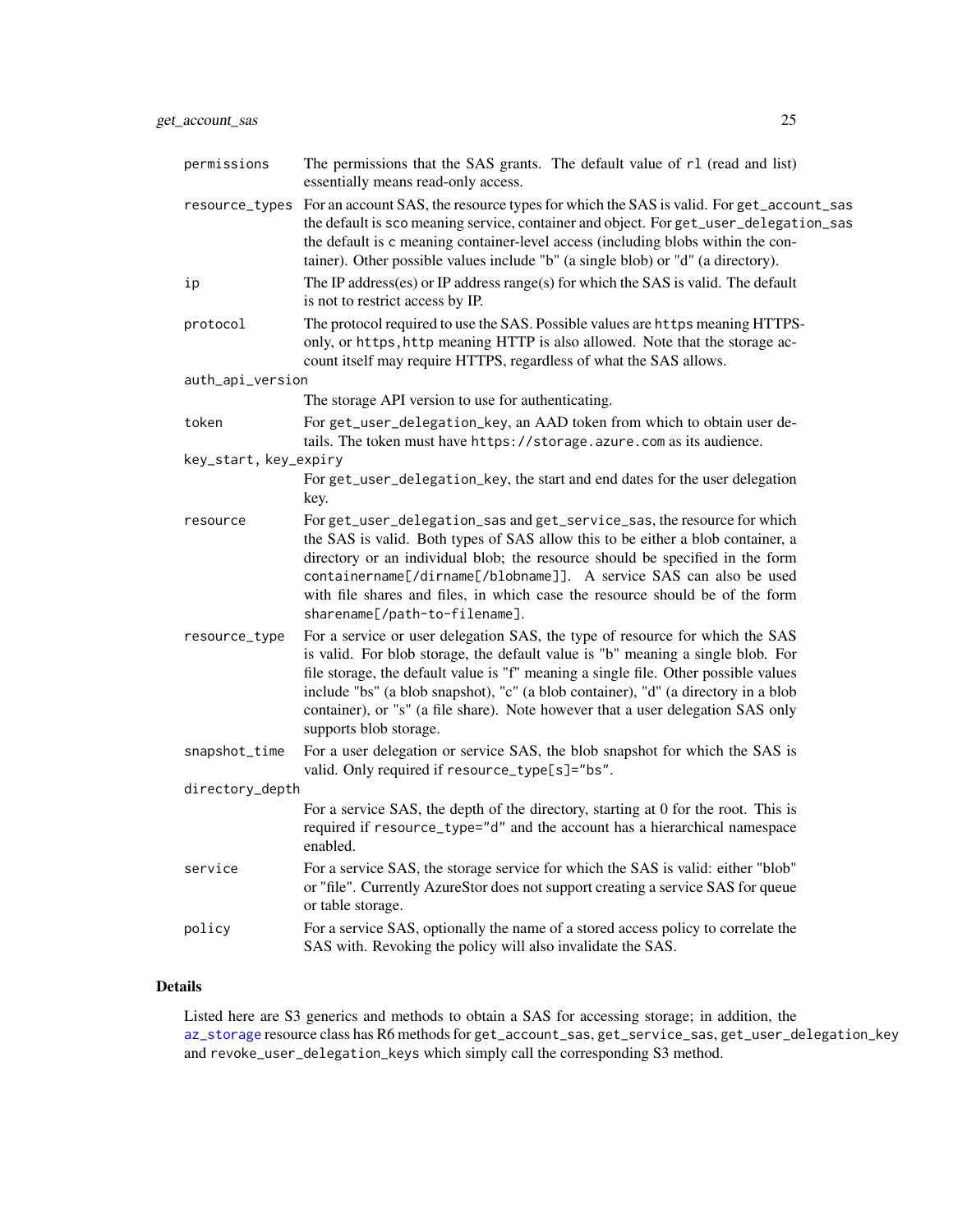| | |
|---|---|
| `permissions` | The permissions that the SAS grants. The default value of `rl` (read and list) essentially means read-only access. |
| `resource_types` | For an account SAS, the resource types for which the SAS is valid. For `get_account_sas` the default is `sco` meaning service, container and object. For `get_user_delegation_sas` the default is `c` meaning container-level access (including blobs within the container). Other possible values include "b" (a single blob) or "d" (a directory). |
| `ip` | The IP address(es) or IP address range(s) for which the SAS is valid. The default is not to restrict access by IP. |
| `protocol` | The protocol required to use the SAS. Possible values are `https` meaning HTTPS-only, or `https,http` meaning HTTP is also allowed. Note that the storage account itself may require HTTPS, regardless of what the SAS allows. |
| `auth_api_version` | The storage API version to use for authenticating. |
| `token` | For `get_user_delegation_key`, an AAD token from which to obtain user details. The token must have `https://storage.azure.com` as its audience. |
| `key_start, key_expiry` | For `get_user_delegation_key`, the start and end dates for the user delegation key. |
| `resource` | For `get_user_delegation_sas` and `get_service_sas`, the resource for which the SAS is valid. Both types of SAS allow this to be either a blob container, a directory or an individual blob; the resource should be specified in the form `containername[/dirname[/blobname]]`. A service SAS can also be used with file shares and files, in which case the resource should be of the form `sharename[/path-to-filename]`. |
| `resource_type` | For a service or user delegation SAS, the type of resource for which the SAS is valid. For blob storage, the default value is "b" meaning a single blob. For file storage, the default value is "f" meaning a single file. Other possible values include "bs" (a blob snapshot), "c" (a blob container), "d" (a directory in a blob container), or "s" (a file share). Note however that a user delegation SAS only supports blob storage. |
| `snapshot_time` | For a user delegation or service SAS, the blob snapshot for which the SAS is valid. Only required if `resource_type[s]="bs"`. |
| `directory_depth` | For a service SAS, the depth of the directory, starting at 0 for the root. This is required if `resource_type="d"` and the account has a hierarchical namespace enabled. |
| `service` | For a service SAS, the storage service for which the SAS is valid: either "blob" or "file". Currently AzureStor does not support creating a service SAS for queue or table storage. |
| `policy` | For a service SAS, optionally the name of a stored access policy to correlate the SAS with. Revoking the policy will also invalidate the SAS. |

## Details

Listed here are S3 generics and methods to obtain a SAS for accessing storage; in addition, the `az_storage` resource class has R6 methods for `get_account_sas`, `get_service_sas`, `get_user_delegation_key` and `revoke_user_delegation_keys` which simply call the corresponding S3 method.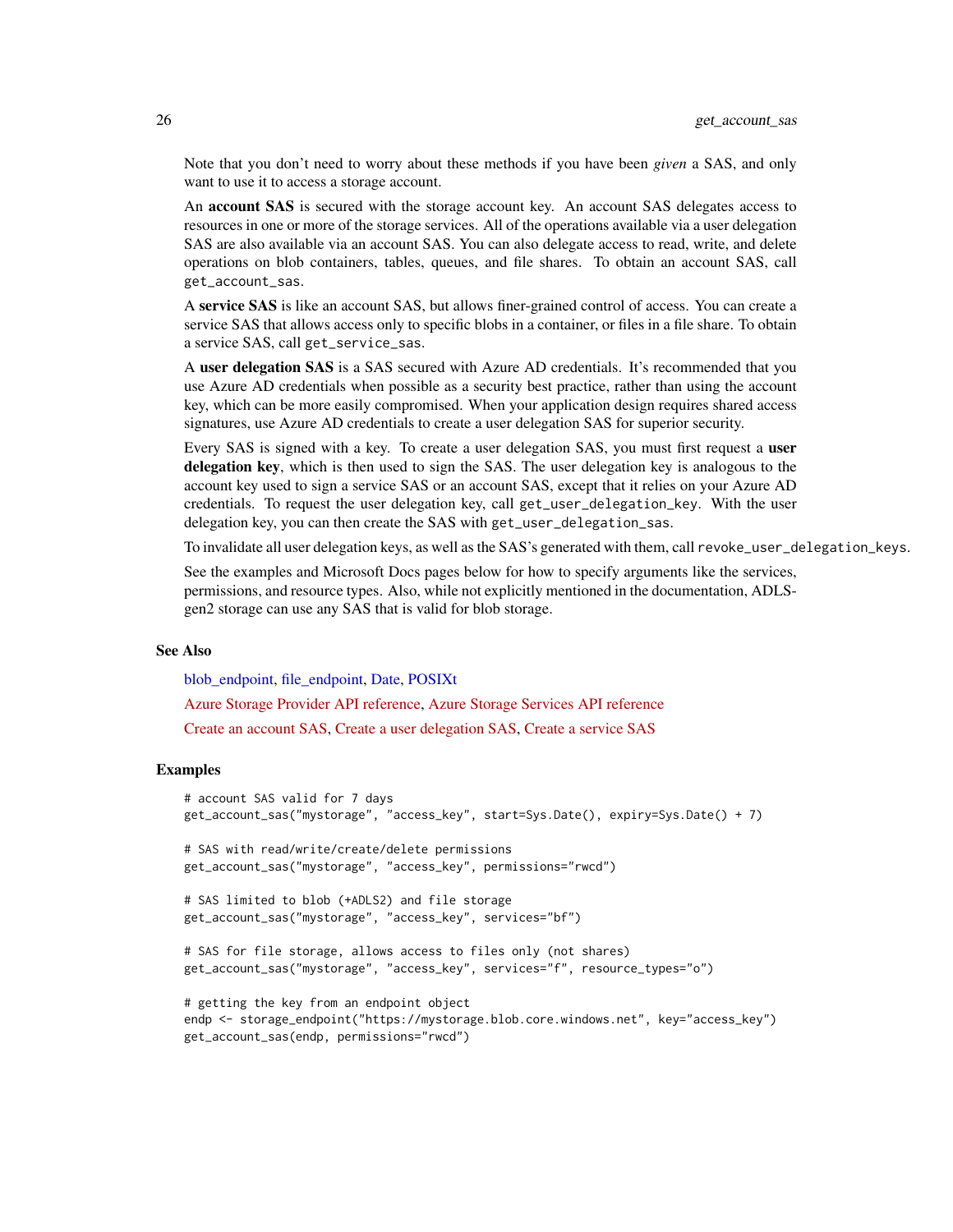Note that you don't need to worry about these methods if you have been *given* a SAS, and only want to use it to access a storage account.

An **account SAS** is secured with the storage account key. An account SAS delegates access to resources in one or more of the storage services. All of the operations available via a user delegation SAS are also available via an account SAS. You can also delegate access to read, write, and delete operations on blob containers, tables, queues, and file shares. To obtain an account SAS, call `get_account_sas`.

A **service SAS** is like an account SAS, but allows finer-grained control of access. You can create a service SAS that allows access only to specific blobs in a container, or files in a file share. To obtain a service SAS, call `get_service_sas`.

A **user delegation SAS** is a SAS secured with Azure AD credentials. It's recommended that you use Azure AD credentials when possible as a security best practice, rather than using the account key, which can be more easily compromised. When your application design requires shared access signatures, use Azure AD credentials to create a user delegation SAS for superior security.

Every SAS is signed with a key. To create a user delegation SAS, you must first request a **user delegation key**, which is then used to sign the SAS. The user delegation key is analogous to the account key used to sign a service SAS or an account SAS, except that it relies on your Azure AD credentials. To request the user delegation key, call `get_user_delegation_key`. With the user delegation key, you can then create the SAS with `get_user_delegation_sas`.

To invalidate all user delegation keys, as well as the SAS's generated with them, call `revoke_user_delegation_keys`.

See the examples and Microsoft Docs pages below for how to specify arguments like the services, permissions, and resource types. Also, while not explicitly mentioned in the documentation, ADLSgen2 storage can use any SAS that is valid for blob storage.

## See Also

blob_endpoint, file_endpoint, Date, POSIXt

Azure Storage Provider API reference, Azure Storage Services API reference

Create an account SAS, Create a user delegation SAS, Create a service SAS

## Examples

```
# account SAS valid for 7 days
get_account_sas("mystorage", "access_key", start=Sys.Date(), expiry=Sys.Date() + 7)

# SAS with read/write/create/delete permissions
get_account_sas("mystorage", "access_key", permissions="rwcd")

# SAS limited to blob (+ADLS2) and file storage
get_account_sas("mystorage", "access_key", services="bf")

# SAS for file storage, allows access to files only (not shares)
get_account_sas("mystorage", "access_key", services="f", resource_types="o")

# getting the key from an endpoint object
endp <- storage_endpoint("https://mystorage.blob.core.windows.net", key="access_key")
get_account_sas(endp, permissions="rwcd")
```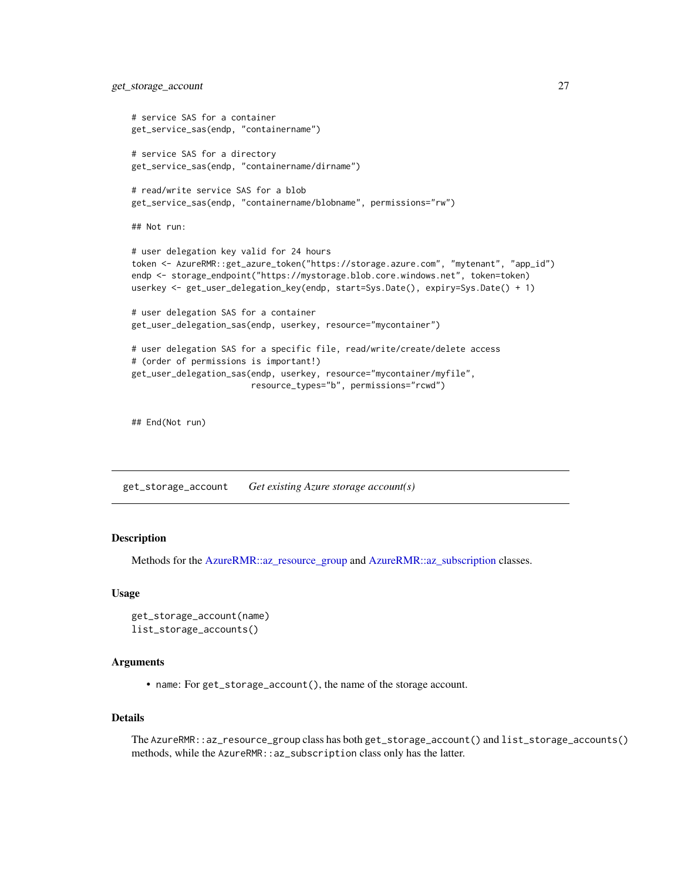```
# service SAS for a container
get_service_sas(endp, "containername")

# service SAS for a directory
get_service_sas(endp, "containername/dirname")

# read/write service SAS for a blob
get_service_sas(endp, "containername/blobname", permissions="rw")

## Not run:

# user delegation key valid for 24 hours
token <- AzureRMR::get_azure_token("https://storage.azure.com", "mytenant", "app_id")
endp <- storage_endpoint("https://mystorage.blob.core.windows.net", token=token)
userkey <- get_user_delegation_key(endp, start=Sys.Date(), expiry=Sys.Date() + 1)

# user delegation SAS for a container
get_user_delegation_sas(endp, userkey, resource="mycontainer")

# user delegation SAS for a specific file, read/write/create/delete access
# (order of permissions is important!)
get_user_delegation_sas(endp, userkey, resource="mycontainer/myfile",
                        resource_types="b", permissions="rcwd")


## End(Not run)
```

## get_storage_account *Get existing Azure storage account(s)*

### Description

Methods for the AzureRMR::az_resource_group and AzureRMR::az_subscription classes.

### Usage

```
get_storage_account(name)
list_storage_accounts()
```

### Arguments

- `name`: For `get_storage_account()`, the name of the storage account.

### Details

The `AzureRMR::az_resource_group` class has both `get_storage_account()` and `list_storage_accounts()` methods, while the `AzureRMR::az_subscription` class only has the latter.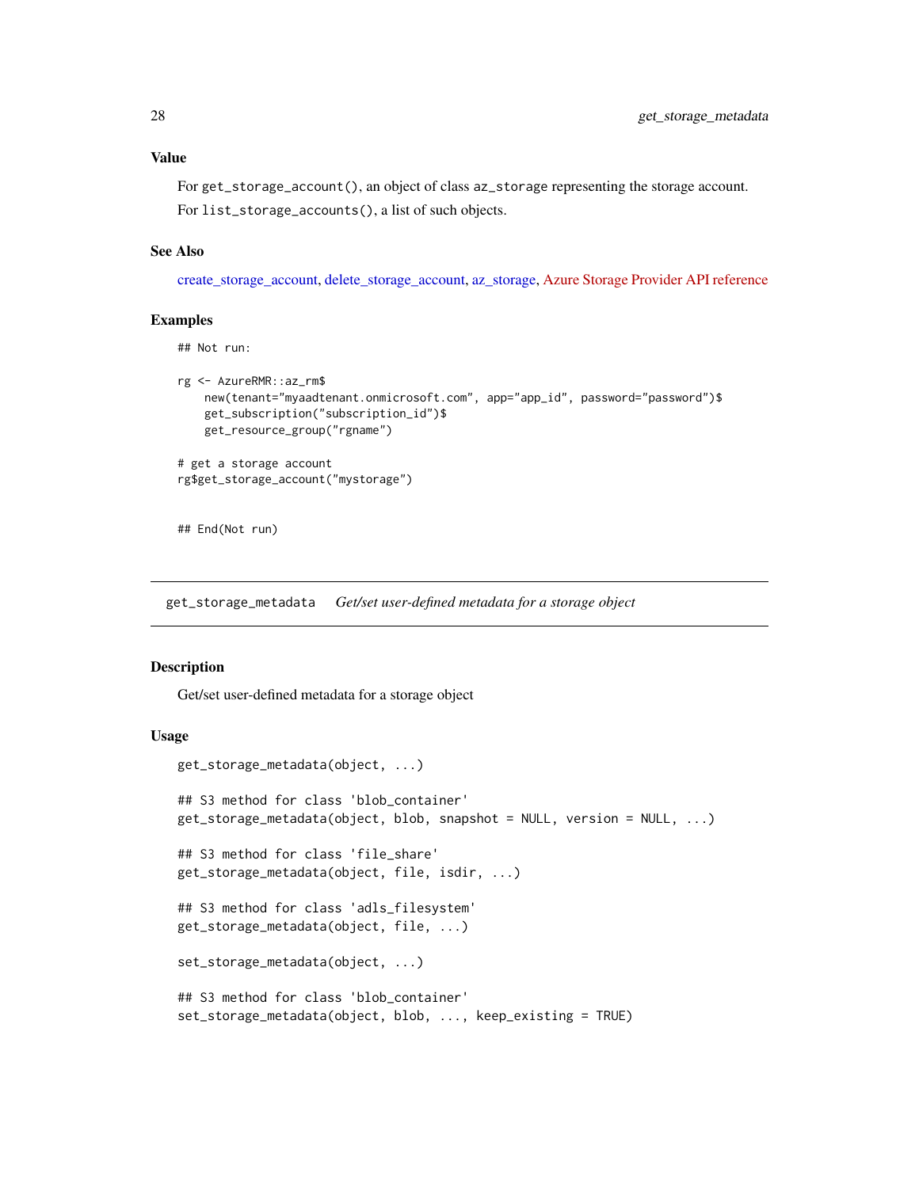### Value

For `get_storage_account()`, an object of class `az_storage` representing the storage account.

For `list_storage_accounts()`, a list of such objects.

### See Also

create_storage_account, delete_storage_account, az_storage, Azure Storage Provider API reference

### Examples

```
## Not run:

rg <- AzureRMR::az_rm$
    new(tenant="myaadtenant.onmicrosoft.com", app="app_id", password="password")$
    get_subscription("subscription_id")$
    get_resource_group("rgname")

# get a storage account
rg$get_storage_account("mystorage")


## End(Not run)
```

---

## get_storage_metadata    *Get/set user-defined metadata for a storage object*

---

### Description

Get/set user-defined metadata for a storage object

### Usage

```
get_storage_metadata(object, ...)

## S3 method for class 'blob_container'
get_storage_metadata(object, blob, snapshot = NULL, version = NULL, ...)

## S3 method for class 'file_share'
get_storage_metadata(object, file, isdir, ...)

## S3 method for class 'adls_filesystem'
get_storage_metadata(object, file, ...)

set_storage_metadata(object, ...)

## S3 method for class 'blob_container'
set_storage_metadata(object, blob, ..., keep_existing = TRUE)
```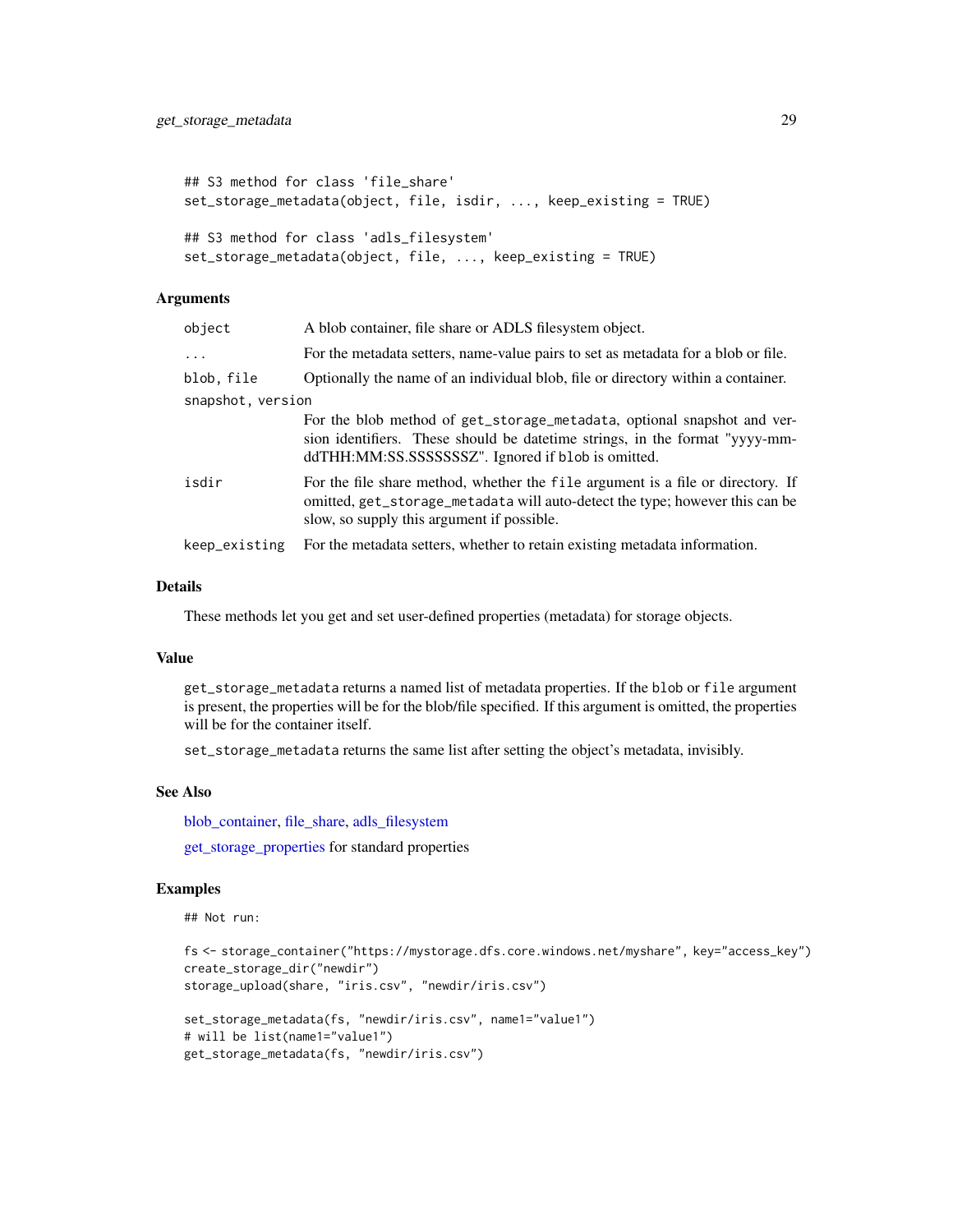```
## S3 method for class 'file_share'
set_storage_metadata(object, file, isdir, ..., keep_existing = TRUE)

## S3 method for class 'adls_filesystem'
set_storage_metadata(object, file, ..., keep_existing = TRUE)
```

### Arguments

| | |
|---|---|
| object | A blob container, file share or ADLS filesystem object. |
| ... | For the metadata setters, name-value pairs to set as metadata for a blob or file. |
| blob, file | Optionally the name of an individual blob, file or directory within a container. |
| snapshot, version | For the blob method of get_storage_metadata, optional snapshot and version identifiers. These should be datetime strings, in the format "yyyy-mm-ddTHH:MM:SS.SSSSSSSZ". Ignored if blob is omitted. |
| isdir | For the file share method, whether the file argument is a file or directory. If omitted, get_storage_metadata will auto-detect the type; however this can be slow, so supply this argument if possible. |
| keep_existing | For the metadata setters, whether to retain existing metadata information. |

### Details

These methods let you get and set user-defined properties (metadata) for storage objects.

### Value

get_storage_metadata returns a named list of metadata properties. If the blob or file argument is present, the properties will be for the blob/file specified. If this argument is omitted, the properties will be for the container itself.

set_storage_metadata returns the same list after setting the object's metadata, invisibly.

### See Also

blob_container, file_share, adls_filesystem

get_storage_properties for standard properties

### Examples

```
## Not run:

fs <- storage_container("https://mystorage.dfs.core.windows.net/myshare", key="access_key")
create_storage_dir("newdir")
storage_upload(share, "iris.csv", "newdir/iris.csv")

set_storage_metadata(fs, "newdir/iris.csv", name1="value1")
# will be list(name1="value1")
get_storage_metadata(fs, "newdir/iris.csv")
```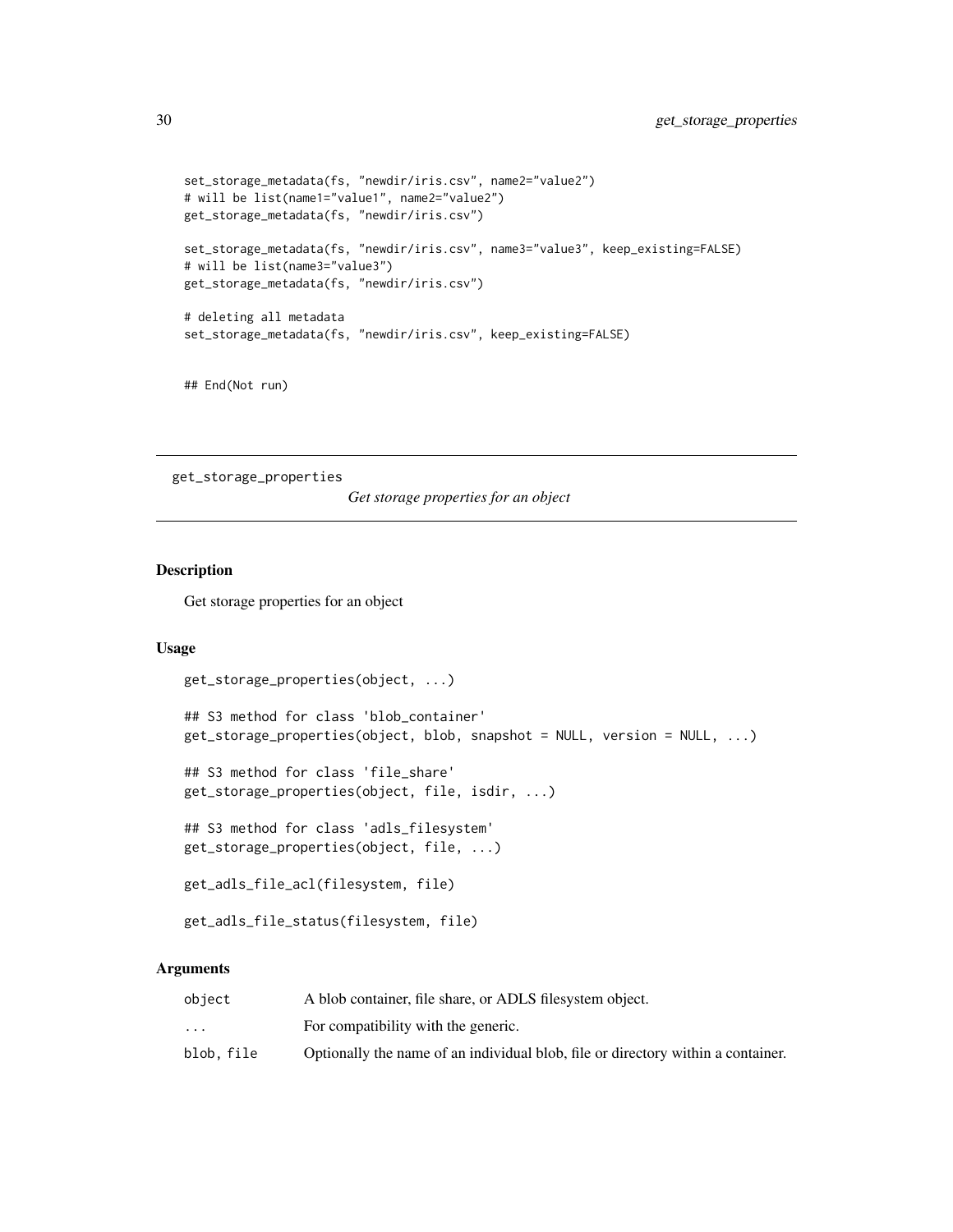```
set_storage_metadata(fs, "newdir/iris.csv", name2="value2")
# will be list(name1="value1", name2="value2")
get_storage_metadata(fs, "newdir/iris.csv")

set_storage_metadata(fs, "newdir/iris.csv", name3="value3", keep_existing=FALSE)
# will be list(name3="value3")
get_storage_metadata(fs, "newdir/iris.csv")

# deleting all metadata
set_storage_metadata(fs, "newdir/iris.csv", keep_existing=FALSE)


## End(Not run)
```

---

## get_storage_properties

*Get storage properties for an object*

---

### Description

Get storage properties for an object

### Usage

```
get_storage_properties(object, ...)

## S3 method for class 'blob_container'
get_storage_properties(object, blob, snapshot = NULL, version = NULL, ...)

## S3 method for class 'file_share'
get_storage_properties(object, file, isdir, ...)

## S3 method for class 'adls_filesystem'
get_storage_properties(object, file, ...)

get_adls_file_acl(filesystem, file)

get_adls_file_status(filesystem, file)
```

### Arguments

| | |
|---|---|
| `object` | A blob container, file share, or ADLS filesystem object. |
| `...` | For compatibility with the generic. |
| `blob, file` | Optionally the name of an individual blob, file or directory within a container. |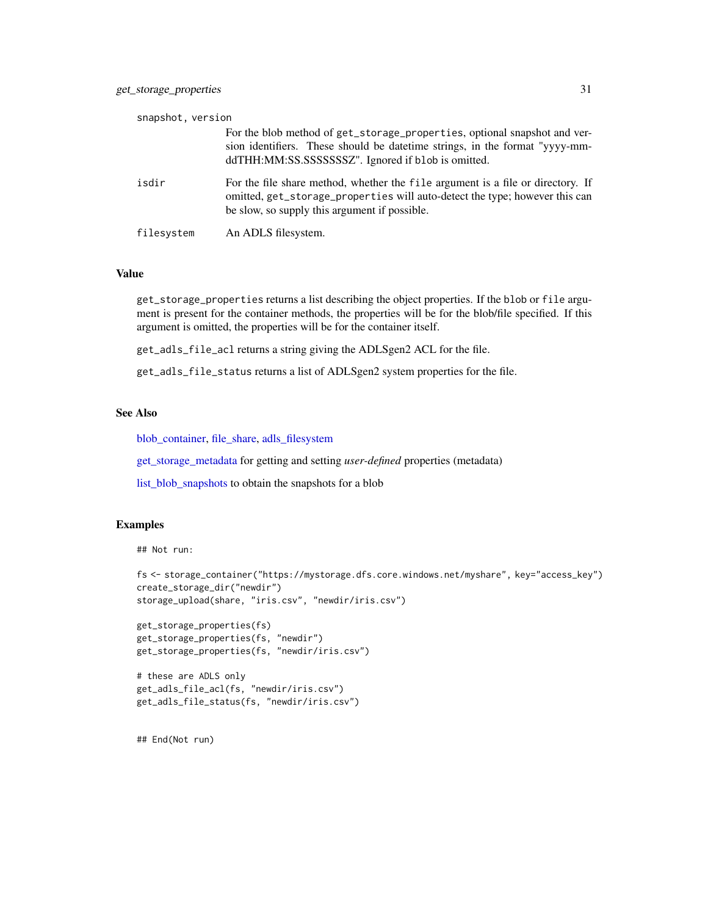snapshot, version
: For the blob method of `get_storage_properties`, optional snapshot and version identifiers. These should be datetime strings, in the format "yyyy-mm-ddTHH:MM:SS.SSSSSSSZ". Ignored if `blob` is omitted.

isdir
: For the file share method, whether the `file` argument is a file or directory. If omitted, `get_storage_properties` will auto-detect the type; however this can be slow, so supply this argument if possible.

filesystem
: An ADLS filesystem.

## Value

`get_storage_properties` returns a list describing the object properties. If the `blob` or `file` argument is present for the container methods, the properties will be for the blob/file specified. If this argument is omitted, the properties will be for the container itself.

`get_adls_file_acl` returns a string giving the ADLSgen2 ACL for the file.

`get_adls_file_status` returns a list of ADLSgen2 system properties for the file.

## See Also

blob_container, file_share, adls_filesystem

get_storage_metadata for getting and setting *user-defined* properties (metadata)

list_blob_snapshots to obtain the snapshots for a blob

## Examples

```
## Not run:

fs <- storage_container("https://mystorage.dfs.core.windows.net/myshare", key="access_key")
create_storage_dir("newdir")
storage_upload(share, "iris.csv", "newdir/iris.csv")

get_storage_properties(fs)
get_storage_properties(fs, "newdir")
get_storage_properties(fs, "newdir/iris.csv")

# these are ADLS only
get_adls_file_acl(fs, "newdir/iris.csv")
get_adls_file_status(fs, "newdir/iris.csv")


## End(Not run)
```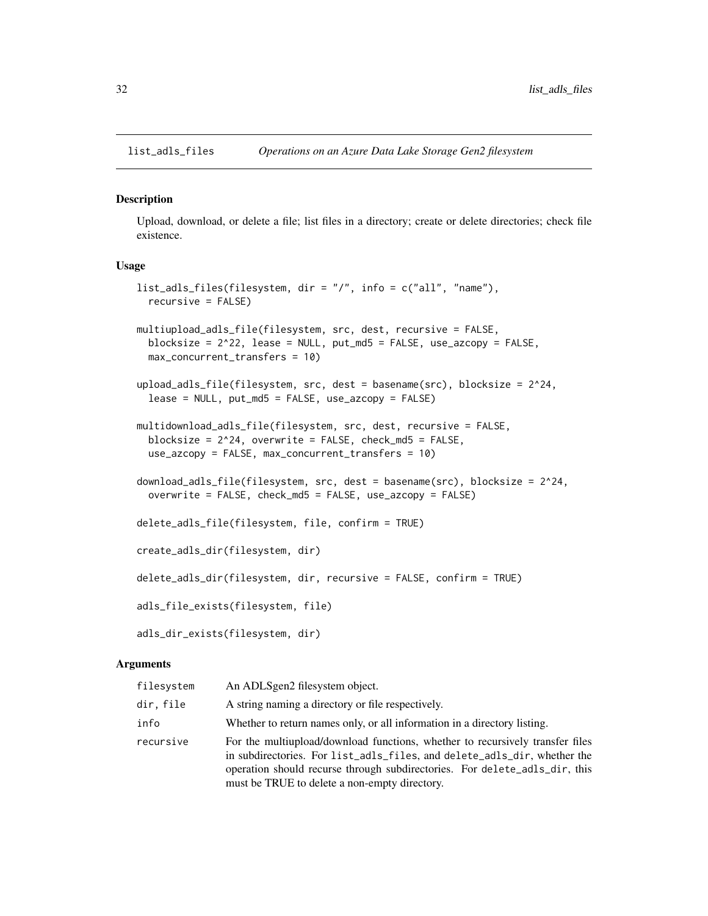# list_adls_files — *Operations on an Azure Data Lake Storage Gen2 filesystem*

## Description

Upload, download, or delete a file; list files in a directory; create or delete directories; check file existence.

## Usage

```
list_adls_files(filesystem, dir = "/", info = c("all", "name"),
  recursive = FALSE)

multiupload_adls_file(filesystem, src, dest, recursive = FALSE,
  blocksize = 2^22, lease = NULL, put_md5 = FALSE, use_azcopy = FALSE,
  max_concurrent_transfers = 10)

upload_adls_file(filesystem, src, dest = basename(src), blocksize = 2^24,
  lease = NULL, put_md5 = FALSE, use_azcopy = FALSE)

multidownload_adls_file(filesystem, src, dest, recursive = FALSE,
  blocksize = 2^24, overwrite = FALSE, check_md5 = FALSE,
  use_azcopy = FALSE, max_concurrent_transfers = 10)

download_adls_file(filesystem, src, dest = basename(src), blocksize = 2^24,
  overwrite = FALSE, check_md5 = FALSE, use_azcopy = FALSE)

delete_adls_file(filesystem, file, confirm = TRUE)

create_adls_dir(filesystem, dir)

delete_adls_dir(filesystem, dir, recursive = FALSE, confirm = TRUE)

adls_file_exists(filesystem, file)

adls_dir_exists(filesystem, dir)
```

## Arguments

| | |
|---|---|
| `filesystem` | An ADLSgen2 filesystem object. |
| `dir, file` | A string naming a directory or file respectively. |
| `info` | Whether to return names only, or all information in a directory listing. |
| `recursive` | For the multiupload/download functions, whether to recursively transfer files in subdirectories. For `list_adls_files`, and `delete_adls_dir`, whether the operation should recurse through subdirectories. For `delete_adls_dir`, this must be TRUE to delete a non-empty directory. |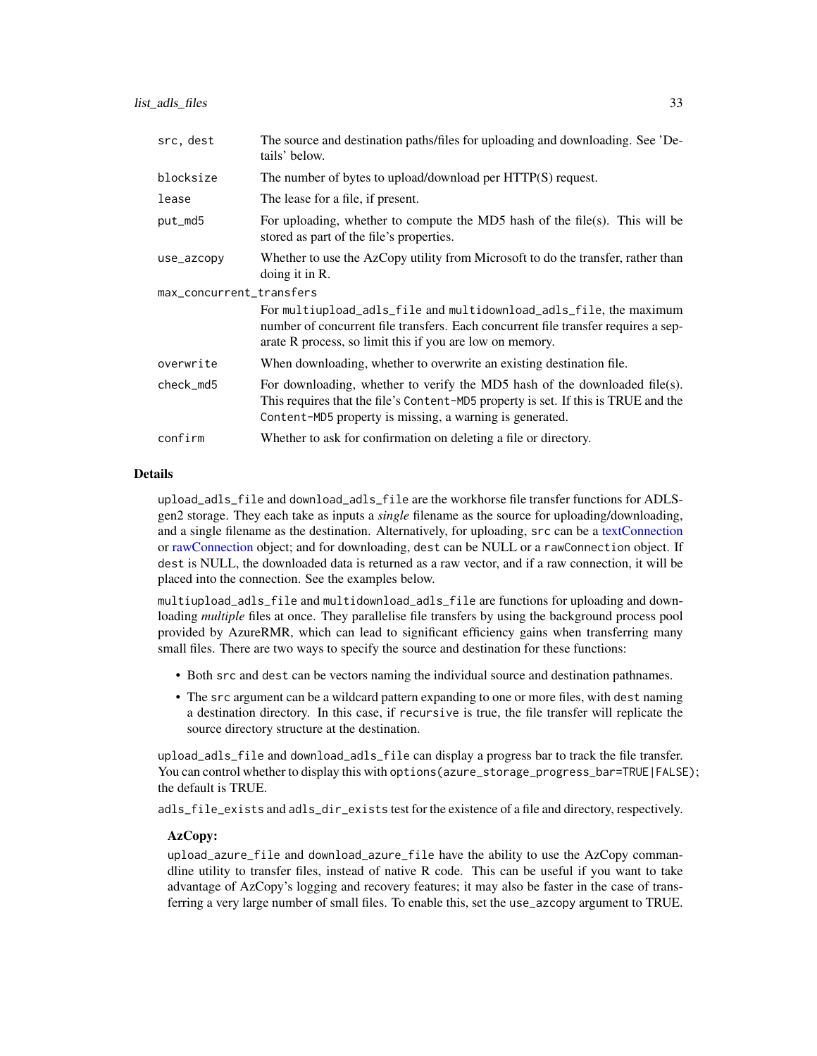| | |
|---|---|
| src, dest | The source and destination paths/files for uploading and downloading. See 'Details' below. |
| blocksize | The number of bytes to upload/download per HTTP(S) request. |
| lease | The lease for a file, if present. |
| put_md5 | For uploading, whether to compute the MD5 hash of the file(s). This will be stored as part of the file's properties. |
| use_azcopy | Whether to use the AzCopy utility from Microsoft to do the transfer, rather than doing it in R. |
| max_concurrent_transfers | For multiupload_adls_file and multidownload_adls_file, the maximum number of concurrent file transfers. Each concurrent file transfer requires a separate R process, so limit this if you are low on memory. |
| overwrite | When downloading, whether to overwrite an existing destination file. |
| check_md5 | For downloading, whether to verify the MD5 hash of the downloaded file(s). This requires that the file's Content-MD5 property is set. If this is TRUE and the Content-MD5 property is missing, a warning is generated. |
| confirm | Whether to ask for confirmation on deleting a file or directory. |

## Details

upload_adls_file and download_adls_file are the workhorse file transfer functions for ADLSgen2 storage. They each take as inputs a *single* filename as the source for uploading/downloading, and a single filename as the destination. Alternatively, for uploading, src can be a textConnection or rawConnection object; and for downloading, dest can be NULL or a rawConnection object. If dest is NULL, the downloaded data is returned as a raw vector, and if a raw connection, it will be placed into the connection. See the examples below.

multiupload_adls_file and multidownload_adls_file are functions for uploading and downloading *multiple* files at once. They parallelise file transfers by using the background process pool provided by AzureRMR, which can lead to significant efficiency gains when transferring many small files. There are two ways to specify the source and destination for these functions:

- Both src and dest can be vectors naming the individual source and destination pathnames.
- The src argument can be a wildcard pattern expanding to one or more files, with dest naming a destination directory. In this case, if recursive is true, the file transfer will replicate the source directory structure at the destination.

upload_adls_file and download_adls_file can display a progress bar to track the file transfer. You can control whether to display this with options(azure_storage_progress_bar=TRUE|FALSE); the default is TRUE.

adls_file_exists and adls_dir_exists test for the existence of a file and directory, respectively.

### AzCopy:

upload_azure_file and download_azure_file have the ability to use the AzCopy commandline utility to transfer files, instead of native R code. This can be useful if you want to take advantage of AzCopy's logging and recovery features; it may also be faster in the case of transferring a very large number of small files. To enable this, set the use_azcopy argument to TRUE.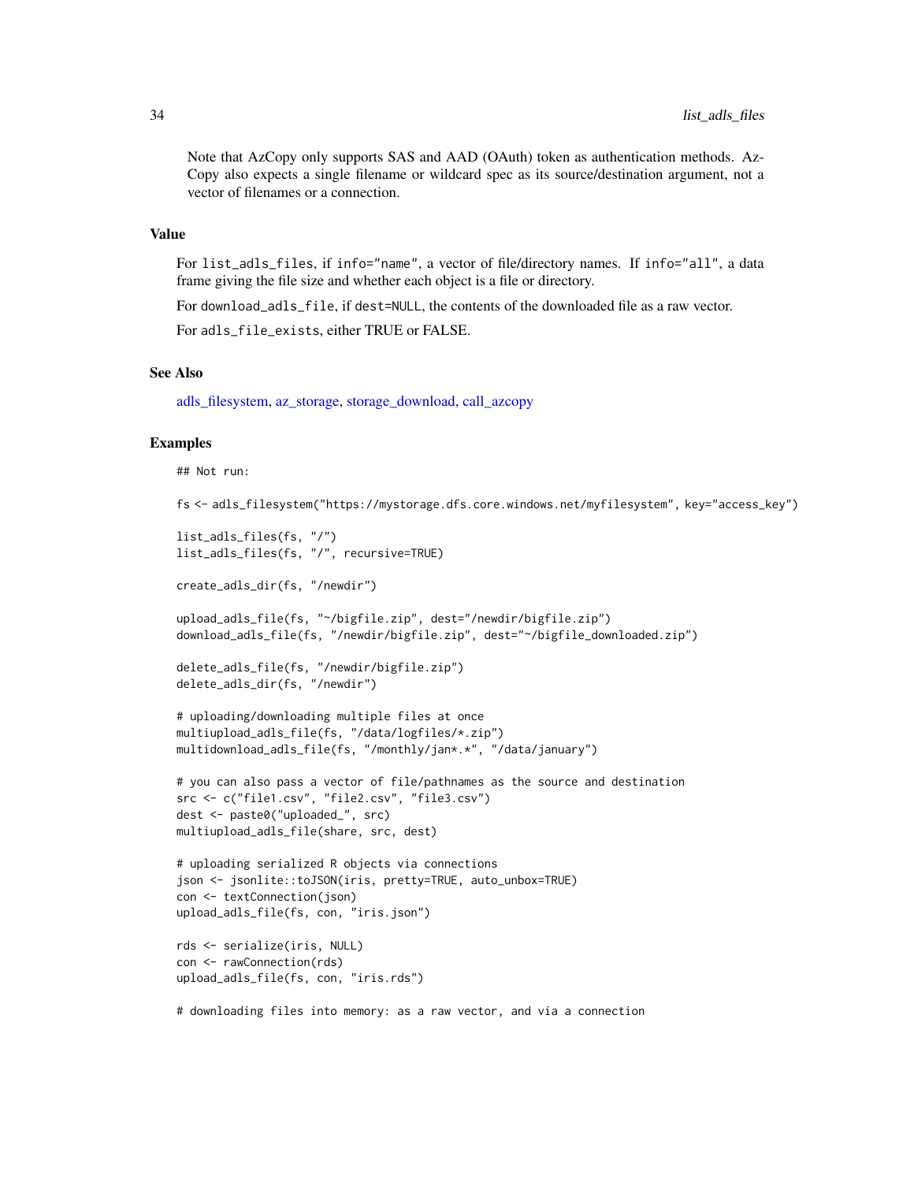Note that AzCopy only supports SAS and AAD (OAuth) token as authentication methods. AzCopy also expects a single filename or wildcard spec as its source/destination argument, not a vector of filenames or a connection.

### Value

For `list_adls_files`, if `info="name"`, a vector of file/directory names. If `info="all"`, a data frame giving the file size and whether each object is a file or directory.

For `download_adls_file`, if `dest=NULL`, the contents of the downloaded file as a raw vector.

For `adls_file_exists`, either TRUE or FALSE.

### See Also

adls_filesystem, az_storage, storage_download, call_azcopy

### Examples

```
## Not run:

fs <- adls_filesystem("https://mystorage.dfs.core.windows.net/myfilesystem", key="access_key")

list_adls_files(fs, "/")
list_adls_files(fs, "/", recursive=TRUE)

create_adls_dir(fs, "/newdir")

upload_adls_file(fs, "~/bigfile.zip", dest="/newdir/bigfile.zip")
download_adls_file(fs, "/newdir/bigfile.zip", dest="~/bigfile_downloaded.zip")

delete_adls_file(fs, "/newdir/bigfile.zip")
delete_adls_dir(fs, "/newdir")

# uploading/downloading multiple files at once
multiupload_adls_file(fs, "/data/logfiles/*.zip")
multidownload_adls_file(fs, "/monthly/jan*.*", "/data/january")

# you can also pass a vector of file/pathnames as the source and destination
src <- c("file1.csv", "file2.csv", "file3.csv")
dest <- paste0("uploaded_", src)
multiupload_adls_file(share, src, dest)

# uploading serialized R objects via connections
json <- jsonlite::toJSON(iris, pretty=TRUE, auto_unbox=TRUE)
con <- textConnection(json)
upload_adls_file(fs, con, "iris.json")

rds <- serialize(iris, NULL)
con <- rawConnection(rds)
upload_adls_file(fs, con, "iris.rds")

# downloading files into memory: as a raw vector, and via a connection
```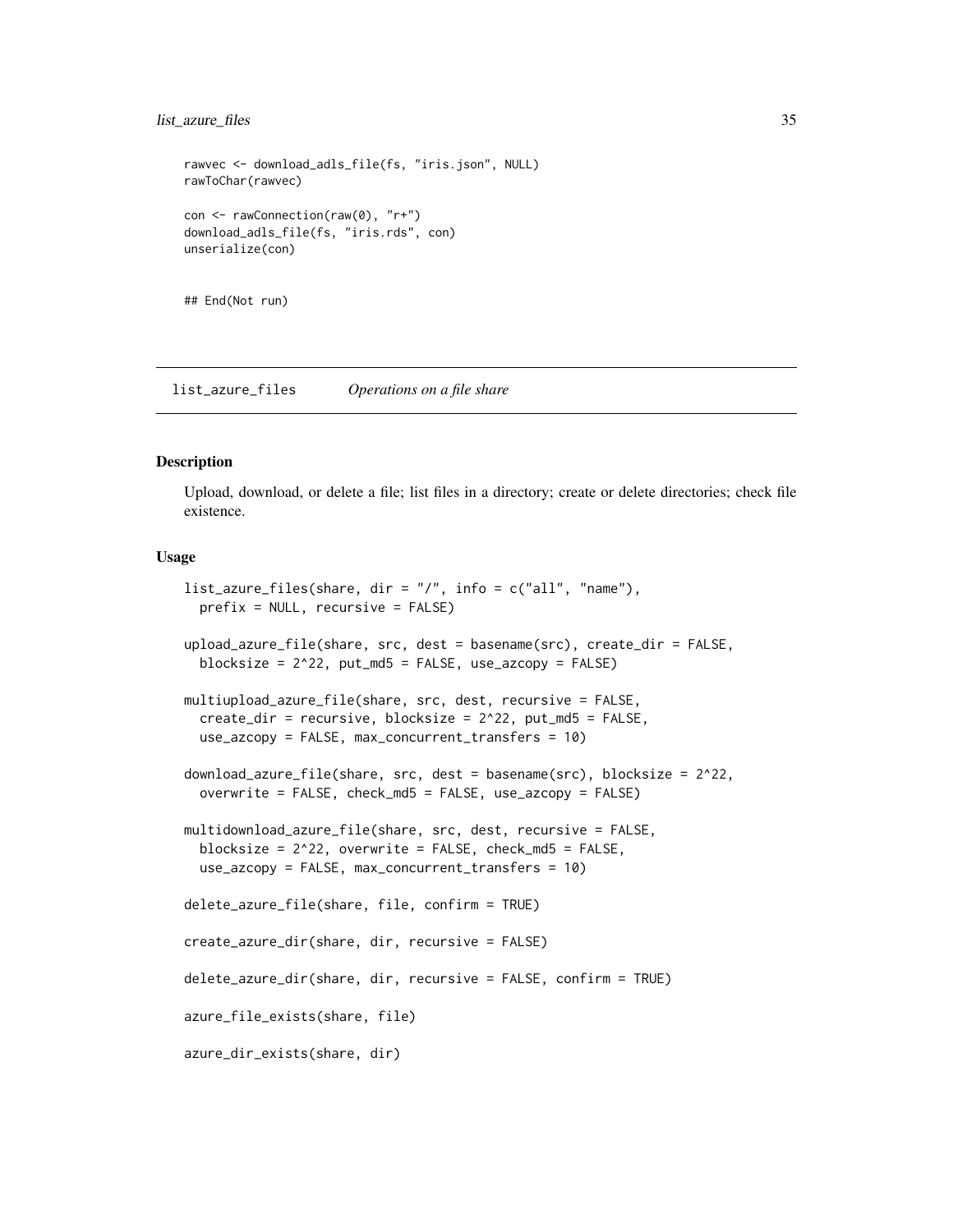```
rawvec <- download_adls_file(fs, "iris.json", NULL)
rawToChar(rawvec)

con <- rawConnection(raw(0), "r+")
download_adls_file(fs, "iris.rds", con)
unserialize(con)


## End(Not run)
```

## list_azure_files    *Operations on a file share*

### Description

Upload, download, or delete a file; list files in a directory; create or delete directories; check file existence.

### Usage

```
list_azure_files(share, dir = "/", info = c("all", "name"),
  prefix = NULL, recursive = FALSE)

upload_azure_file(share, src, dest = basename(src), create_dir = FALSE,
  blocksize = 2^22, put_md5 = FALSE, use_azcopy = FALSE)

multiupload_azure_file(share, src, dest, recursive = FALSE,
  create_dir = recursive, blocksize = 2^22, put_md5 = FALSE,
  use_azcopy = FALSE, max_concurrent_transfers = 10)

download_azure_file(share, src, dest = basename(src), blocksize = 2^22,
  overwrite = FALSE, check_md5 = FALSE, use_azcopy = FALSE)

multidownload_azure_file(share, src, dest, recursive = FALSE,
  blocksize = 2^22, overwrite = FALSE, check_md5 = FALSE,
  use_azcopy = FALSE, max_concurrent_transfers = 10)

delete_azure_file(share, file, confirm = TRUE)

create_azure_dir(share, dir, recursive = FALSE)

delete_azure_dir(share, dir, recursive = FALSE, confirm = TRUE)

azure_file_exists(share, file)

azure_dir_exists(share, dir)
```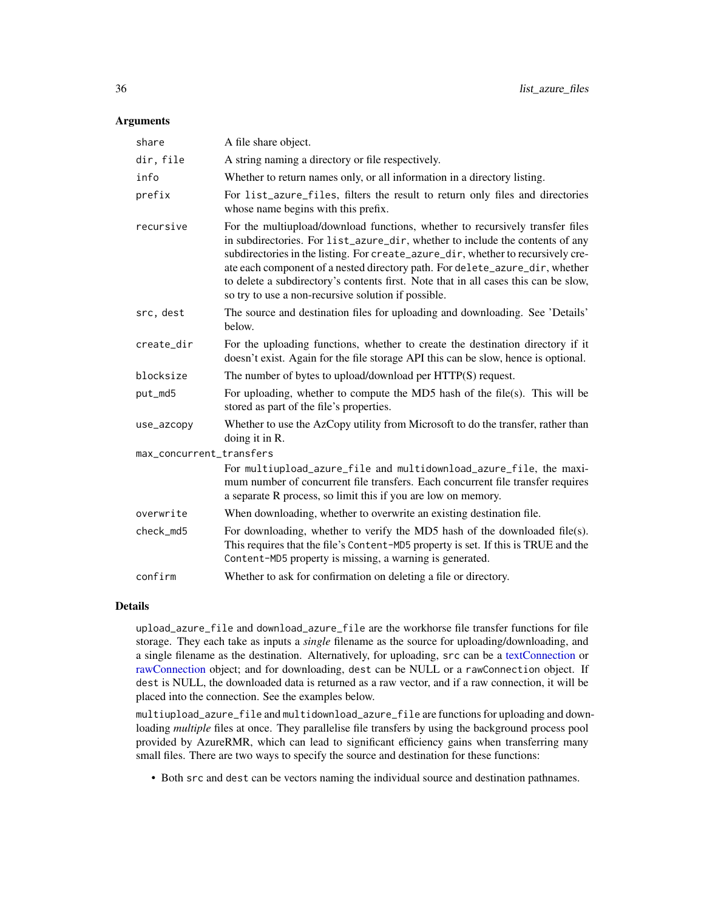## Arguments

| | |
|---|---|
| `share` | A file share object. |
| `dir, file` | A string naming a directory or file respectively. |
| `info` | Whether to return names only, or all information in a directory listing. |
| `prefix` | For `list_azure_files`, filters the result to return only files and directories whose name begins with this prefix. |
| `recursive` | For the multiupload/download functions, whether to recursively transfer files in subdirectories. For `list_azure_dir`, whether to include the contents of any subdirectories in the listing. For `create_azure_dir`, whether to recursively create each component of a nested directory path. For `delete_azure_dir`, whether to delete a subdirectory's contents first. Note that in all cases this can be slow, so try to use a non-recursive solution if possible. |
| `src, dest` | The source and destination files for uploading and downloading. See 'Details' below. |
| `create_dir` | For the uploading functions, whether to create the destination directory if it doesn't exist. Again for the file storage API this can be slow, hence is optional. |
| `blocksize` | The number of bytes to upload/download per HTTP(S) request. |
| `put_md5` | For uploading, whether to compute the MD5 hash of the file(s). This will be stored as part of the file's properties. |
| `use_azcopy` | Whether to use the AzCopy utility from Microsoft to do the transfer, rather than doing it in R. |
| `max_concurrent_transfers` | For `multiupload_azure_file` and `multidownload_azure_file`, the maximum number of concurrent file transfers. Each concurrent file transfer requires a separate R process, so limit this if you are low on memory. |
| `overwrite` | When downloading, whether to overwrite an existing destination file. |
| `check_md5` | For downloading, whether to verify the MD5 hash of the downloaded file(s). This requires that the file's `Content-MD5` property is set. If this is TRUE and the `Content-MD5` property is missing, a warning is generated. |
| `confirm` | Whether to ask for confirmation on deleting a file or directory. |

## Details

`upload_azure_file` and `download_azure_file` are the workhorse file transfer functions for file storage. They each take as inputs a *single* filename as the source for uploading/downloading, and a single filename as the destination. Alternatively, for uploading, `src` can be a textConnection or rawConnection object; and for downloading, `dest` can be NULL or a `rawConnection` object. If `dest` is NULL, the downloaded data is returned as a raw vector, and if a raw connection, it will be placed into the connection. See the examples below.

`multiupload_azure_file` and `multidownload_azure_file` are functions for uploading and downloading *multiple* files at once. They parallelise file transfers by using the background process pool provided by AzureRMR, which can lead to significant efficiency gains when transferring many small files. There are two ways to specify the source and destination for these functions:

- Both `src` and `dest` can be vectors naming the individual source and destination pathnames.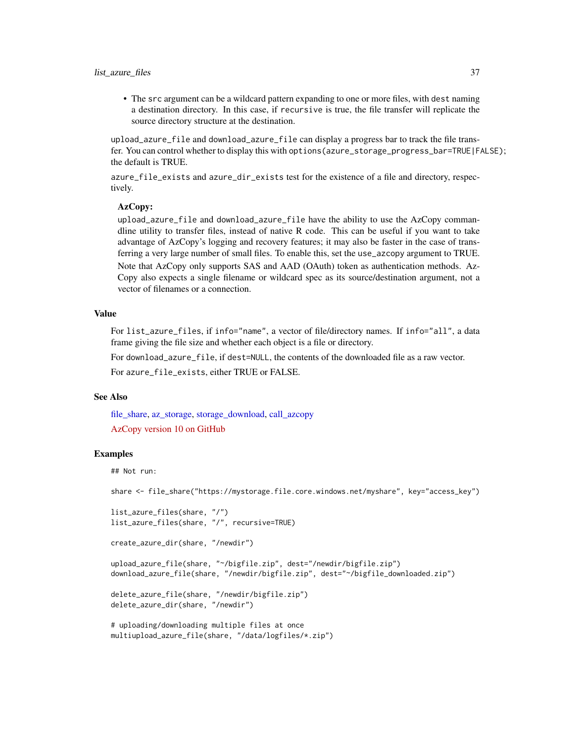- The `src` argument can be a wildcard pattern expanding to one or more files, with `dest` naming a destination directory. In this case, if `recursive` is true, the file transfer will replicate the source directory structure at the destination.

`upload_azure_file` and `download_azure_file` can display a progress bar to track the file transfer. You can control whether to display this with `options(azure_storage_progress_bar=TRUE|FALSE)`; the default is TRUE.

`azure_file_exists` and `azure_dir_exists` test for the existence of a file and directory, respectively.

**AzCopy:**

`upload_azure_file` and `download_azure_file` have the ability to use the AzCopy commandline utility to transfer files, instead of native R code. This can be useful if you want to take advantage of AzCopy's logging and recovery features; it may also be faster in the case of transferring a very large number of small files. To enable this, set the `use_azcopy` argument to TRUE.

Note that AzCopy only supports SAS and AAD (OAuth) token as authentication methods. AzCopy also expects a single filename or wildcard spec as its source/destination argument, not a vector of filenames or a connection.

## Value

For `list_azure_files`, if `info="name"`, a vector of file/directory names. If `info="all"`, a data frame giving the file size and whether each object is a file or directory.

For `download_azure_file`, if `dest=NULL`, the contents of the downloaded file as a raw vector.

For `azure_file_exists`, either TRUE or FALSE.

## See Also

file_share, az_storage, storage_download, call_azcopy

AzCopy version 10 on GitHub

## Examples

```
## Not run:

share <- file_share("https://mystorage.file.core.windows.net/myshare", key="access_key")

list_azure_files(share, "/")
list_azure_files(share, "/", recursive=TRUE)

create_azure_dir(share, "/newdir")

upload_azure_file(share, "~/bigfile.zip", dest="/newdir/bigfile.zip")
download_azure_file(share, "/newdir/bigfile.zip", dest="~/bigfile_downloaded.zip")

delete_azure_file(share, "/newdir/bigfile.zip")
delete_azure_dir(share, "/newdir")

# uploading/downloading multiple files at once
multiupload_azure_file(share, "/data/logfiles/*.zip")
```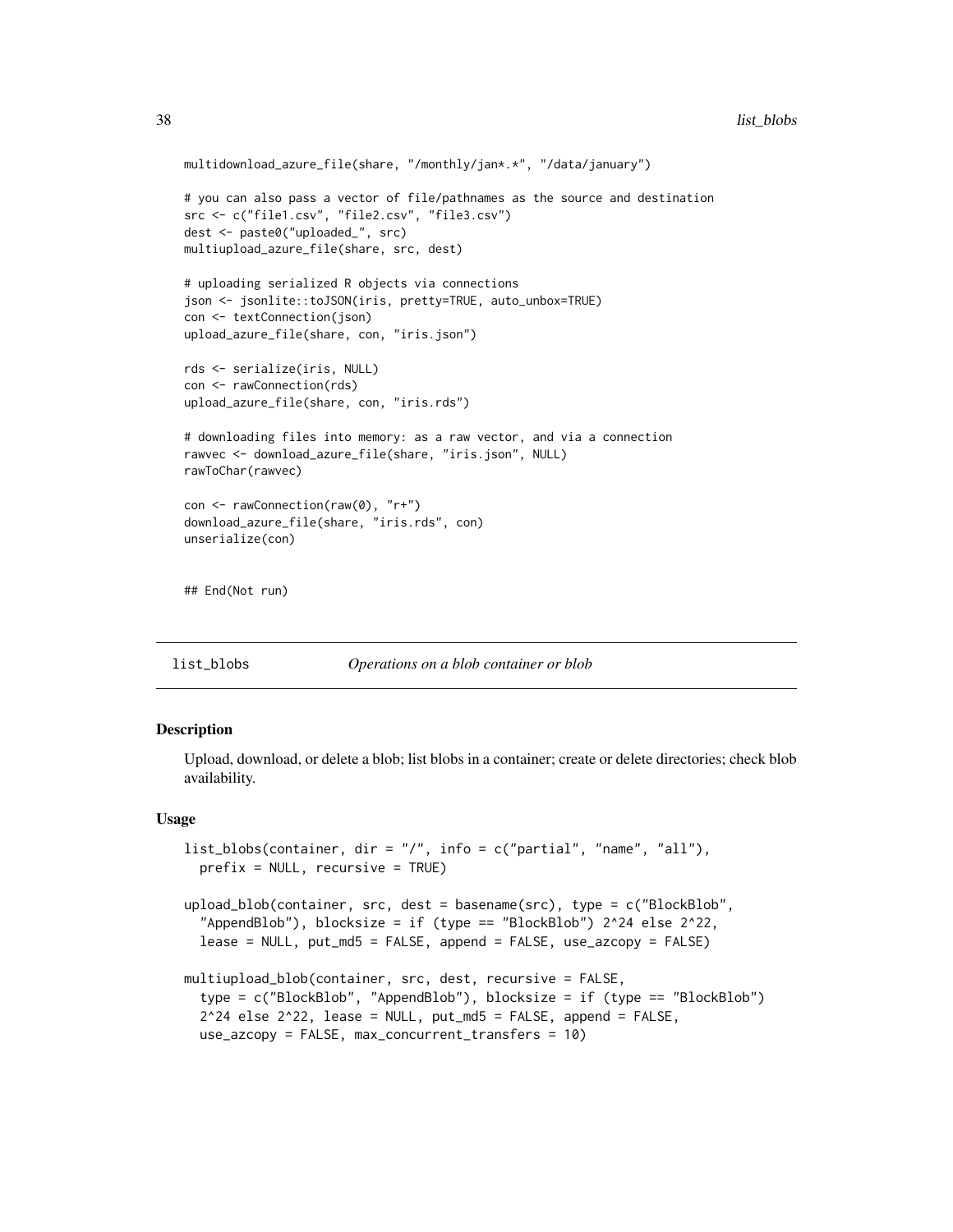```
multidownload_azure_file(share, "/monthly/jan*.*", "/data/january")

# you can also pass a vector of file/pathnames as the source and destination
src <- c("file1.csv", "file2.csv", "file3.csv")
dest <- paste0("uploaded_", src)
multiupload_azure_file(share, src, dest)

# uploading serialized R objects via connections
json <- jsonlite::toJSON(iris, pretty=TRUE, auto_unbox=TRUE)
con <- textConnection(json)
upload_azure_file(share, con, "iris.json")

rds <- serialize(iris, NULL)
con <- rawConnection(rds)
upload_azure_file(share, con, "iris.rds")

# downloading files into memory: as a raw vector, and via a connection
rawvec <- download_azure_file(share, "iris.json", NULL)
rawToChar(rawvec)

con <- rawConnection(raw(0), "r+")
download_azure_file(share, "iris.rds", con)
unserialize(con)


## End(Not run)
```

---

## list_blobs — *Operations on a blob container or blob*

### Description

Upload, download, or delete a blob; list blobs in a container; create or delete directories; check blob availability.

### Usage

```
list_blobs(container, dir = "/", info = c("partial", "name", "all"),
  prefix = NULL, recursive = TRUE)

upload_blob(container, src, dest = basename(src), type = c("BlockBlob",
  "AppendBlob"), blocksize = if (type == "BlockBlob") 2^24 else 2^22,
  lease = NULL, put_md5 = FALSE, append = FALSE, use_azcopy = FALSE)

multiupload_blob(container, src, dest, recursive = FALSE,
  type = c("BlockBlob", "AppendBlob"), blocksize = if (type == "BlockBlob")
  2^24 else 2^22, lease = NULL, put_md5 = FALSE, append = FALSE,
  use_azcopy = FALSE, max_concurrent_transfers = 10)
```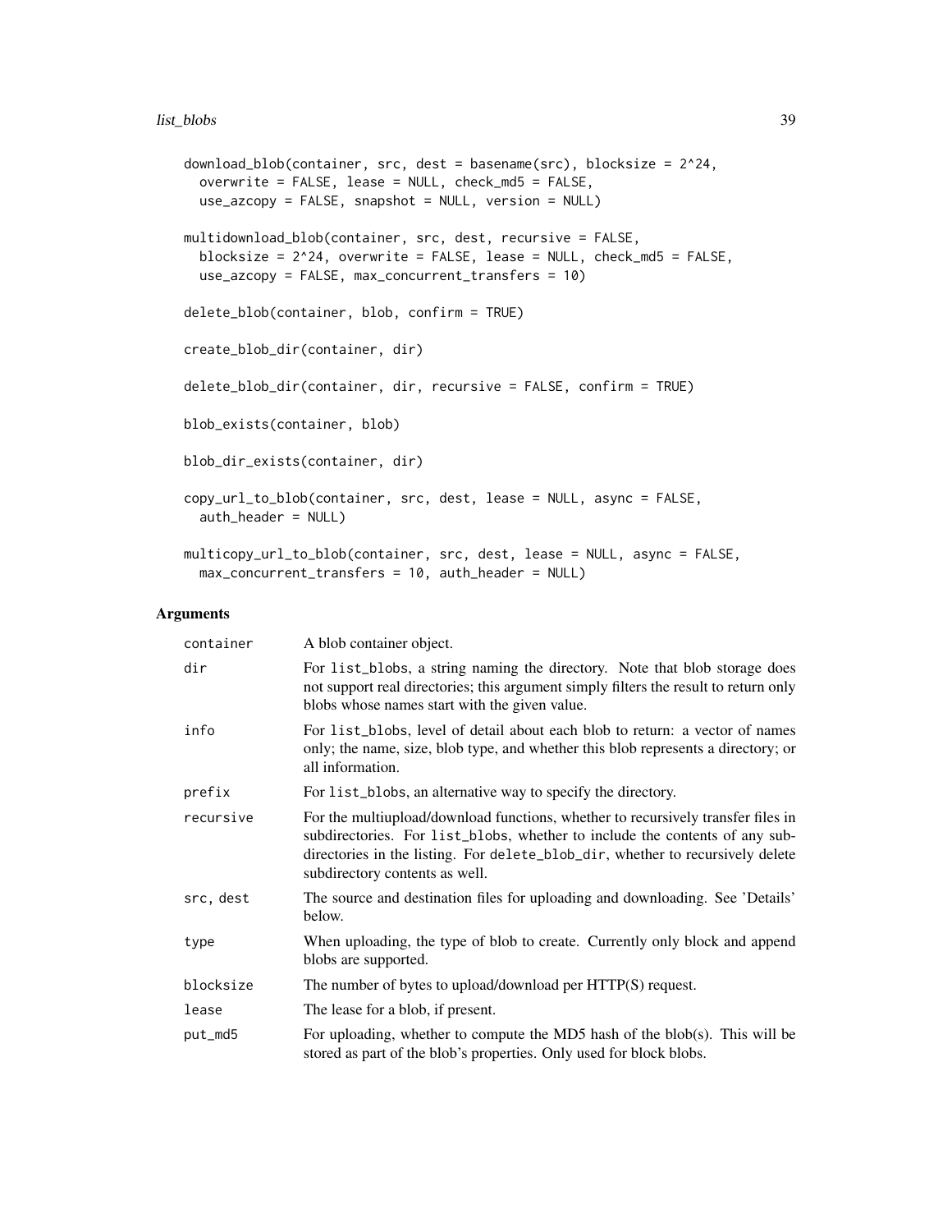```
download_blob(container, src, dest = basename(src), blocksize = 2^24,
  overwrite = FALSE, lease = NULL, check_md5 = FALSE,
  use_azcopy = FALSE, snapshot = NULL, version = NULL)

multidownload_blob(container, src, dest, recursive = FALSE,
  blocksize = 2^24, overwrite = FALSE, lease = NULL, check_md5 = FALSE,
  use_azcopy = FALSE, max_concurrent_transfers = 10)

delete_blob(container, blob, confirm = TRUE)

create_blob_dir(container, dir)

delete_blob_dir(container, dir, recursive = FALSE, confirm = TRUE)

blob_exists(container, blob)

blob_dir_exists(container, dir)

copy_url_to_blob(container, src, dest, lease = NULL, async = FALSE,
  auth_header = NULL)

multicopy_url_to_blob(container, src, dest, lease = NULL, async = FALSE,
  max_concurrent_transfers = 10, auth_header = NULL)
```

## Arguments

| | |
|---|---|
| container | A blob container object. |
| dir | For list_blobs, a string naming the directory. Note that blob storage does not support real directories; this argument simply filters the result to return only blobs whose names start with the given value. |
| info | For list_blobs, level of detail about each blob to return: a vector of names only; the name, size, blob type, and whether this blob represents a directory; or all information. |
| prefix | For list_blobs, an alternative way to specify the directory. |
| recursive | For the multiupload/download functions, whether to recursively transfer files in subdirectories. For list_blobs, whether to include the contents of any subdirectories in the listing. For delete_blob_dir, whether to recursively delete subdirectory contents as well. |
| src, dest | The source and destination files for uploading and downloading. See 'Details' below. |
| type | When uploading, the type of blob to create. Currently only block and append blobs are supported. |
| blocksize | The number of bytes to upload/download per HTTP(S) request. |
| lease | The lease for a blob, if present. |
| put_md5 | For uploading, whether to compute the MD5 hash of the blob(s). This will be stored as part of the blob's properties. Only used for block blobs. |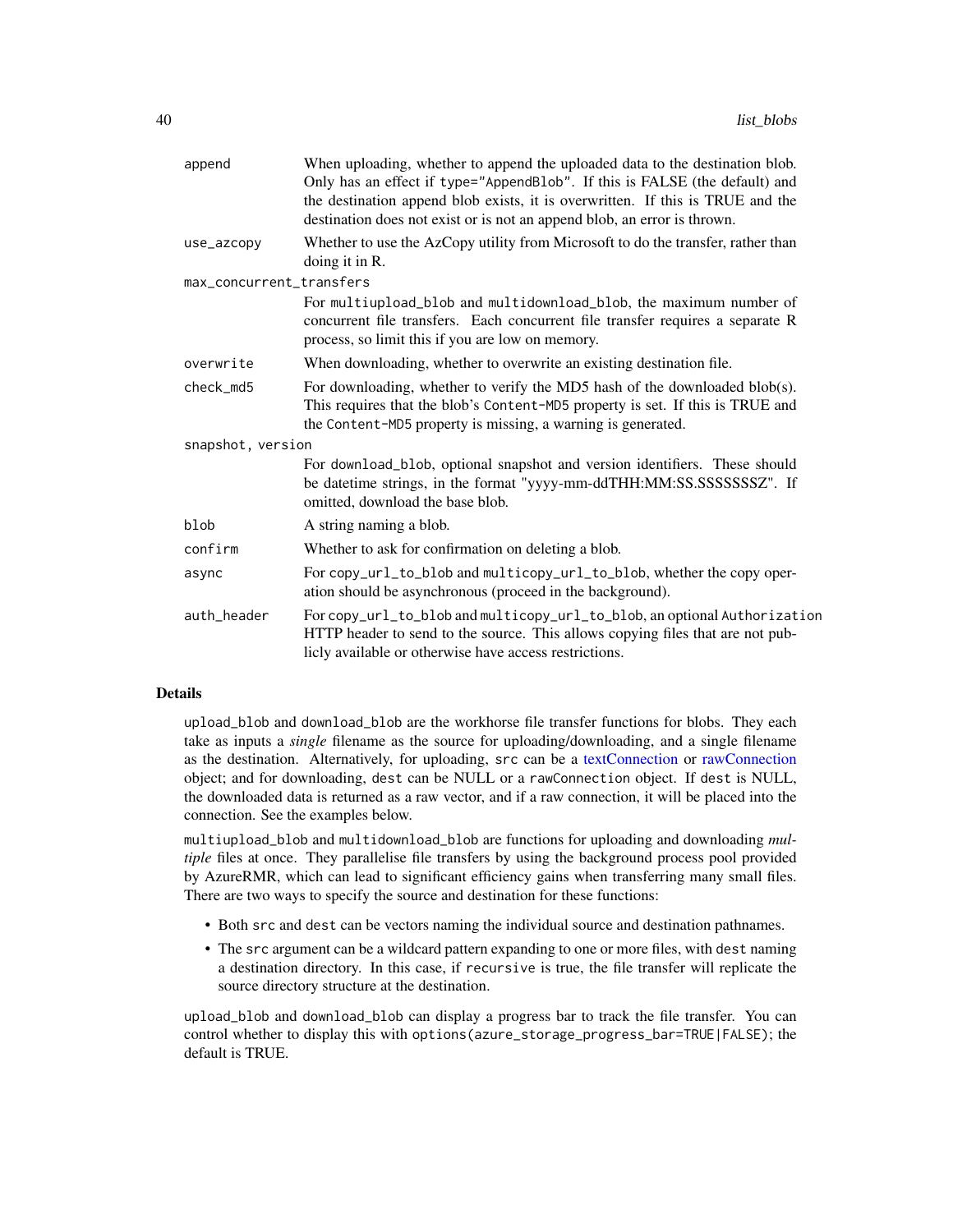| | |
|---|---|
| `append` | When uploading, whether to append the uploaded data to the destination blob. Only has an effect if `type="AppendBlob"`. If this is FALSE (the default) and the destination append blob exists, it is overwritten. If this is TRUE and the destination does not exist or is not an append blob, an error is thrown. |
| `use_azcopy` | Whether to use the AzCopy utility from Microsoft to do the transfer, rather than doing it in R. |
| `max_concurrent_transfers` | For `multiupload_blob` and `multidownload_blob`, the maximum number of concurrent file transfers. Each concurrent file transfer requires a separate R process, so limit this if you are low on memory. |
| `overwrite` | When downloading, whether to overwrite an existing destination file. |
| `check_md5` | For downloading, whether to verify the MD5 hash of the downloaded blob(s). This requires that the blob's `Content-MD5` property is set. If this is TRUE and the `Content-MD5` property is missing, a warning is generated. |
| `snapshot, version` | For `download_blob`, optional snapshot and version identifiers. These should be datetime strings, in the format "yyyy-mm-ddTHH:MM:SS.SSSSSSSZ". If omitted, download the base blob. |
| `blob` | A string naming a blob. |
| `confirm` | Whether to ask for confirmation on deleting a blob. |
| `async` | For `copy_url_to_blob` and `multicopy_url_to_blob`, whether the copy operation should be asynchronous (proceed in the background). |
| `auth_header` | For `copy_url_to_blob` and `multicopy_url_to_blob`, an optional `Authorization` HTTP header to send to the source. This allows copying files that are not publicly available or otherwise have access restrictions. |

## Details

`upload_blob` and `download_blob` are the workhorse file transfer functions for blobs. They each take as inputs a *single* filename as the source for uploading/downloading, and a single filename as the destination. Alternatively, for uploading, `src` can be a textConnection or rawConnection object; and for downloading, `dest` can be NULL or a `rawConnection` object. If `dest` is NULL, the downloaded data is returned as a raw vector, and if a raw connection, it will be placed into the connection. See the examples below.

`multiupload_blob` and `multidownload_blob` are functions for uploading and downloading *multiple* files at once. They parallelise file transfers by using the background process pool provided by AzureRMR, which can lead to significant efficiency gains when transferring many small files. There are two ways to specify the source and destination for these functions:

- Both `src` and `dest` can be vectors naming the individual source and destination pathnames.
- The `src` argument can be a wildcard pattern expanding to one or more files, with `dest` naming a destination directory. In this case, if `recursive` is true, the file transfer will replicate the source directory structure at the destination.

`upload_blob` and `download_blob` can display a progress bar to track the file transfer. You can control whether to display this with `options(azure_storage_progress_bar=TRUE|FALSE)`; the default is TRUE.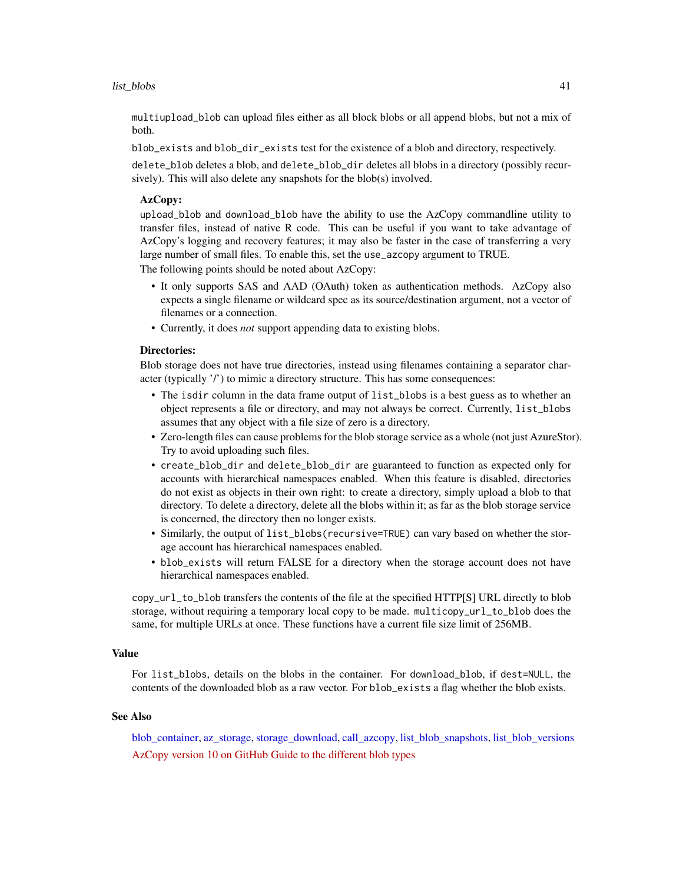`multiupload_blob` can upload files either as all block blobs or all append blobs, but not a mix of both.

`blob_exists` and `blob_dir_exists` test for the existence of a blob and directory, respectively.

`delete_blob` deletes a blob, and `delete_blob_dir` deletes all blobs in a directory (possibly recursively). This will also delete any snapshots for the blob(s) involved.

**AzCopy:**

`upload_blob` and `download_blob` have the ability to use the AzCopy commandline utility to transfer files, instead of native R code. This can be useful if you want to take advantage of AzCopy's logging and recovery features; it may also be faster in the case of transferring a very large number of small files. To enable this, set the `use_azcopy` argument to TRUE.

The following points should be noted about AzCopy:

- It only supports SAS and AAD (OAuth) token as authentication methods. AzCopy also expects a single filename or wildcard spec as its source/destination argument, not a vector of filenames or a connection.
- Currently, it does *not* support appending data to existing blobs.

**Directories:**

Blob storage does not have true directories, instead using filenames containing a separator character (typically '/') to mimic a directory structure. This has some consequences:

- The `isdir` column in the data frame output of `list_blobs` is a best guess as to whether an object represents a file or directory, and may not always be correct. Currently, `list_blobs` assumes that any object with a file size of zero is a directory.
- Zero-length files can cause problems for the blob storage service as a whole (not just AzureStor). Try to avoid uploading such files.
- `create_blob_dir` and `delete_blob_dir` are guaranteed to function as expected only for accounts with hierarchical namespaces enabled. When this feature is disabled, directories do not exist as objects in their own right: to create a directory, simply upload a blob to that directory. To delete a directory, delete all the blobs within it; as far as the blob storage service is concerned, the directory then no longer exists.
- Similarly, the output of `list_blobs(recursive=TRUE)` can vary based on whether the storage account has hierarchical namespaces enabled.
- `blob_exists` will return FALSE for a directory when the storage account does not have hierarchical namespaces enabled.

`copy_url_to_blob` transfers the contents of the file at the specified HTTP[S] URL directly to blob storage, without requiring a temporary local copy to be made. `multicopy_url_to_blob` does the same, for multiple URLs at once. These functions have a current file size limit of 256MB.

## Value

For `list_blobs`, details on the blobs in the container. For `download_blob`, if `dest=NULL`, the contents of the downloaded blob as a raw vector. For `blob_exists` a flag whether the blob exists.

## See Also

blob_container, az_storage, storage_download, call_azcopy, list_blob_snapshots, list_blob_versions

AzCopy version 10 on GitHub Guide to the different blob types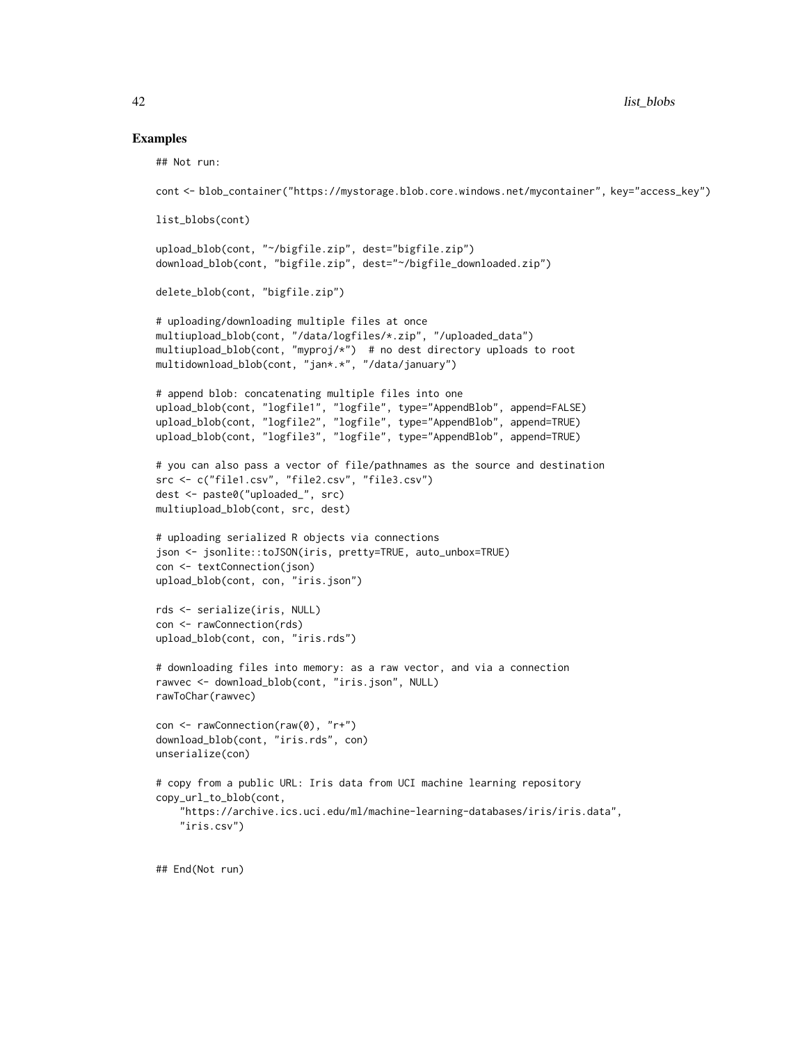## Examples

```
## Not run:

cont <- blob_container("https://mystorage.blob.core.windows.net/mycontainer", key="access_key")

list_blobs(cont)

upload_blob(cont, "~/bigfile.zip", dest="bigfile.zip")
download_blob(cont, "bigfile.zip", dest="~/bigfile_downloaded.zip")

delete_blob(cont, "bigfile.zip")

# uploading/downloading multiple files at once
multiupload_blob(cont, "/data/logfiles/*.zip", "/uploaded_data")
multiupload_blob(cont, "myproj/*")  # no dest directory uploads to root
multidownload_blob(cont, "jan*.*", "/data/january")

# append blob: concatenating multiple files into one
upload_blob(cont, "logfile1", "logfile", type="AppendBlob", append=FALSE)
upload_blob(cont, "logfile2", "logfile", type="AppendBlob", append=TRUE)
upload_blob(cont, "logfile3", "logfile", type="AppendBlob", append=TRUE)

# you can also pass a vector of file/pathnames as the source and destination
src <- c("file1.csv", "file2.csv", "file3.csv")
dest <- paste0("uploaded_", src)
multiupload_blob(cont, src, dest)

# uploading serialized R objects via connections
json <- jsonlite::toJSON(iris, pretty=TRUE, auto_unbox=TRUE)
con <- textConnection(json)
upload_blob(cont, con, "iris.json")

rds <- serialize(iris, NULL)
con <- rawConnection(rds)
upload_blob(cont, con, "iris.rds")

# downloading files into memory: as a raw vector, and via a connection
rawvec <- download_blob(cont, "iris.json", NULL)
rawToChar(rawvec)

con <- rawConnection(raw(0), "r+")
download_blob(cont, "iris.rds", con)
unserialize(con)

# copy from a public URL: Iris data from UCI machine learning repository
copy_url_to_blob(cont,
    "https://archive.ics.uci.edu/ml/machine-learning-databases/iris/iris.data",
    "iris.csv")


## End(Not run)
```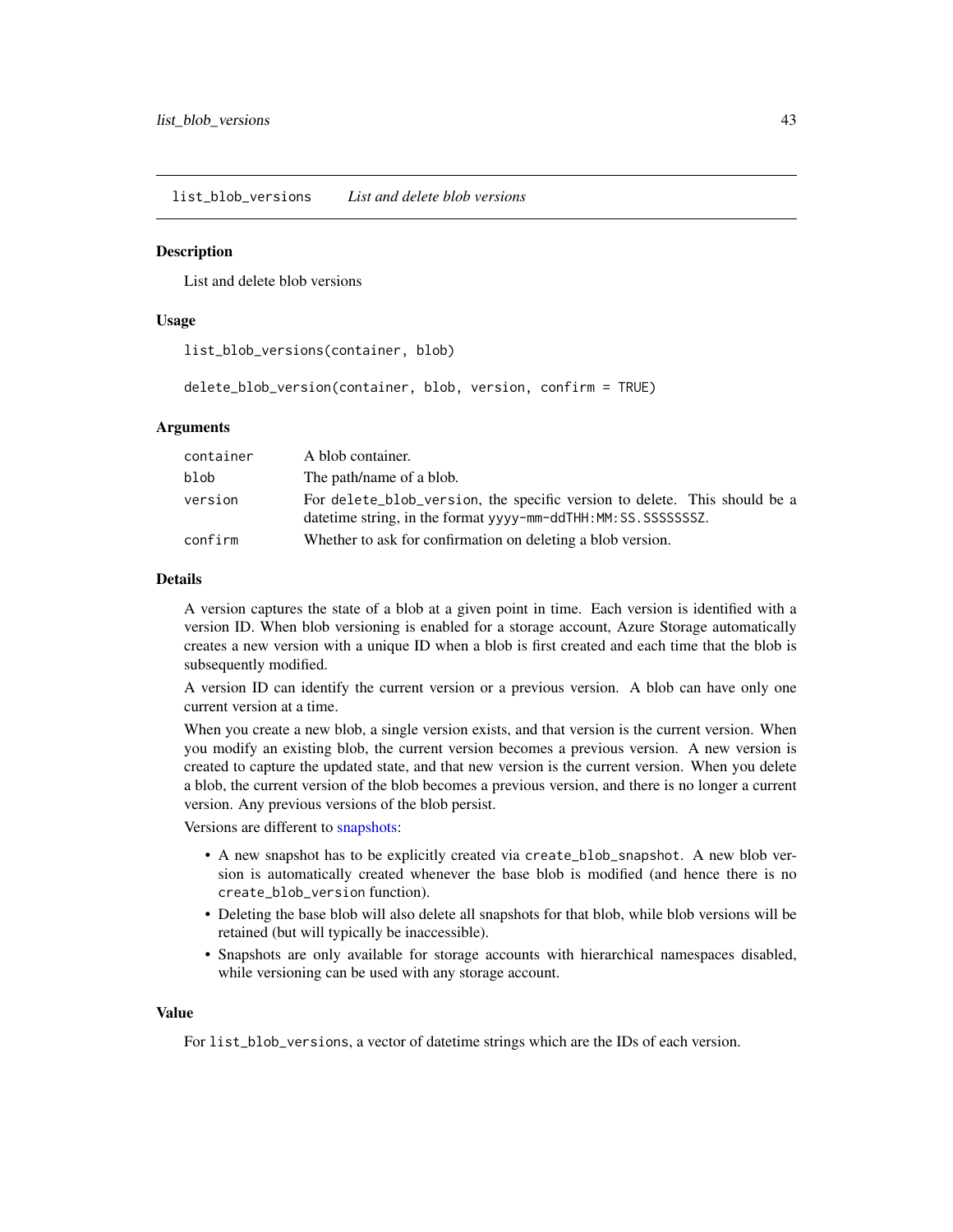list_blob_versions *List and delete blob versions*

### Description

List and delete blob versions

### Usage

```
list_blob_versions(container, blob)

delete_blob_version(container, blob, version, confirm = TRUE)
```

### Arguments

| | |
|---|---|
| container | A blob container. |
| blob | The path/name of a blob. |
| version | For `delete_blob_version`, the specific version to delete. This should be a datetime string, in the format `yyyy-mm-ddTHH:MM:SS.SSSSSSSZ`. |
| confirm | Whether to ask for confirmation on deleting a blob version. |

### Details

A version captures the state of a blob at a given point in time. Each version is identified with a version ID. When blob versioning is enabled for a storage account, Azure Storage automatically creates a new version with a unique ID when a blob is first created and each time that the blob is subsequently modified.

A version ID can identify the current version or a previous version. A blob can have only one current version at a time.

When you create a new blob, a single version exists, and that version is the current version. When you modify an existing blob, the current version becomes a previous version. A new version is created to capture the updated state, and that new version is the current version. When you delete a blob, the current version of the blob becomes a previous version, and there is no longer a current version. Any previous versions of the blob persist.

Versions are different to snapshots:

- A new snapshot has to be explicitly created via `create_blob_snapshot`. A new blob version is automatically created whenever the base blob is modified (and hence there is no `create_blob_version` function).
- Deleting the base blob will also delete all snapshots for that blob, while blob versions will be retained (but will typically be inaccessible).
- Snapshots are only available for storage accounts with hierarchical namespaces disabled, while versioning can be used with any storage account.

### Value

For `list_blob_versions`, a vector of datetime strings which are the IDs of each version.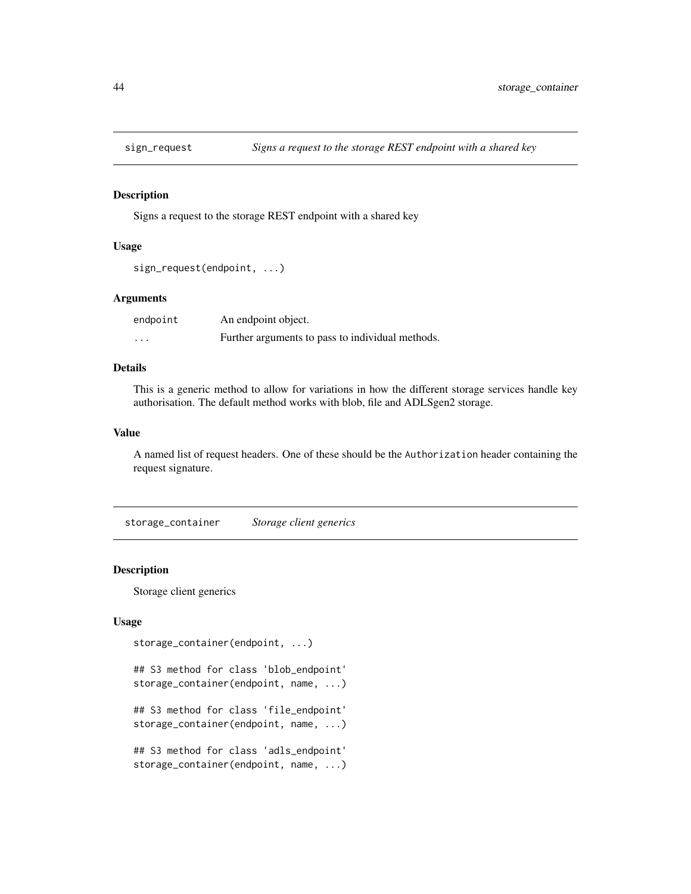## sign_request — *Signs a request to the storage REST endpoint with a shared key*

### Description

Signs a request to the storage REST endpoint with a shared key

### Usage

```
sign_request(endpoint, ...)
```

### Arguments

| | |
|---|---|
| endpoint | An endpoint object. |
| ... | Further arguments to pass to individual methods. |

### Details

This is a generic method to allow for variations in how the different storage services handle key authorisation. The default method works with blob, file and ADLSgen2 storage.

### Value

A named list of request headers. One of these should be the `Authorization` header containing the request signature.

## storage_container — *Storage client generics*

### Description

Storage client generics

### Usage

```
storage_container(endpoint, ...)

## S3 method for class 'blob_endpoint'
storage_container(endpoint, name, ...)

## S3 method for class 'file_endpoint'
storage_container(endpoint, name, ...)

## S3 method for class 'adls_endpoint'
storage_container(endpoint, name, ...)
```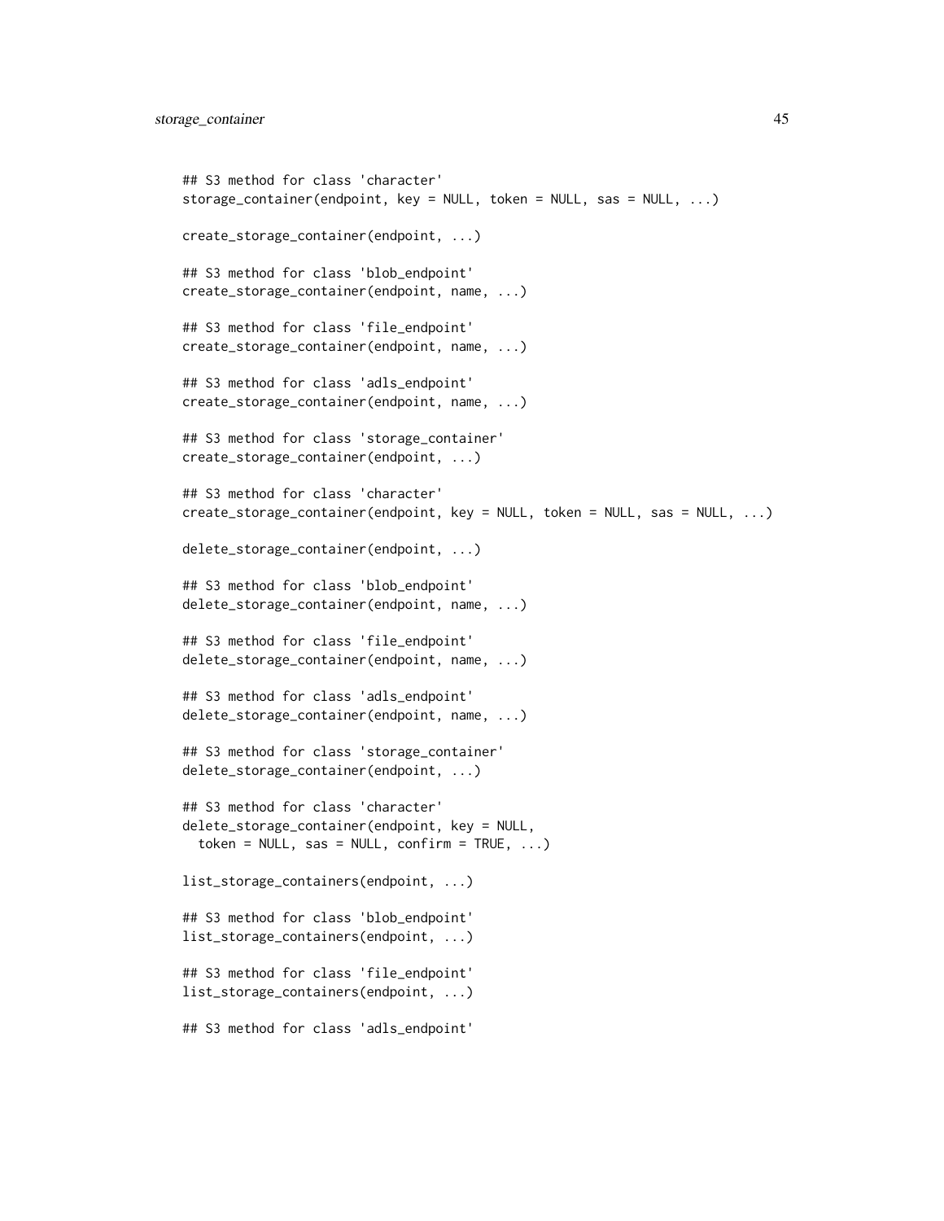```
## S3 method for class 'character'
storage_container(endpoint, key = NULL, token = NULL, sas = NULL, ...)

create_storage_container(endpoint, ...)

## S3 method for class 'blob_endpoint'
create_storage_container(endpoint, name, ...)

## S3 method for class 'file_endpoint'
create_storage_container(endpoint, name, ...)

## S3 method for class 'adls_endpoint'
create_storage_container(endpoint, name, ...)

## S3 method for class 'storage_container'
create_storage_container(endpoint, ...)

## S3 method for class 'character'
create_storage_container(endpoint, key = NULL, token = NULL, sas = NULL, ...)

delete_storage_container(endpoint, ...)

## S3 method for class 'blob_endpoint'
delete_storage_container(endpoint, name, ...)

## S3 method for class 'file_endpoint'
delete_storage_container(endpoint, name, ...)

## S3 method for class 'adls_endpoint'
delete_storage_container(endpoint, name, ...)

## S3 method for class 'storage_container'
delete_storage_container(endpoint, ...)

## S3 method for class 'character'
delete_storage_container(endpoint, key = NULL,
  token = NULL, sas = NULL, confirm = TRUE, ...)

list_storage_containers(endpoint, ...)

## S3 method for class 'blob_endpoint'
list_storage_containers(endpoint, ...)

## S3 method for class 'file_endpoint'
list_storage_containers(endpoint, ...)

## S3 method for class 'adls_endpoint'
```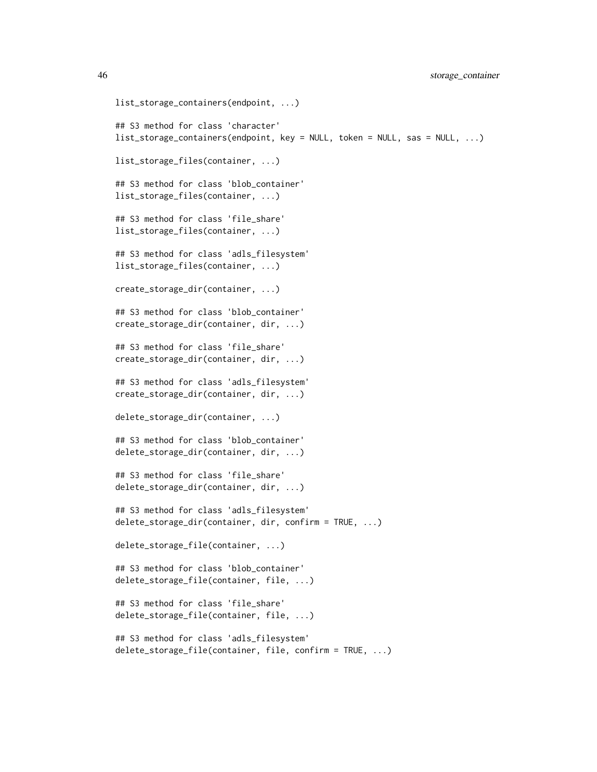```
list_storage_containers(endpoint, ...)

## S3 method for class 'character'
list_storage_containers(endpoint, key = NULL, token = NULL, sas = NULL, ...)

list_storage_files(container, ...)

## S3 method for class 'blob_container'
list_storage_files(container, ...)

## S3 method for class 'file_share'
list_storage_files(container, ...)

## S3 method for class 'adls_filesystem'
list_storage_files(container, ...)

create_storage_dir(container, ...)

## S3 method for class 'blob_container'
create_storage_dir(container, dir, ...)

## S3 method for class 'file_share'
create_storage_dir(container, dir, ...)

## S3 method for class 'adls_filesystem'
create_storage_dir(container, dir, ...)

delete_storage_dir(container, ...)

## S3 method for class 'blob_container'
delete_storage_dir(container, dir, ...)

## S3 method for class 'file_share'
delete_storage_dir(container, dir, ...)

## S3 method for class 'adls_filesystem'
delete_storage_dir(container, dir, confirm = TRUE, ...)

delete_storage_file(container, ...)

## S3 method for class 'blob_container'
delete_storage_file(container, file, ...)

## S3 method for class 'file_share'
delete_storage_file(container, file, ...)

## S3 method for class 'adls_filesystem'
delete_storage_file(container, file, confirm = TRUE, ...)
```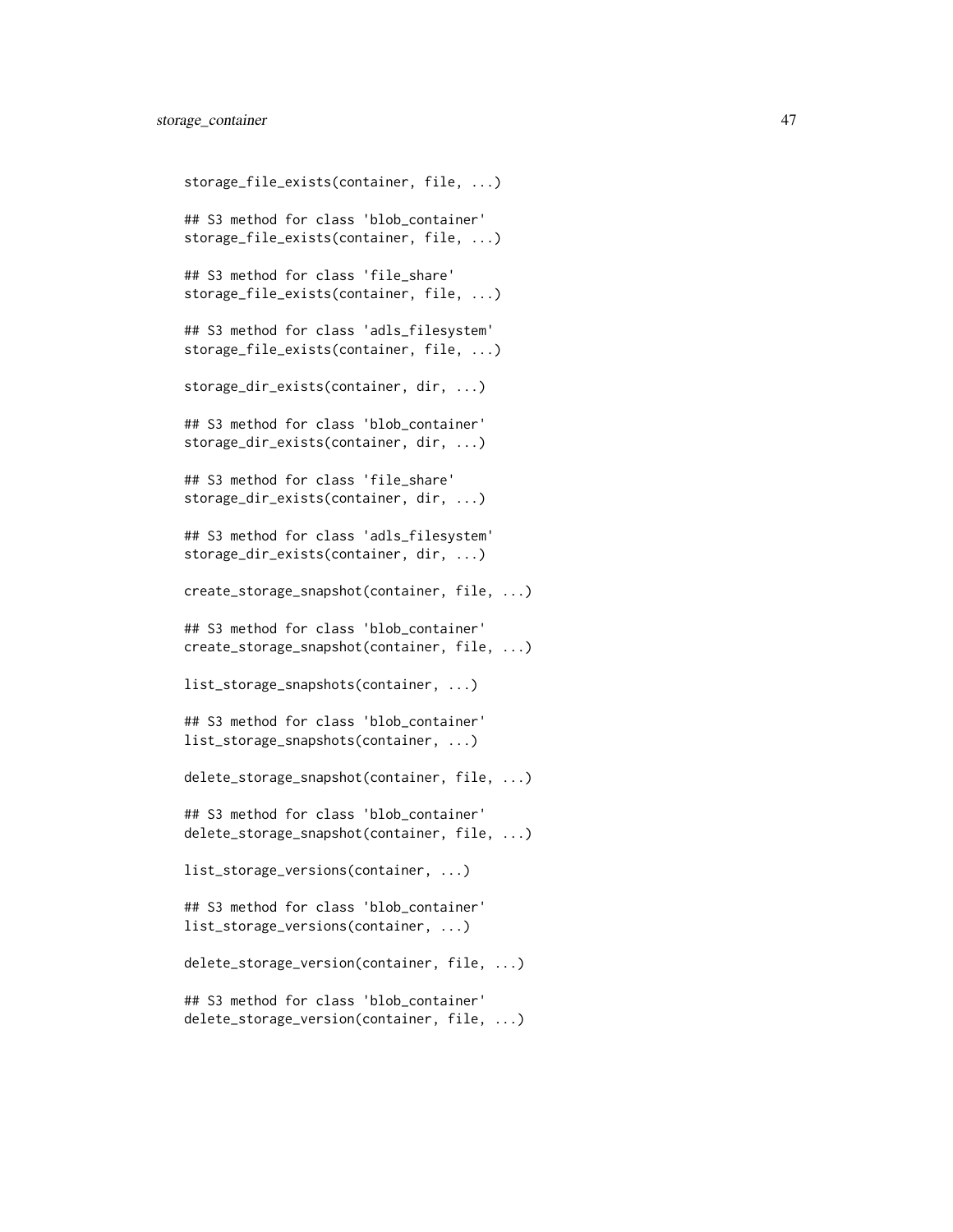```
storage_file_exists(container, file, ...)

## S3 method for class 'blob_container'
storage_file_exists(container, file, ...)

## S3 method for class 'file_share'
storage_file_exists(container, file, ...)

## S3 method for class 'adls_filesystem'
storage_file_exists(container, file, ...)

storage_dir_exists(container, dir, ...)

## S3 method for class 'blob_container'
storage_dir_exists(container, dir, ...)

## S3 method for class 'file_share'
storage_dir_exists(container, dir, ...)

## S3 method for class 'adls_filesystem'
storage_dir_exists(container, dir, ...)

create_storage_snapshot(container, file, ...)

## S3 method for class 'blob_container'
create_storage_snapshot(container, file, ...)

list_storage_snapshots(container, ...)

## S3 method for class 'blob_container'
list_storage_snapshots(container, ...)

delete_storage_snapshot(container, file, ...)

## S3 method for class 'blob_container'
delete_storage_snapshot(container, file, ...)

list_storage_versions(container, ...)

## S3 method for class 'blob_container'
list_storage_versions(container, ...)

delete_storage_version(container, file, ...)

## S3 method for class 'blob_container'
delete_storage_version(container, file, ...)
```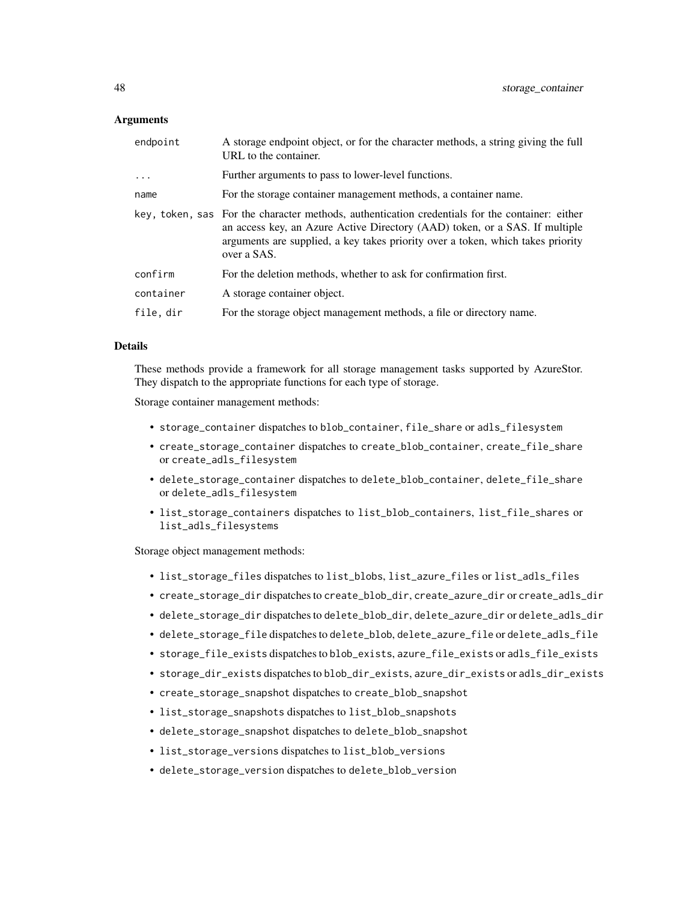### Arguments

| | |
|---|---|
| endpoint | A storage endpoint object, or for the character methods, a string giving the full URL to the container. |
| ... | Further arguments to pass to lower-level functions. |
| name | For the storage container management methods, a container name. |
| key, token, sas | For the character methods, authentication credentials for the container: either an access key, an Azure Active Directory (AAD) token, or a SAS. If multiple arguments are supplied, a key takes priority over a token, which takes priority over a SAS. |
| confirm | For the deletion methods, whether to ask for confirmation first. |
| container | A storage container object. |
| file, dir | For the storage object management methods, a file or directory name. |

### Details

These methods provide a framework for all storage management tasks supported by AzureStor. They dispatch to the appropriate functions for each type of storage.

Storage container management methods:

- `storage_container` dispatches to `blob_container`, `file_share` or `adls_filesystem`
- `create_storage_container` dispatches to `create_blob_container`, `create_file_share` or `create_adls_filesystem`
- `delete_storage_container` dispatches to `delete_blob_container`, `delete_file_share` or `delete_adls_filesystem`
- `list_storage_containers` dispatches to `list_blob_containers`, `list_file_shares` or `list_adls_filesystems`

Storage object management methods:

- `list_storage_files` dispatches to `list_blobs`, `list_azure_files` or `list_adls_files`
- `create_storage_dir` dispatches to `create_blob_dir`, `create_azure_dir` or `create_adls_dir`
- `delete_storage_dir` dispatches to `delete_blob_dir`, `delete_azure_dir` or `delete_adls_dir`
- `delete_storage_file` dispatches to `delete_blob`, `delete_azure_file` or `delete_adls_file`
- `storage_file_exists` dispatches to `blob_exists`, `azure_file_exists` or `adls_file_exists`
- `storage_dir_exists` dispatches to `blob_dir_exists`, `azure_dir_exists` or `adls_dir_exists`
- `create_storage_snapshot` dispatches to `create_blob_snapshot`
- `list_storage_snapshots` dispatches to `list_blob_snapshots`
- `delete_storage_snapshot` dispatches to `delete_blob_snapshot`
- `list_storage_versions` dispatches to `list_blob_versions`
- `delete_storage_version` dispatches to `delete_blob_version`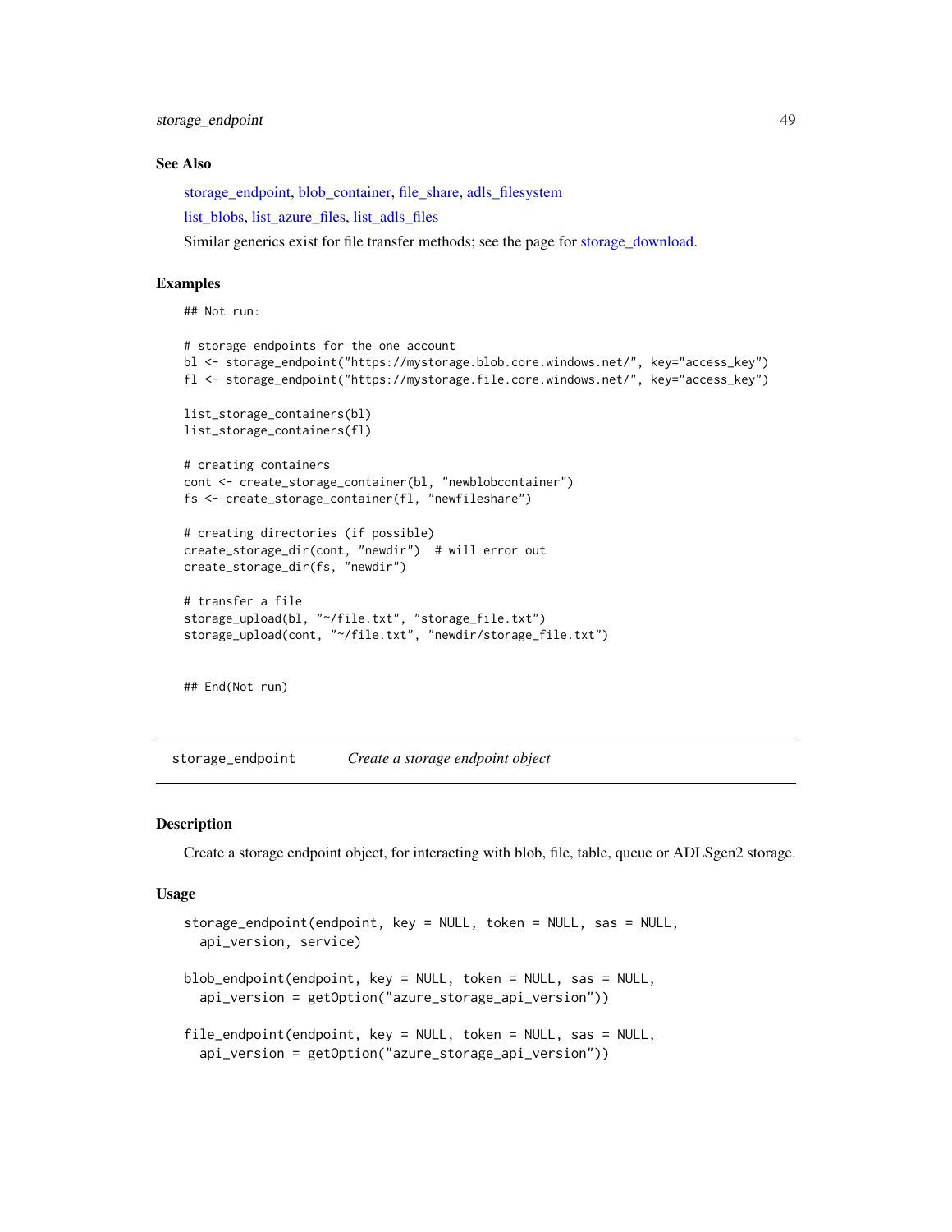### See Also

storage_endpoint, blob_container, file_share, adls_filesystem

list_blobs, list_azure_files, list_adls_files

Similar generics exist for file transfer methods; see the page for storage_download.

### Examples

```
## Not run:

# storage endpoints for the one account
bl <- storage_endpoint("https://mystorage.blob.core.windows.net/", key="access_key")
fl <- storage_endpoint("https://mystorage.file.core.windows.net/", key="access_key")

list_storage_containers(bl)
list_storage_containers(fl)

# creating containers
cont <- create_storage_container(bl, "newblobcontainer")
fs <- create_storage_container(fl, "newfileshare")

# creating directories (if possible)
create_storage_dir(cont, "newdir")  # will error out
create_storage_dir(fs, "newdir")

# transfer a file
storage_upload(bl, "~/file.txt", "storage_file.txt")
storage_upload(cont, "~/file.txt", "newdir/storage_file.txt")


## End(Not run)
```

---

## storage_endpoint &nbsp;&nbsp;&nbsp; *Create a storage endpoint object*

---

### Description

Create a storage endpoint object, for interacting with blob, file, table, queue or ADLSgen2 storage.

### Usage

```
storage_endpoint(endpoint, key = NULL, token = NULL, sas = NULL,
  api_version, service)

blob_endpoint(endpoint, key = NULL, token = NULL, sas = NULL,
  api_version = getOption("azure_storage_api_version"))

file_endpoint(endpoint, key = NULL, token = NULL, sas = NULL,
  api_version = getOption("azure_storage_api_version"))
```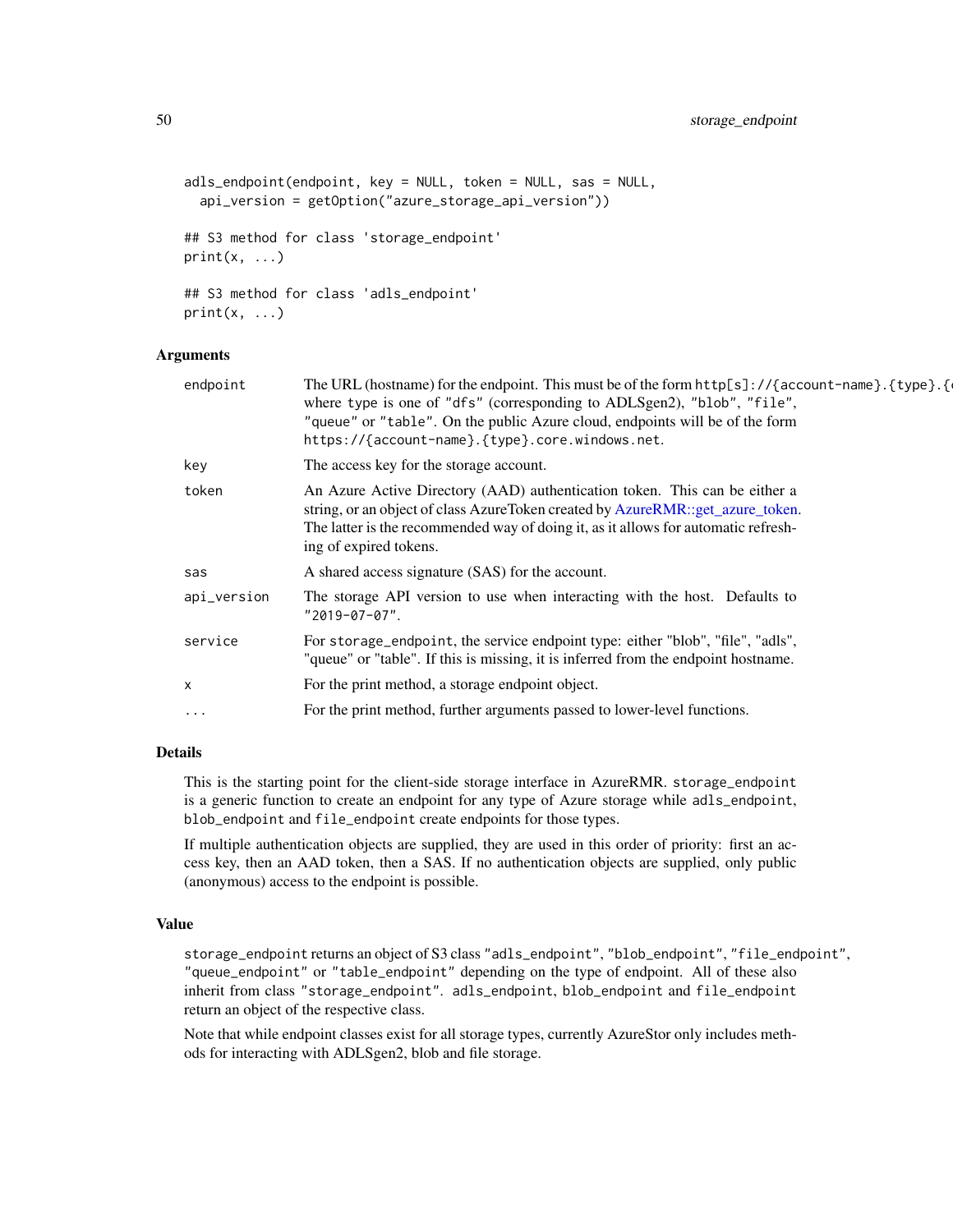```
adls_endpoint(endpoint, key = NULL, token = NULL, sas = NULL,
  api_version = getOption("azure_storage_api_version"))

## S3 method for class 'storage_endpoint'
print(x, ...)

## S3 method for class 'adls_endpoint'
print(x, ...)
```

### Arguments

| | |
|---|---|
| `endpoint` | The URL (hostname) for the endpoint. This must be of the form `http[s]://{account-name}.{type}.{` where type is one of `"dfs"` (corresponding to ADLSgen2), `"blob"`, `"file"`, `"queue"` or `"table"`. On the public Azure cloud, endpoints will be of the form `https://{account-name}.{type}.core.windows.net`. |
| `key` | The access key for the storage account. |
| `token` | An Azure Active Directory (AAD) authentication token. This can be either a string, or an object of class AzureToken created by AzureRMR::get_azure_token. The latter is the recommended way of doing it, as it allows for automatic refreshing of expired tokens. |
| `sas` | A shared access signature (SAS) for the account. |
| `api_version` | The storage API version to use when interacting with the host. Defaults to `"2019-07-07"`. |
| `service` | For `storage_endpoint`, the service endpoint type: either "blob", "file", "adls", "queue" or "table". If this is missing, it is inferred from the endpoint hostname. |
| `x` | For the print method, a storage endpoint object. |
| `...` | For the print method, further arguments passed to lower-level functions. |

### Details

This is the starting point for the client-side storage interface in AzureRMR. `storage_endpoint` is a generic function to create an endpoint for any type of Azure storage while `adls_endpoint`, `blob_endpoint` and `file_endpoint` create endpoints for those types.

If multiple authentication objects are supplied, they are used in this order of priority: first an access key, then an AAD token, then a SAS. If no authentication objects are supplied, only public (anonymous) access to the endpoint is possible.

### Value

`storage_endpoint` returns an object of S3 class `"adls_endpoint"`, `"blob_endpoint"`, `"file_endpoint"`, `"queue_endpoint"` or `"table_endpoint"` depending on the type of endpoint. All of these also inherit from class `"storage_endpoint"`. `adls_endpoint`, `blob_endpoint` and `file_endpoint` return an object of the respective class.

Note that while endpoint classes exist for all storage types, currently AzureStor only includes methods for interacting with ADLSgen2, blob and file storage.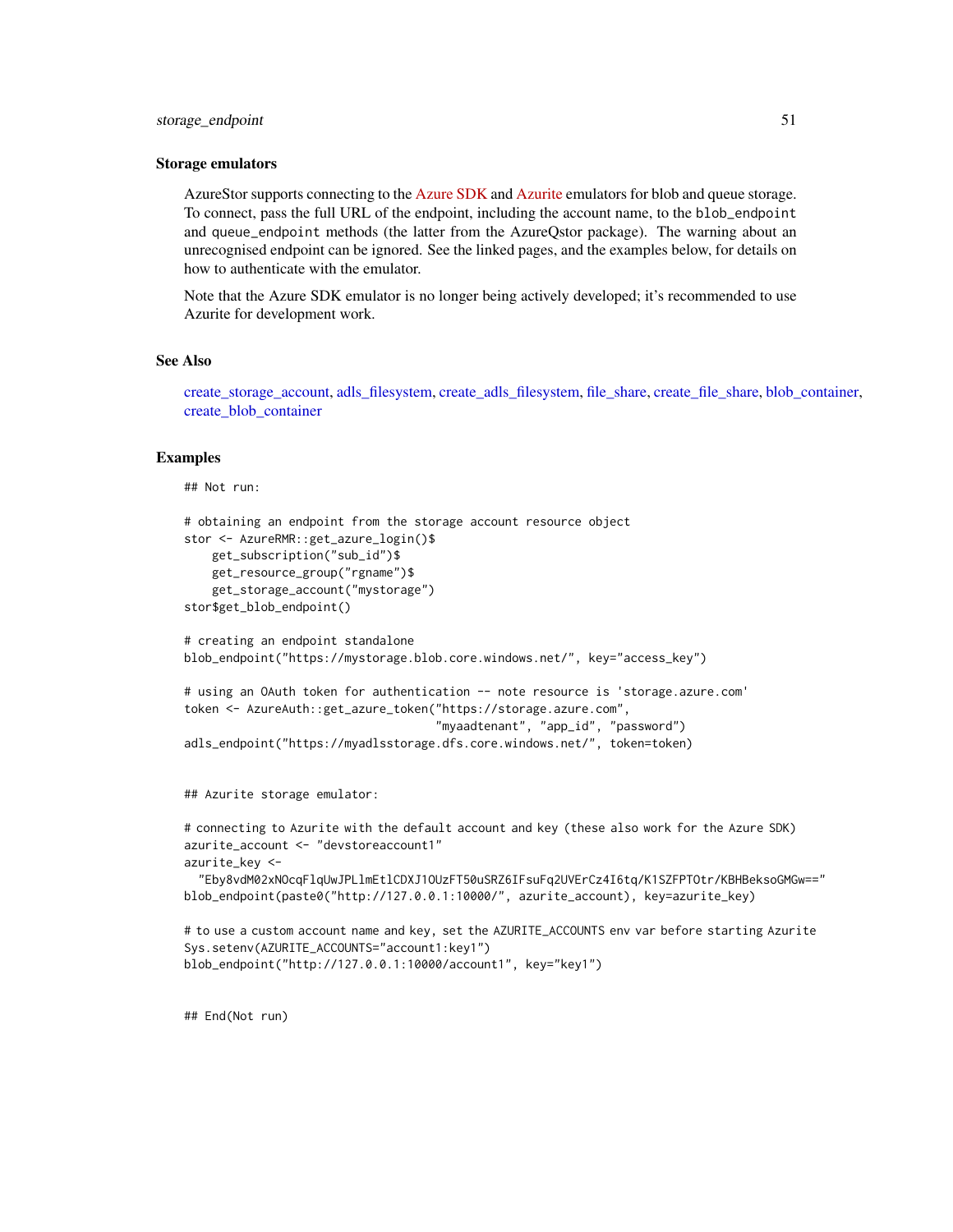### Storage emulators

AzureStor supports connecting to the Azure SDK and Azurite emulators for blob and queue storage. To connect, pass the full URL of the endpoint, including the account name, to the `blob_endpoint` and `queue_endpoint` methods (the latter from the AzureQstor package). The warning about an unrecognised endpoint can be ignored. See the linked pages, and the examples below, for details on how to authenticate with the emulator.

Note that the Azure SDK emulator is no longer being actively developed; it's recommended to use Azurite for development work.

### See Also

create_storage_account, adls_filesystem, create_adls_filesystem, file_share, create_file_share, blob_container, create_blob_container

### Examples

```
## Not run:

# obtaining an endpoint from the storage account resource object
stor <- AzureRMR::get_azure_login()$
    get_subscription("sub_id")$
    get_resource_group("rgname")$
    get_storage_account("mystorage")
stor$get_blob_endpoint()

# creating an endpoint standalone
blob_endpoint("https://mystorage.blob.core.windows.net/", key="access_key")

# using an OAuth token for authentication -- note resource is 'storage.azure.com'
token <- AzureAuth::get_azure_token("https://storage.azure.com",
                                    "myaadtenant", "app_id", "password")
adls_endpoint("https://myadlsstorage.dfs.core.windows.net/", token=token)


## Azurite storage emulator:

# connecting to Azurite with the default account and key (these also work for the Azure SDK)
azurite_account <- "devstoreaccount1"
azurite_key <-
  "Eby8vdM02xNOcqFlqUwJPLlmEtlCDXJ1OUzFT50uSRZ6IFsuFq2UVErCz4I6tq/K1SZFPTOtr/KBHBeksoGMGw=="
blob_endpoint(paste0("http://127.0.0.1:10000/", azurite_account), key=azurite_key)

# to use a custom account name and key, set the AZURITE_ACCOUNTS env var before starting Azurite
Sys.setenv(AZURITE_ACCOUNTS="account1:key1")
blob_endpoint("http://127.0.0.1:10000/account1", key="key1")


## End(Not run)
```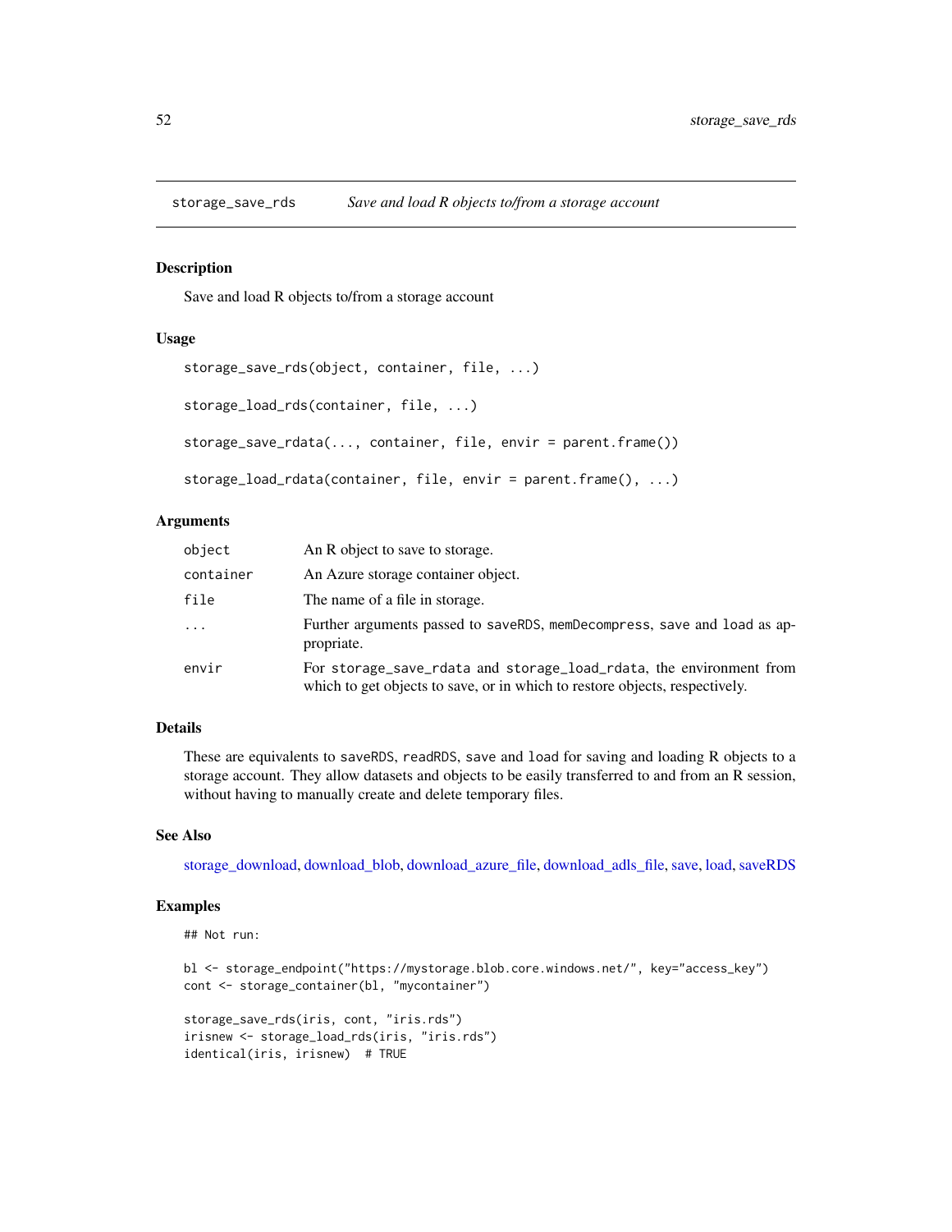## storage_save_rds — *Save and load R objects to/from a storage account*

### Description

Save and load R objects to/from a storage account

### Usage

```
storage_save_rds(object, container, file, ...)

storage_load_rds(container, file, ...)

storage_save_rdata(..., container, file, envir = parent.frame())

storage_load_rdata(container, file, envir = parent.frame(), ...)
```

### Arguments

| | |
|---|---|
| `object` | An R object to save to storage. |
| `container` | An Azure storage container object. |
| `file` | The name of a file in storage. |
| `...` | Further arguments passed to `saveRDS`, `memDecompress`, `save` and `load` as appropriate. |
| `envir` | For `storage_save_rdata` and `storage_load_rdata`, the environment from which to get objects to save, or in which to restore objects, respectively. |

### Details

These are equivalents to `saveRDS`, `readRDS`, `save` and `load` for saving and loading R objects to a storage account. They allow datasets and objects to be easily transferred to and from an R session, without having to manually create and delete temporary files.

### See Also

storage_download, download_blob, download_azure_file, download_adls_file, save, load, saveRDS

### Examples

```
## Not run:

bl <- storage_endpoint("https://mystorage.blob.core.windows.net/", key="access_key")
cont <- storage_container(bl, "mycontainer")

storage_save_rds(iris, cont, "iris.rds")
irisnew <- storage_load_rds(iris, "iris.rds")
identical(iris, irisnew)  # TRUE
```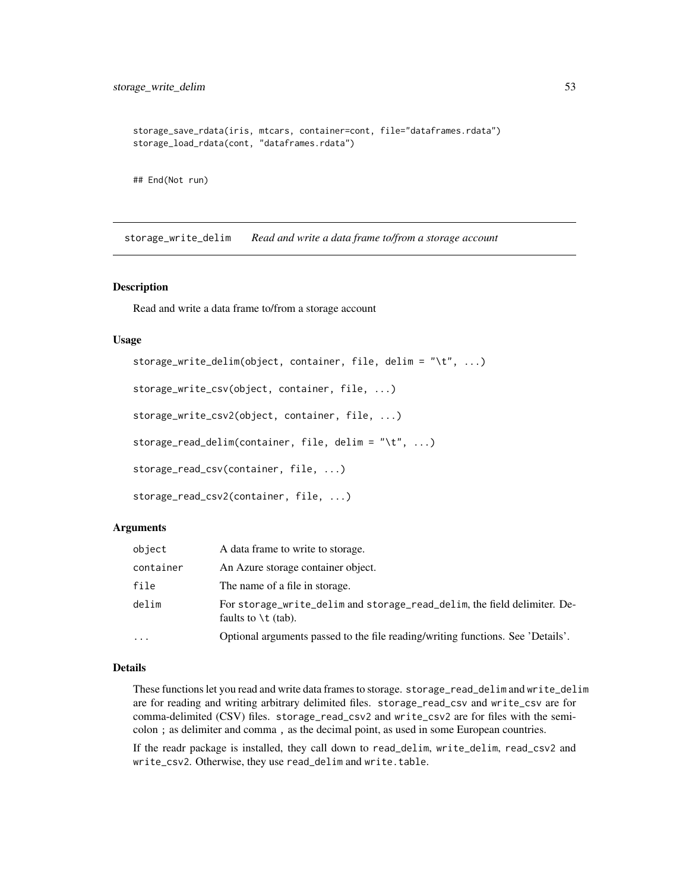```
storage_save_rdata(iris, mtcars, container=cont, file="dataframes.rdata")
storage_load_rdata(cont, "dataframes.rdata")

## End(Not run)
```

---

## storage_write_delim    *Read and write a data frame to/from a storage account*

---

### Description

Read and write a data frame to/from a storage account

### Usage

```
storage_write_delim(object, container, file, delim = "\t", ...)

storage_write_csv(object, container, file, ...)

storage_write_csv2(object, container, file, ...)

storage_read_delim(container, file, delim = "\t", ...)

storage_read_csv(container, file, ...)

storage_read_csv2(container, file, ...)
```

### Arguments

| | |
|---|---|
| `object` | A data frame to write to storage. |
| `container` | An Azure storage container object. |
| `file` | The name of a file in storage. |
| `delim` | For `storage_write_delim` and `storage_read_delim`, the field delimiter. Defaults to `\t` (tab). |
| `...` | Optional arguments passed to the file reading/writing functions. See 'Details'. |

### Details

These functions let you read and write data frames to storage. `storage_read_delim` and `write_delim` are for reading and writing arbitrary delimited files. `storage_read_csv` and `write_csv` are for comma-delimited (CSV) files. `storage_read_csv2` and `write_csv2` are for files with the semicolon `;` as delimiter and comma `,` as the decimal point, as used in some European countries.

If the readr package is installed, they call down to `read_delim`, `write_delim`, `read_csv2` and `write_csv2`. Otherwise, they use `read_delim` and `write.table`.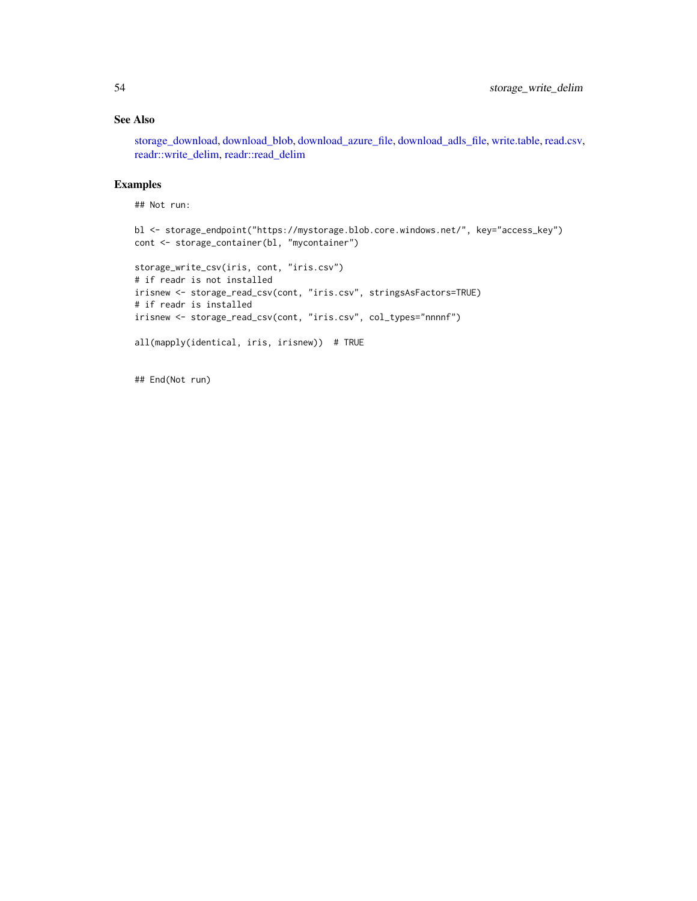## See Also

storage_download, download_blob, download_azure_file, download_adls_file, write.table, read.csv, readr::write_delim, readr::read_delim

## Examples

```
## Not run:

bl <- storage_endpoint("https://mystorage.blob.core.windows.net/", key="access_key")
cont <- storage_container(bl, "mycontainer")

storage_write_csv(iris, cont, "iris.csv")
# if readr is not installed
irisnew <- storage_read_csv(cont, "iris.csv", stringsAsFactors=TRUE)
# if readr is installed
irisnew <- storage_read_csv(cont, "iris.csv", col_types="nnnnf")

all(mapply(identical, iris, irisnew))  # TRUE


## End(Not run)
```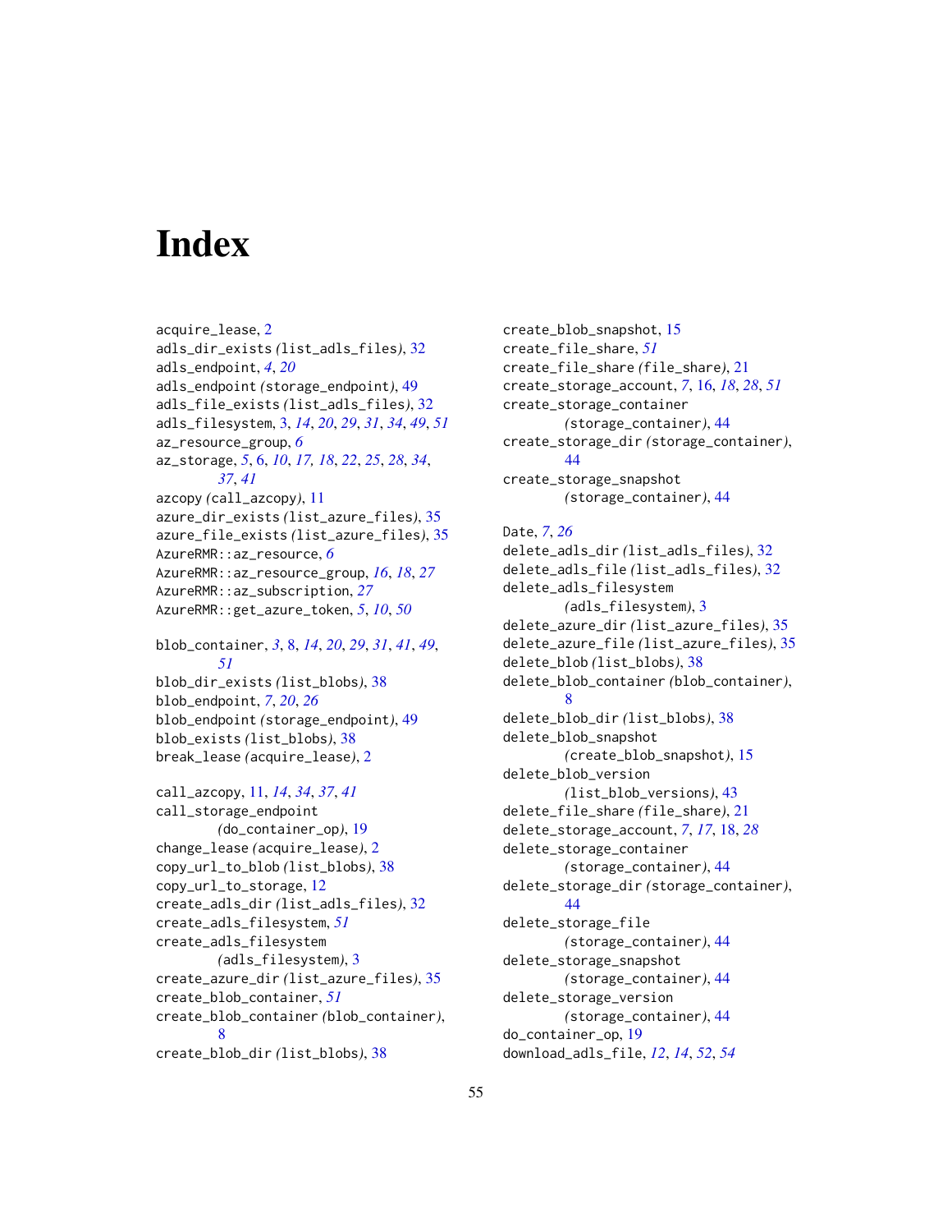# Index

acquire_lease, 2
adls_dir_exists (list_adls_files), 32
adls_endpoint, *4*, *20*
adls_endpoint (storage_endpoint), 49
adls_file_exists (list_adls_files), 32
adls_filesystem, 3, *14*, *20*, *29*, *31*, *34*, *49*, *51*
az_resource_group, *6*
az_storage, *5*, 6, *10*, *17, 18*, *22*, *25*, *28*, *34*, *37*, *41*
azcopy (call_azcopy), 11
azure_dir_exists (list_azure_files), 35
azure_file_exists (list_azure_files), 35
AzureRMR::az_resource, *6*
AzureRMR::az_resource_group, *16*, *18*, *27*
AzureRMR::az_subscription, *27*
AzureRMR::get_azure_token, *5*, *10*, *50*

blob_container, *3*, 8, *14*, *20*, *29*, *31*, *41*, *49*, *51*
blob_dir_exists (list_blobs), 38
blob_endpoint, *7*, *20*, *26*
blob_endpoint (storage_endpoint), 49
blob_exists (list_blobs), 38
break_lease (acquire_lease), 2

call_azcopy, 11, *14*, *34*, *37*, *41*
call_storage_endpoint (do_container_op), 19
change_lease (acquire_lease), 2
copy_url_to_blob (list_blobs), 38
copy_url_to_storage, 12
create_adls_dir (list_adls_files), 32
create_adls_filesystem, *51*
create_adls_filesystem (adls_filesystem), 3
create_azure_dir (list_azure_files), 35
create_blob_container, *51*
create_blob_container (blob_container), 8
create_blob_dir (list_blobs), 38
create_blob_snapshot, 15
create_file_share, *51*
create_file_share (file_share), 21
create_storage_account, *7*, 16, *18*, *28*, *51*
create_storage_container (storage_container), 44
create_storage_dir (storage_container), 44
create_storage_snapshot (storage_container), 44

Date, *7*, *26*
delete_adls_dir (list_adls_files), 32
delete_adls_file (list_adls_files), 32
delete_adls_filesystem (adls_filesystem), 3
delete_azure_dir (list_azure_files), 35
delete_azure_file (list_azure_files), 35
delete_blob (list_blobs), 38
delete_blob_container (blob_container), 8
delete_blob_dir (list_blobs), 38
delete_blob_snapshot (create_blob_snapshot), 15
delete_blob_version (list_blob_versions), 43
delete_file_share (file_share), 21
delete_storage_account, *7*, *17*, 18, *28*
delete_storage_container (storage_container), 44
delete_storage_dir (storage_container), 44
delete_storage_file (storage_container), 44
delete_storage_snapshot (storage_container), 44
delete_storage_version (storage_container), 44
do_container_op, 19
download_adls_file, *12*, *14*, *52*, *54*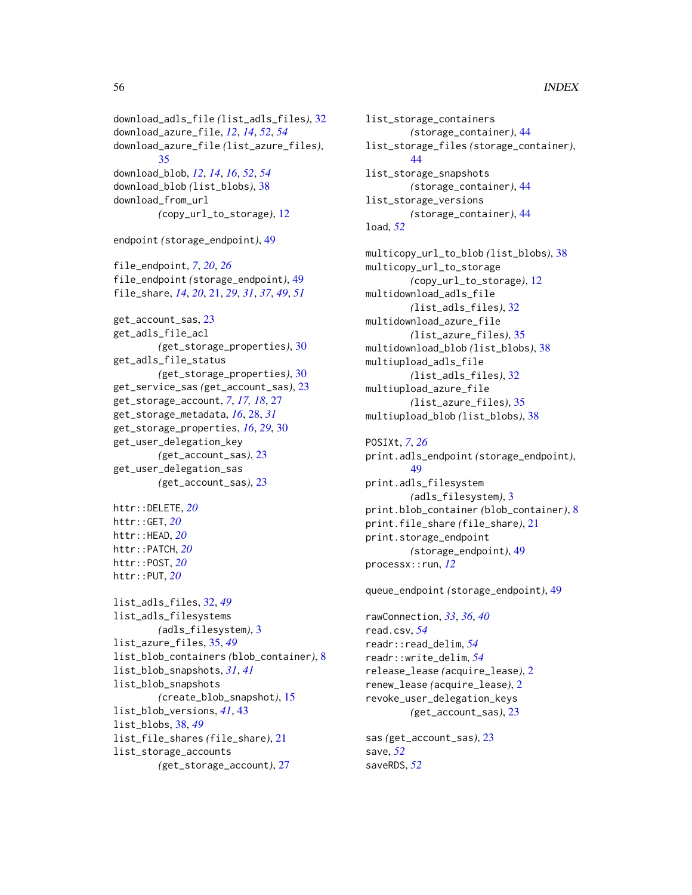download_adls_file (list_adls_files), 32
download_azure_file, *12*, *14*, *52*, *54*
download_azure_file (list_azure_files), 35
download_blob, *12*, *14*, *16*, *52*, *54*
download_blob (list_blobs), 38
download_from_url (copy_url_to_storage), 12

endpoint (storage_endpoint), 49

file_endpoint, *7*, *20*, *26*
file_endpoint (storage_endpoint), 49
file_share, *14*, *20*, 21, *29*, *31*, *37*, *49*, *51*

get_account_sas, 23
get_adls_file_acl (get_storage_properties), 30
get_adls_file_status (get_storage_properties), 30
get_service_sas (get_account_sas), 23
get_storage_account, *7*, *17*, *18*, 27
get_storage_metadata, *16*, 28, *31*
get_storage_properties, *16*, *29*, 30
get_user_delegation_key (get_account_sas), 23
get_user_delegation_sas (get_account_sas), 23

httr::DELETE, *20*
httr::GET, *20*
httr::HEAD, *20*
httr::PATCH, *20*
httr::POST, *20*
httr::PUT, *20*

list_adls_files, 32, *49*
list_adls_filesystems (adls_filesystem), 3
list_azure_files, 35, *49*
list_blob_containers (blob_container), 8
list_blob_snapshots, *31*, *41*
list_blob_snapshots (create_blob_snapshot), 15
list_blob_versions, *41*, 43
list_blobs, 38, *49*
list_file_shares (file_share), 21
list_storage_accounts (get_storage_account), 27
list_storage_containers (storage_container), 44
list_storage_files (storage_container), 44
list_storage_snapshots (storage_container), 44
list_storage_versions (storage_container), 44
load, *52*

multicopy_url_to_blob (list_blobs), 38
multicopy_url_to_storage (copy_url_to_storage), 12
multidownload_adls_file (list_adls_files), 32
multidownload_azure_file (list_azure_files), 35
multidownload_blob (list_blobs), 38
multiupload_adls_file (list_adls_files), 32
multiupload_azure_file (list_azure_files), 35
multiupload_blob (list_blobs), 38

POSIXt, *7*, *26*
print.adls_endpoint (storage_endpoint), 49
print.adls_filesystem (adls_filesystem), 3
print.blob_container (blob_container), 8
print.file_share (file_share), 21
print.storage_endpoint (storage_endpoint), 49
processx::run, *12*

queue_endpoint (storage_endpoint), 49

rawConnection, *33*, *36*, *40*
read.csv, *54*
readr::read_delim, *54*
readr::write_delim, *54*
release_lease (acquire_lease), 2
renew_lease (acquire_lease), 2
revoke_user_delegation_keys (get_account_sas), 23

sas (get_account_sas), 23
save, *52*
saveRDS, *52*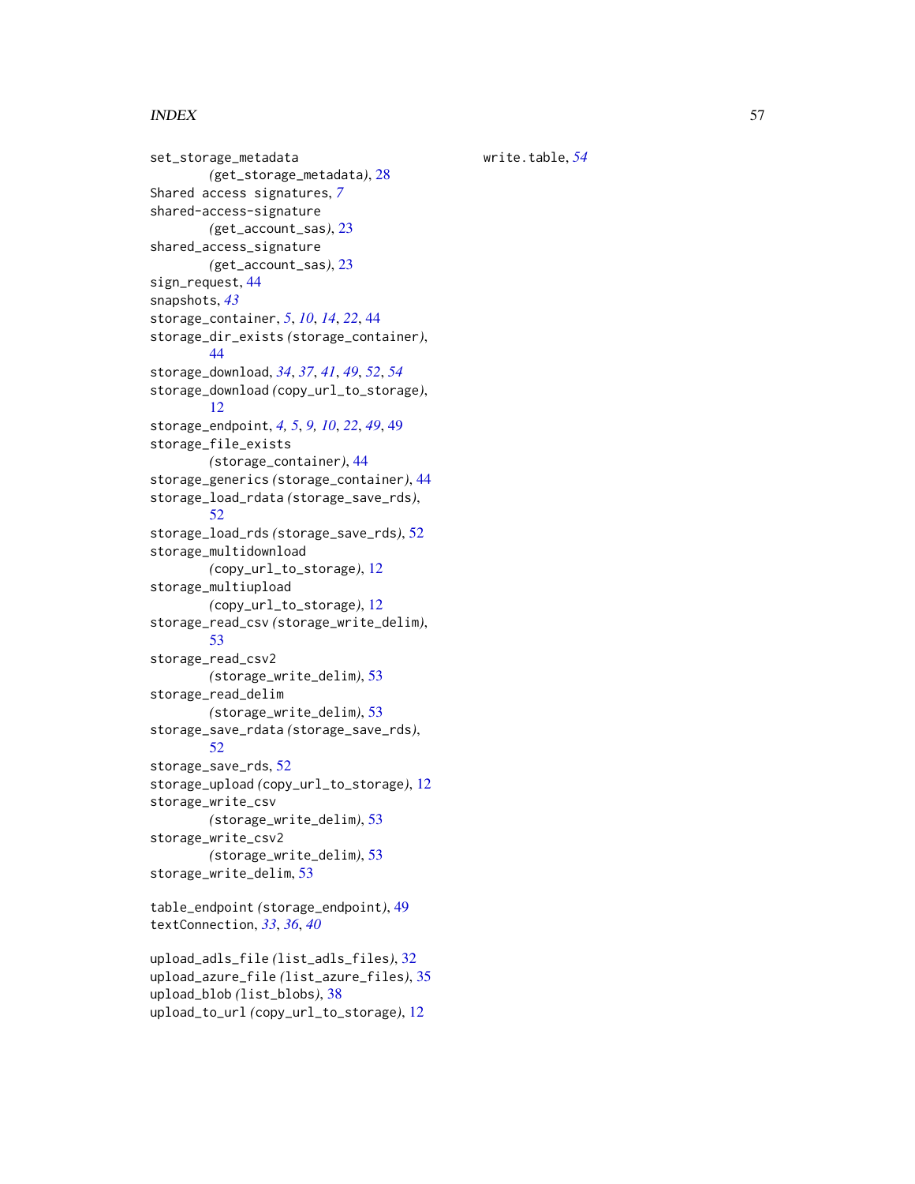set_storage_metadata (get_storage_metadata), 28
Shared access signatures, *7*
shared-access-signature (get_account_sas), 23
shared_access_signature (get_account_sas), 23
sign_request, 44
snapshots, *43*
storage_container, *5*, *10*, *14*, *22*, 44
storage_dir_exists (storage_container), 44
storage_download, *34*, *37*, *41*, *49*, *52*, *54*
storage_download (copy_url_to_storage), 12
storage_endpoint, *4*, *5*, *9*, *10*, *22*, *49*, 49
storage_file_exists (storage_container), 44
storage_generics (storage_container), 44
storage_load_rdata (storage_save_rds), 52
storage_load_rds (storage_save_rds), 52
storage_multidownload (copy_url_to_storage), 12
storage_multiupload (copy_url_to_storage), 12
storage_read_csv (storage_write_delim), 53
storage_read_csv2 (storage_write_delim), 53
storage_read_delim (storage_write_delim), 53
storage_save_rdata (storage_save_rds), 52
storage_save_rds, 52
storage_upload (copy_url_to_storage), 12
storage_write_csv (storage_write_delim), 53
storage_write_csv2 (storage_write_delim), 53
storage_write_delim, 53

table_endpoint (storage_endpoint), 49
textConnection, *33*, *36*, *40*

upload_adls_file (list_adls_files), 32
upload_azure_file (list_azure_files), 35
upload_blob (list_blobs), 38
upload_to_url (copy_url_to_storage), 12

write.table, *54*